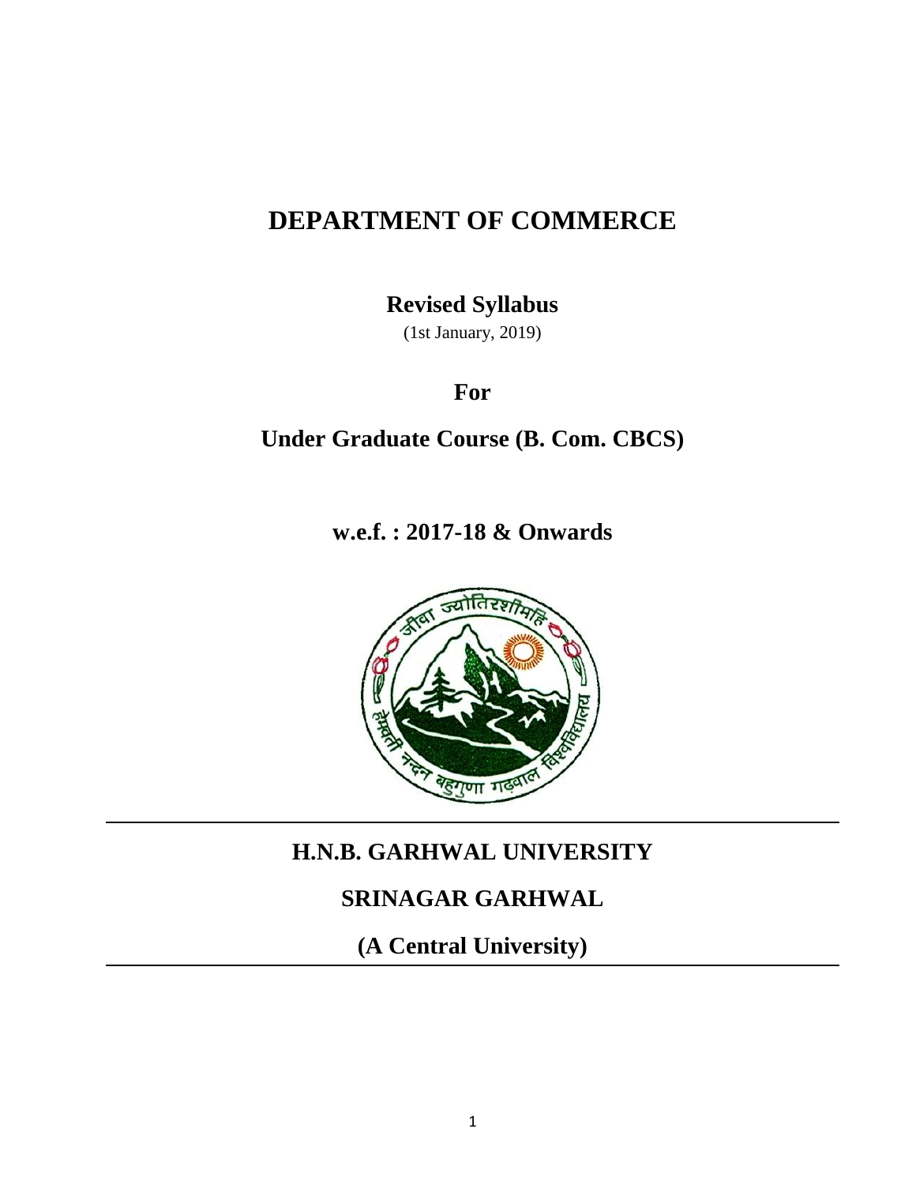# DEPARTMENT OF COMMERCE

## Revised Syllabus

(1st January, 2019)

## For

## Under Graduate Course (B. Com. CBCS)

## w.e.f. : 2017-18 & Onwards

## H.N.B. GARHWAL UNIVERSITY

## SRINAGAR GARHWAL

## (A Central University)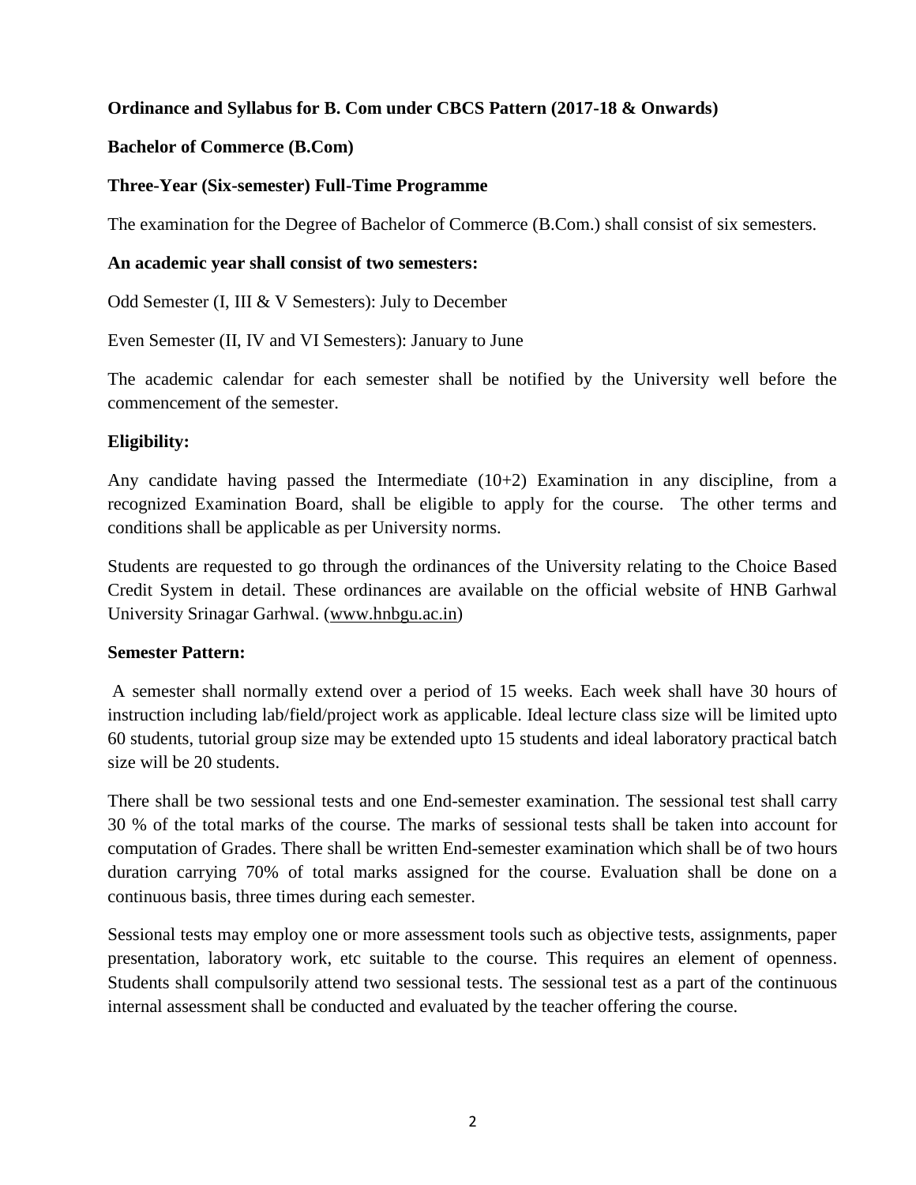**Ordinance and Syllabus for B. Com under CBCS Pattern (2017-18 & Onwards)**

**Bachelor of Commerce (B.Com)**

**Three-Year (Six-semester) Full-Time Programme**

The examination for the Degree of Bachelor of Commerce (B.Com.) shall consist of six semesters.

**An academic year shall consist of two semesters:**

Odd Semester (I, III & V Semesters): July to December

Even Semester (II, IV and VI Semesters): January to June

The academic calendar for each semester shall be notified by the University well before the commencement of the semester.

**Eligibility:**

Any candidate having passed the Intermediate (10+2) Examination in any discipline, from a recognized Examination Board, shall be eligible to apply for the course. The other terms and conditions shall be applicable as per University norms.

Students are requested to go through the ordinances of the University relating to the Choice Based Credit System in detail. These ordinances are available on the official website of HNB Garhwal University Srinagar Garhwal. (www.hnbgu.ac.in)

**Semester Pattern:**

A semester shall normally extend over a period of 15 weeks. Each week shall have 30 hours of instruction including lab/field/project work as applicable. Ideal lecture class size will be limited upto 60 students, tutorial group size may be extended upto 15 students and ideal laboratory practical batch size will be 20 students.

There shall be two sessional tests and one End-semester examination. The sessional test shall carry 30 % of the total marks of the course. The marks of sessional tests shall be taken into account for computation of Grades. There shall be written End-semester examination which shall be of two hours duration carrying 70% of total marks assigned for the course. Evaluation shall be done on a continuous basis, three times during each semester.

Sessional tests may employ one or more assessment tools such as objective tests, assignments, paper presentation, laboratory work, etc suitable to the course. This requires an element of openness. Students shall compulsorily attend two sessional tests. The sessional test as a part of the continuous internal assessment shall be conducted and evaluated by the teacher offering the course.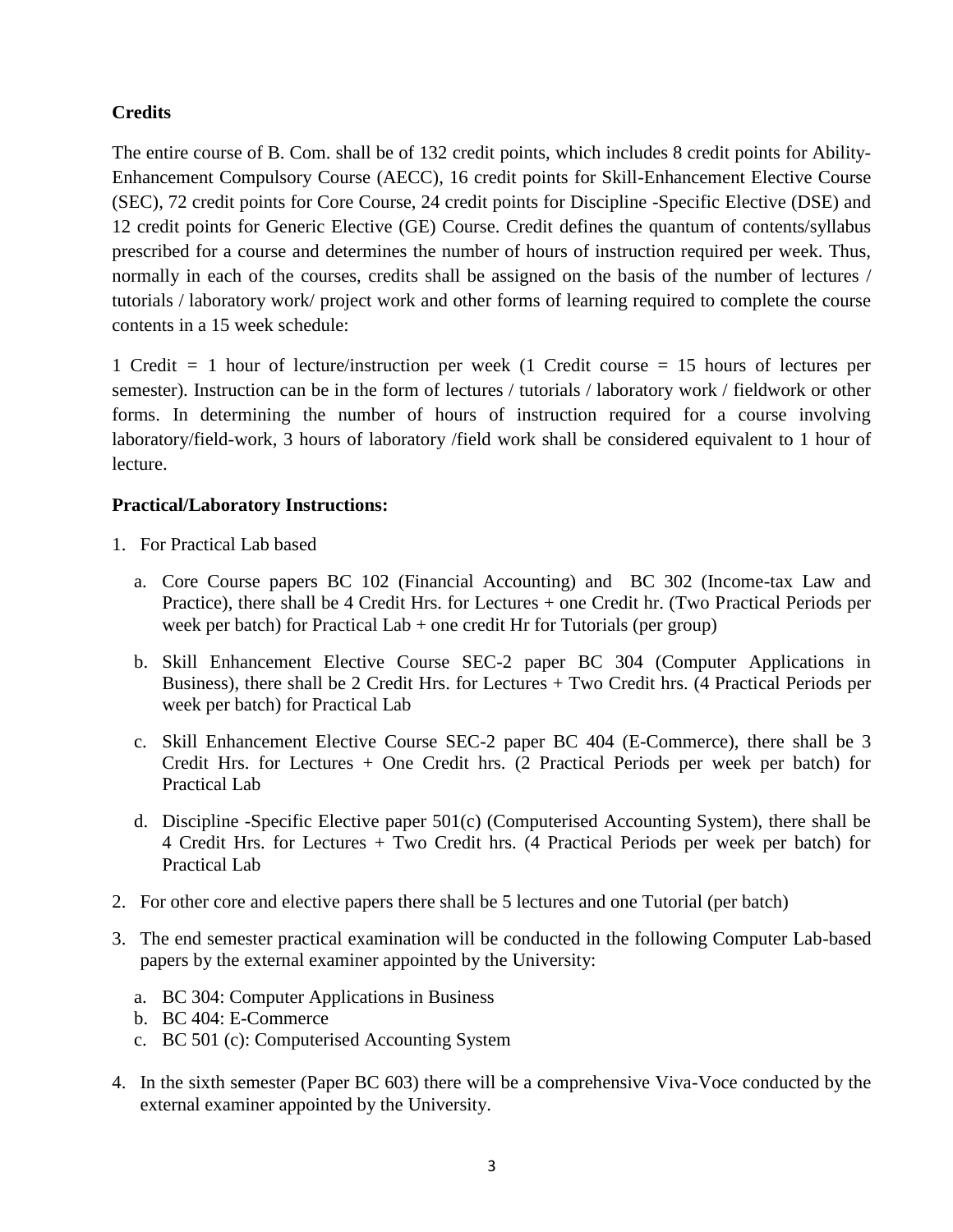**Credits**

The entire course of B. Com. shall be of 132 credit points, which includes 8 credit points for Ability-Enhancement Compulsory Course (AECC), 16 credit points for Skill-Enhancement Elective Course (SEC), 72 credit points for Core Course, 24 credit points for Discipline -Specific Elective (DSE) and 12 credit points for Generic Elective (GE) Course. Credit defines the quantum of contents/syllabus prescribed for a course and determines the number of hours of instruction required per week. Thus, normally in each of the courses, credits shall be assigned on the basis of the number of lectures / tutorials / laboratory work/ project work and other forms of learning required to complete the course contents in a 15 week schedule:

1 Credit = 1 hour of lecture/instruction per week (1 Credit course = 15 hours of lectures per semester). Instruction can be in the form of lectures / tutorials / laboratory work / fieldwork or other forms. In determining the number of hours of instruction required for a course involving laboratory/field-work, 3 hours of laboratory /field work shall be considered equivalent to 1 hour of lecture.

**Practical/Laboratory Instructions:**

1. For Practical Lab based
   a. Core Course papers BC 102 (Financial Accounting) and BC 302 (Income-tax Law and Practice), there shall be 4 Credit Hrs. for Lectures + one Credit hr. (Two Practical Periods per week per batch) for Practical Lab + one credit Hr for Tutorials (per group)
   b. Skill Enhancement Elective Course SEC-2 paper BC 304 (Computer Applications in Business), there shall be 2 Credit Hrs. for Lectures + Two Credit hrs. (4 Practical Periods per week per batch) for Practical Lab
   c. Skill Enhancement Elective Course SEC-2 paper BC 404 (E-Commerce), there shall be 3 Credit Hrs. for Lectures + One Credit hrs. (2 Practical Periods per week per batch) for Practical Lab
   d. Discipline -Specific Elective paper 501(c) (Computerised Accounting System), there shall be 4 Credit Hrs. for Lectures + Two Credit hrs. (4 Practical Periods per week per batch) for Practical Lab
2. For other core and elective papers there shall be 5 lectures and one Tutorial (per batch)
3. The end semester practical examination will be conducted in the following Computer Lab-based papers by the external examiner appointed by the University:
   a. BC 304: Computer Applications in Business
   b. BC 404: E-Commerce
   c. BC 501 (c): Computerised Accounting System
4. In the sixth semester (Paper BC 603) there will be a comprehensive Viva-Voce conducted by the external examiner appointed by the University.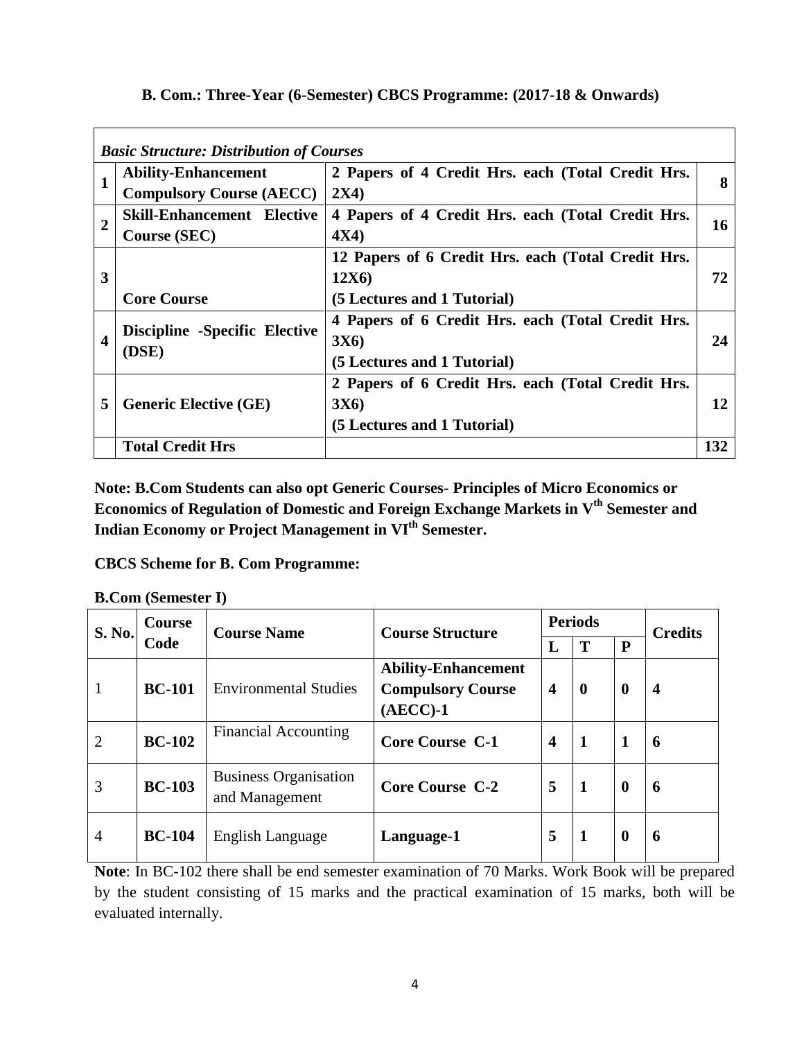## B. Com.: Three-Year (6-Semester) CBCS Programme: (2017-18 & Onwards)

| *Basic Structure: Distribution of Courses* | | | |
|---|---|---|---|
| **1** | **Ability-Enhancement Compulsory Course (AECC)** | **2 Papers of 4 Credit Hrs. each (Total Credit Hrs. 2X4)** | **8** |
| **2** | **Skill-Enhancement Elective Course (SEC)** | **4 Papers of 4 Credit Hrs. each (Total Credit Hrs. 4X4)** | **16** |
| **3** | **Core Course** | **12 Papers of 6 Credit Hrs. each (Total Credit Hrs. 12X6) (5 Lectures and 1 Tutorial)** | **72** |
| **4** | **Discipline -Specific Elective (DSE)** | **4 Papers of 6 Credit Hrs. each (Total Credit Hrs. 3X6) (5 Lectures and 1 Tutorial)** | **24** |
| **5** | **Generic Elective (GE)** | **2 Papers of 6 Credit Hrs. each (Total Credit Hrs. 3X6) (5 Lectures and 1 Tutorial)** | **12** |
| | **Total Credit Hrs** | | **132** |

**Note: B.Com Students can also opt Generic Courses- Principles of Micro Economics or Economics of Regulation of Domestic and Foreign Exchange Markets in V$^{th}$ Semester and Indian Economy or Project Management in VI$^{th}$ Semester.**

**CBCS Scheme for B. Com Programme:**

**B.Com (Semester I)**

| S. No. | Course Code | Course Name | Course Structure | Periods | | | Credits |
|---|---|---|---|---|---|---|---|
| | | | | L | T | P | |
| 1 | **BC-101** | Environmental Studies | **Ability-Enhancement Compulsory Course (AECC)-1** | **4** | **0** | **0** | **4** |
| 2 | **BC-102** | Financial Accounting | **Core Course C-1** | **4** | **1** | **1** | **6** |
| 3 | **BC-103** | Business Organisation and Management | **Core Course C-2** | **5** | **1** | **0** | **6** |
| 4 | **BC-104** | English Language | **Language-1** | **5** | **1** | **0** | **6** |

**Note**: In BC-102 there shall be end semester examination of 70 Marks. Work Book will be prepared by the student consisting of 15 marks and the practical examination of 15 marks, both will be evaluated internally.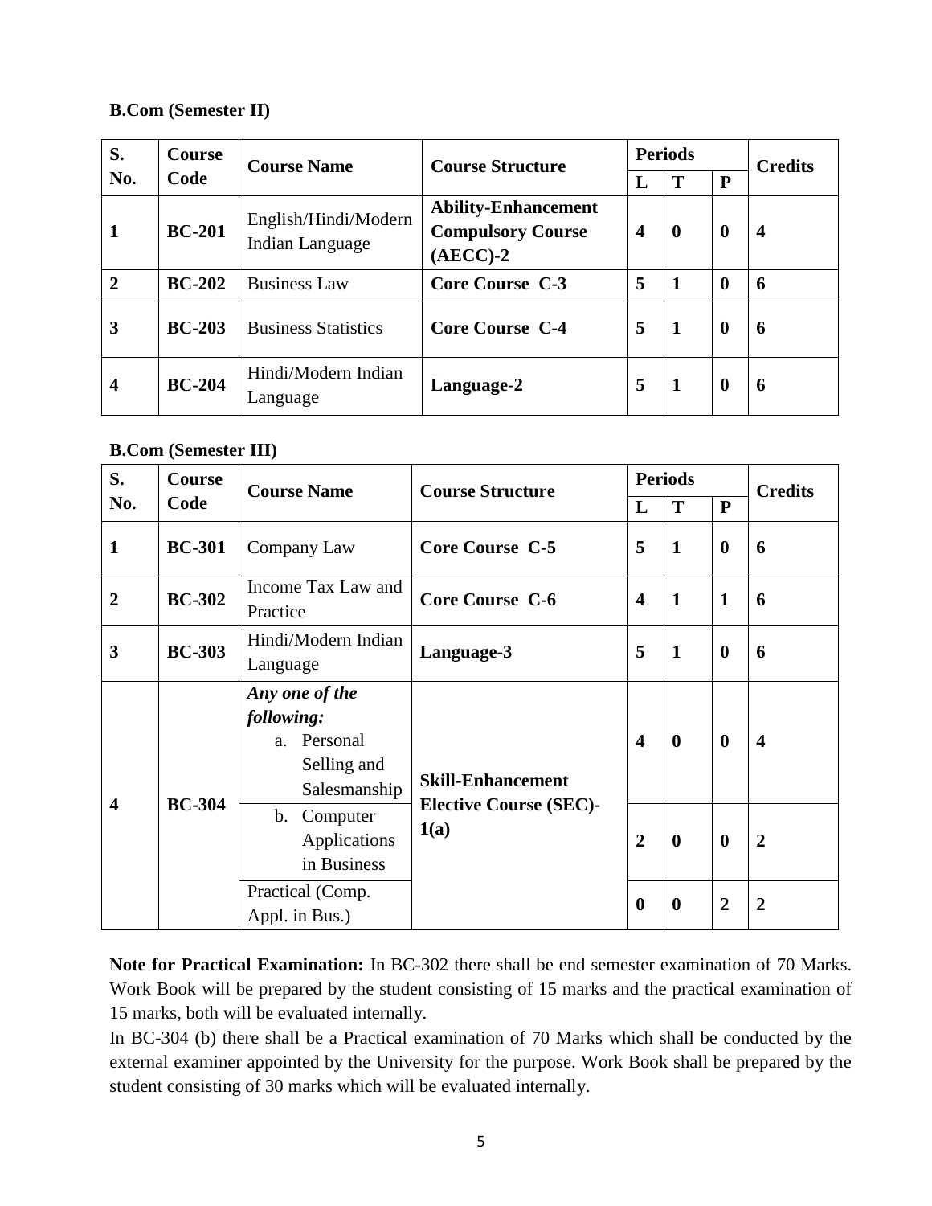**B.Com (Semester II)**

| S. No. | Course Code | Course Name | Course Structure | Periods | | | Credits |
|---|---|---|---|---|---|---|---|
| | | | | L | T | P | |
| 1 | BC-201 | English/Hindi/Modern Indian Language | Ability-Enhancement Compulsory Course (AECC)-2 | 4 | 0 | 0 | 4 |
| 2 | BC-202 | Business Law | Core Course C-3 | 5 | 1 | 0 | 6 |
| 3 | BC-203 | Business Statistics | Core Course C-4 | 5 | 1 | 0 | 6 |
| 4 | BC-204 | Hindi/Modern Indian Language | Language-2 | 5 | 1 | 0 | 6 |

**B.Com (Semester III)**

| S. No. | Course Code | Course Name | Course Structure | Periods | | | Credits |
|---|---|---|---|---|---|---|---|
| | | | | L | T | P | |
| 1 | BC-301 | Company Law | Core Course C-5 | 5 | 1 | 0 | 6 |
| 2 | BC-302 | Income Tax Law and Practice | Core Course C-6 | 4 | 1 | 1 | 6 |
| 3 | BC-303 | Hindi/Modern Indian Language | Language-3 | 5 | 1 | 0 | 6 |
| 4 | BC-304 | ***Any one of the following:*** a. Personal Selling and Salesmanship | Skill-Enhancement Elective Course (SEC)-1(a) | 4 | 0 | 0 | 4 |
| | | b. Computer Applications in Business | | 2 | 0 | 0 | 2 |
| | | Practical (Comp. Appl. in Bus.) | | 0 | 0 | 2 | 2 |

**Note for Practical Examination:** In BC-302 there shall be end semester examination of 70 Marks. Work Book will be prepared by the student consisting of 15 marks and the practical examination of 15 marks, both will be evaluated internally.

In BC-304 (b) there shall be a Practical examination of 70 Marks which shall be conducted by the external examiner appointed by the University for the purpose. Work Book shall be prepared by the student consisting of 30 marks which will be evaluated internally.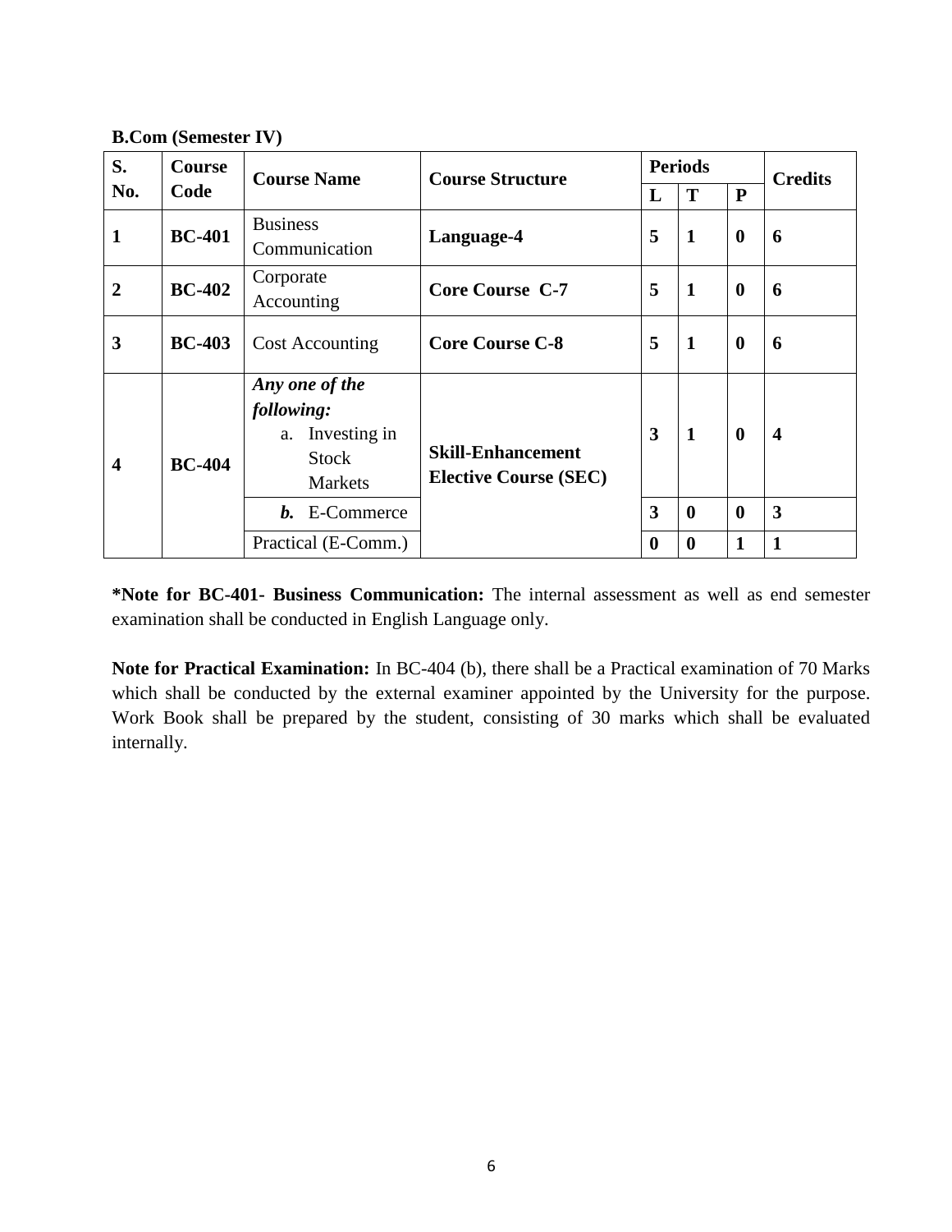**B.Com (Semester IV)**

| S. No. | Course Code | Course Name | Course Structure | Periods | | | Credits |
|---|---|---|---|---|---|---|---|
| | | | | L | T | P | |
| 1 | BC-401 | Business Communication | **Language-4** | 5 | 1 | 0 | 6 |
| 2 | BC-402 | Corporate Accounting | **Core Course C-7** | 5 | 1 | 0 | 6 |
| 3 | BC-403 | Cost Accounting | **Core Course C-8** | 5 | 1 | 0 | 6 |
| 4 | BC-404 | ***Any one of the following:*** a. Investing in Stock Markets | **Skill-Enhancement Elective Course (SEC)** | 3 | 1 | 0 | 4 |
| | | ***b.*** E-Commerce | | 3 | 0 | 0 | 3 |
| | | Practical (E-Comm.) | | 0 | 0 | 1 | 1 |

**\*Note for BC-401- Business Communication:** The internal assessment as well as end semester examination shall be conducted in English Language only.

**Note for Practical Examination:** In BC-404 (b), there shall be a Practical examination of 70 Marks which shall be conducted by the external examiner appointed by the University for the purpose. Work Book shall be prepared by the student, consisting of 30 marks which shall be evaluated internally.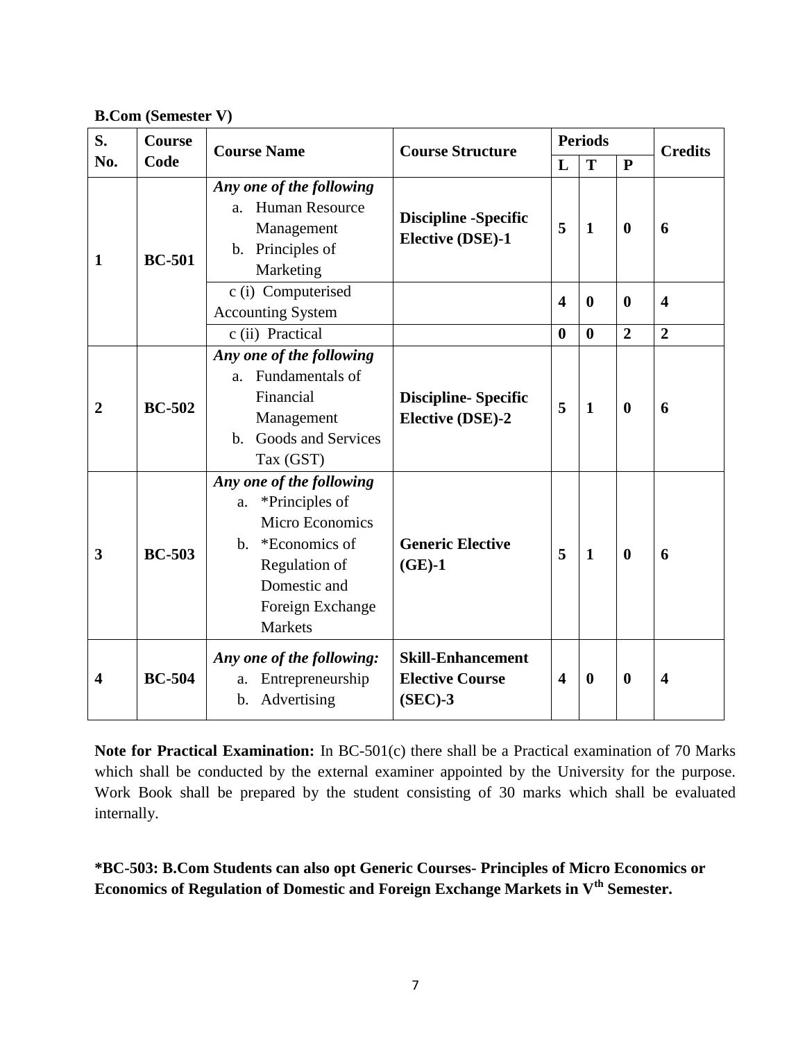**B.Com (Semester V)**

| S. No. | Course Code | Course Name | Course Structure | Periods | | | Credits |
|---|---|---|---|---|---|---|---|
| | | | | L | T | P | |
| 1 | BC-501 | *Any one of the following* a. Human Resource Management b. Principles of Marketing | Discipline -Specific Elective (DSE)-1 | 5 | 1 | 0 | 6 |
| | | c (i) Computerised Accounting System | | 4 | 0 | 0 | 4 |
| | | c (ii) Practical | | 0 | 0 | 2 | 2 |
| 2 | BC-502 | *Any one of the following* a. Fundamentals of Financial Management b. Goods and Services Tax (GST) | Discipline- Specific Elective (DSE)-2 | 5 | 1 | 0 | 6 |
| 3 | BC-503 | *Any one of the following* a. *Principles of Micro Economics b. *Economics of Regulation of Domestic and Foreign Exchange Markets | Generic Elective (GE)-1 | 5 | 1 | 0 | 6 |
| 4 | BC-504 | *Any one of the following:* a. Entrepreneurship b. Advertising | Skill-Enhancement Elective Course (SEC)-3 | 4 | 0 | 0 | 4 |

**Note for Practical Examination:** In BC-501(c) there shall be a Practical examination of 70 Marks which shall be conducted by the external examiner appointed by the University for the purpose. Work Book shall be prepared by the student consisting of 30 marks which shall be evaluated internally.

***BC-503: B.Com Students can also opt Generic Courses- Principles of Micro Economics or Economics of Regulation of Domestic and Foreign Exchange Markets in V$^{th}$ Semester.**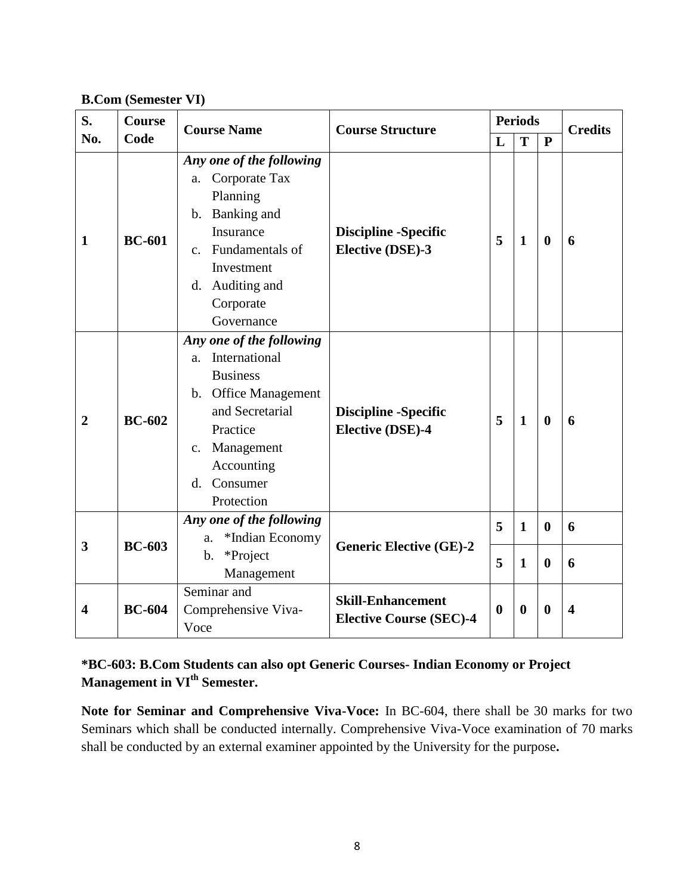**B.Com (Semester VI)**

| S. No. | Course Code | Course Name | Course Structure | Periods | | | Credits |
|---|---|---|---|---|---|---|---|
| | | | | L | T | P | |
| 1 | BC-601 | *Any one of the following* a. Corporate Tax Planning b. Banking and Insurance c. Fundamentals of Investment d. Auditing and Corporate Governance | Discipline -Specific Elective (DSE)-3 | 5 | 1 | 0 | 6 |
| 2 | BC-602 | *Any one of the following* a. International Business b. Office Management and Secretarial Practice c. Management Accounting d. Consumer Protection | Discipline -Specific Elective (DSE)-4 | 5 | 1 | 0 | 6 |
| 3 | BC-603 | *Any one of the following* a. *Indian Economy | Generic Elective (GE)-2 | 5 | 1 | 0 | 6 |
| | | b. *Project Management | | 5 | 1 | 0 | 6 |
| 4 | BC-604 | Seminar and Comprehensive Viva-Voce | Skill-Enhancement Elective Course (SEC)-4 | 0 | 0 | 0 | 4 |

**\*BC-603: B.Com Students can also opt Generic Courses- Indian Economy or Project Management in VI[th] Semester.**

**Note for Seminar and Comprehensive Viva-Voce:** In BC-604, there shall be 30 marks for two Seminars which shall be conducted internally. Comprehensive Viva-Voce examination of 70 marks shall be conducted by an external examiner appointed by the University for the purpose**.**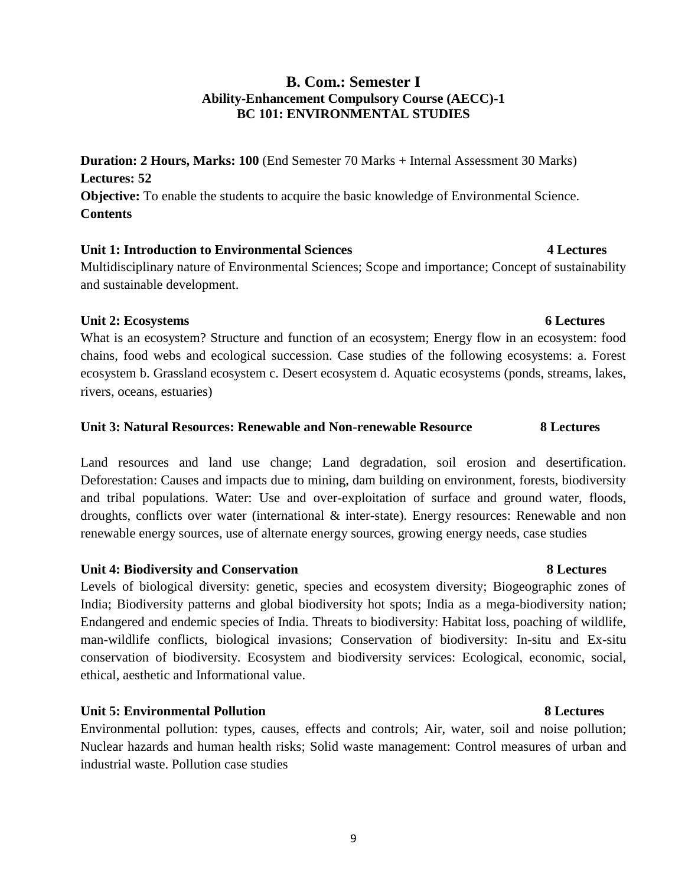# B. Com.: Semester I

## Ability-Enhancement Compulsory Course (AECC)-1

## BC 101: ENVIRONMENTAL STUDIES

**Duration: 2 Hours, Marks: 100** (End Semester 70 Marks + Internal Assessment 30 Marks)
**Lectures: 52**
**Objective:** To enable the students to acquire the basic knowledge of Environmental Science.
**Contents**

**Unit 1: Introduction to Environmental Sciences** **4 Lectures**

Multidisciplinary nature of Environmental Sciences; Scope and importance; Concept of sustainability and sustainable development.

**Unit 2: Ecosystems** **6 Lectures**

What is an ecosystem? Structure and function of an ecosystem; Energy flow in an ecosystem: food chains, food webs and ecological succession. Case studies of the following ecosystems: a. Forest ecosystem b. Grassland ecosystem c. Desert ecosystem d. Aquatic ecosystems (ponds, streams, lakes, rivers, oceans, estuaries)

**Unit 3: Natural Resources: Renewable and Non-renewable Resource** **8 Lectures**

Land resources and land use change; Land degradation, soil erosion and desertification. Deforestation: Causes and impacts due to mining, dam building on environment, forests, biodiversity and tribal populations. Water: Use and over-exploitation of surface and ground water, floods, droughts, conflicts over water (international & inter-state). Energy resources: Renewable and non renewable energy sources, use of alternate energy sources, growing energy needs, case studies

**Unit 4: Biodiversity and Conservation** **8 Lectures**

Levels of biological diversity: genetic, species and ecosystem diversity; Biogeographic zones of India; Biodiversity patterns and global biodiversity hot spots; India as a mega-biodiversity nation; Endangered and endemic species of India. Threats to biodiversity: Habitat loss, poaching of wildlife, man-wildlife conflicts, biological invasions; Conservation of biodiversity: In-situ and Ex-situ conservation of biodiversity. Ecosystem and biodiversity services: Ecological, economic, social, ethical, aesthetic and Informational value.

**Unit 5: Environmental Pollution** **8 Lectures**

Environmental pollution: types, causes, effects and controls; Air, water, soil and noise pollution; Nuclear hazards and human health risks; Solid waste management: Control measures of urban and industrial waste. Pollution case studies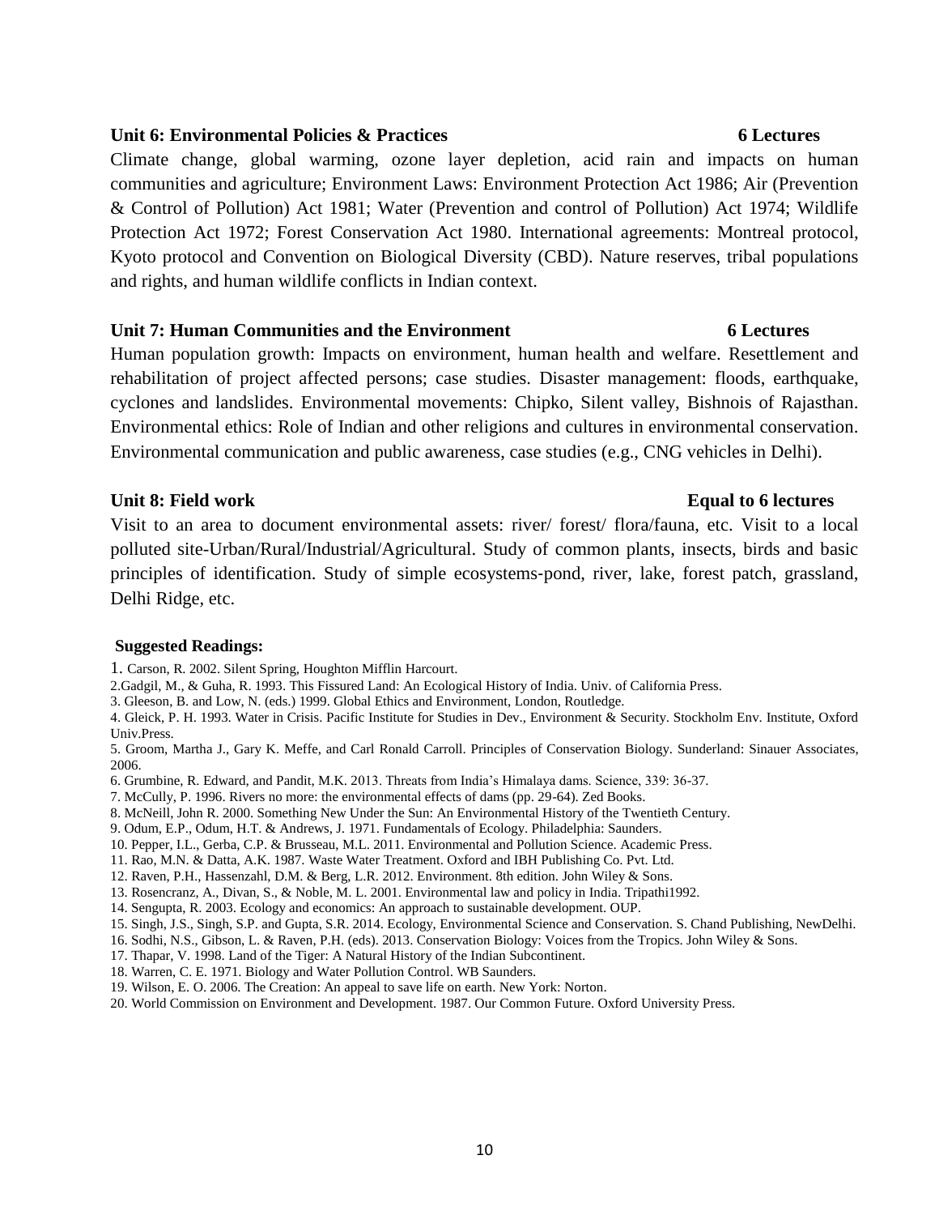**Unit 6: Environmental Policies & Practices 6 Lectures**

Climate change, global warming, ozone layer depletion, acid rain and impacts on human communities and agriculture; Environment Laws: Environment Protection Act 1986; Air (Prevention & Control of Pollution) Act 1981; Water (Prevention and control of Pollution) Act 1974; Wildlife Protection Act 1972; Forest Conservation Act 1980. International agreements: Montreal protocol, Kyoto protocol and Convention on Biological Diversity (CBD). Nature reserves, tribal populations and rights, and human wildlife conflicts in Indian context.

**Unit 7: Human Communities and the Environment 6 Lectures**

Human population growth: Impacts on environment, human health and welfare. Resettlement and rehabilitation of project affected persons; case studies. Disaster management: floods, earthquake, cyclones and landslides. Environmental movements: Chipko, Silent valley, Bishnois of Rajasthan. Environmental ethics: Role of Indian and other religions and cultures in environmental conservation. Environmental communication and public awareness, case studies (e.g., CNG vehicles in Delhi).

**Unit 8: Field work Equal to 6 lectures**

Visit to an area to document environmental assets: river/ forest/ flora/fauna, etc. Visit to a local polluted site-Urban/Rural/Industrial/Agricultural. Study of common plants, insects, birds and basic principles of identification. Study of simple ecosystems-pond, river, lake, forest patch, grassland, Delhi Ridge, etc.

**Suggested Readings:**

1. Carson, R. 2002. Silent Spring, Houghton Mifflin Harcourt.
2. Gadgil, M., & Guha, R. 1993. This Fissured Land: An Ecological History of India. Univ. of California Press.
3. Gleeson, B. and Low, N. (eds.) 1999. Global Ethics and Environment, London, Routledge.
4. Gleick, P. H. 1993. Water in Crisis. Pacific Institute for Studies in Dev., Environment & Security. Stockholm Env. Institute, Oxford Univ.Press.
5. Groom, Martha J., Gary K. Meffe, and Carl Ronald Carroll. Principles of Conservation Biology. Sunderland: Sinauer Associates, 2006.
6. Grumbine, R. Edward, and Pandit, M.K. 2013. Threats from India's Himalaya dams. Science, 339: 36-37.
7. McCully, P. 1996. Rivers no more: the environmental effects of dams (pp. 29-64). Zed Books.
8. McNeill, John R. 2000. Something New Under the Sun: An Environmental History of the Twentieth Century.
9. Odum, E.P., Odum, H.T. & Andrews, J. 1971. Fundamentals of Ecology. Philadelphia: Saunders.
10. Pepper, I.L., Gerba, C.P. & Brusseau, M.L. 2011. Environmental and Pollution Science. Academic Press.
11. Rao, M.N. & Datta, A.K. 1987. Waste Water Treatment. Oxford and IBH Publishing Co. Pvt. Ltd.
12. Raven, P.H., Hassenzahl, D.M. & Berg, L.R. 2012. Environment. 8th edition. John Wiley & Sons.
13. Rosencranz, A., Divan, S., & Noble, M. L. 2001. Environmental law and policy in India. Tripathi1992.
14. Sengupta, R. 2003. Ecology and economics: An approach to sustainable development. OUP.
15. Singh, J.S., Singh, S.P. and Gupta, S.R. 2014. Ecology, Environmental Science and Conservation. S. Chand Publishing, NewDelhi.
16. Sodhi, N.S., Gibson, L. & Raven, P.H. (eds). 2013. Conservation Biology: Voices from the Tropics. John Wiley & Sons.
17. Thapar, V. 1998. Land of the Tiger: A Natural History of the Indian Subcontinent.
18. Warren, C. E. 1971. Biology and Water Pollution Control. WB Saunders.
19. Wilson, E. O. 2006. The Creation: An appeal to save life on earth. New York: Norton.
20. World Commission on Environment and Development. 1987. Our Common Future. Oxford University Press.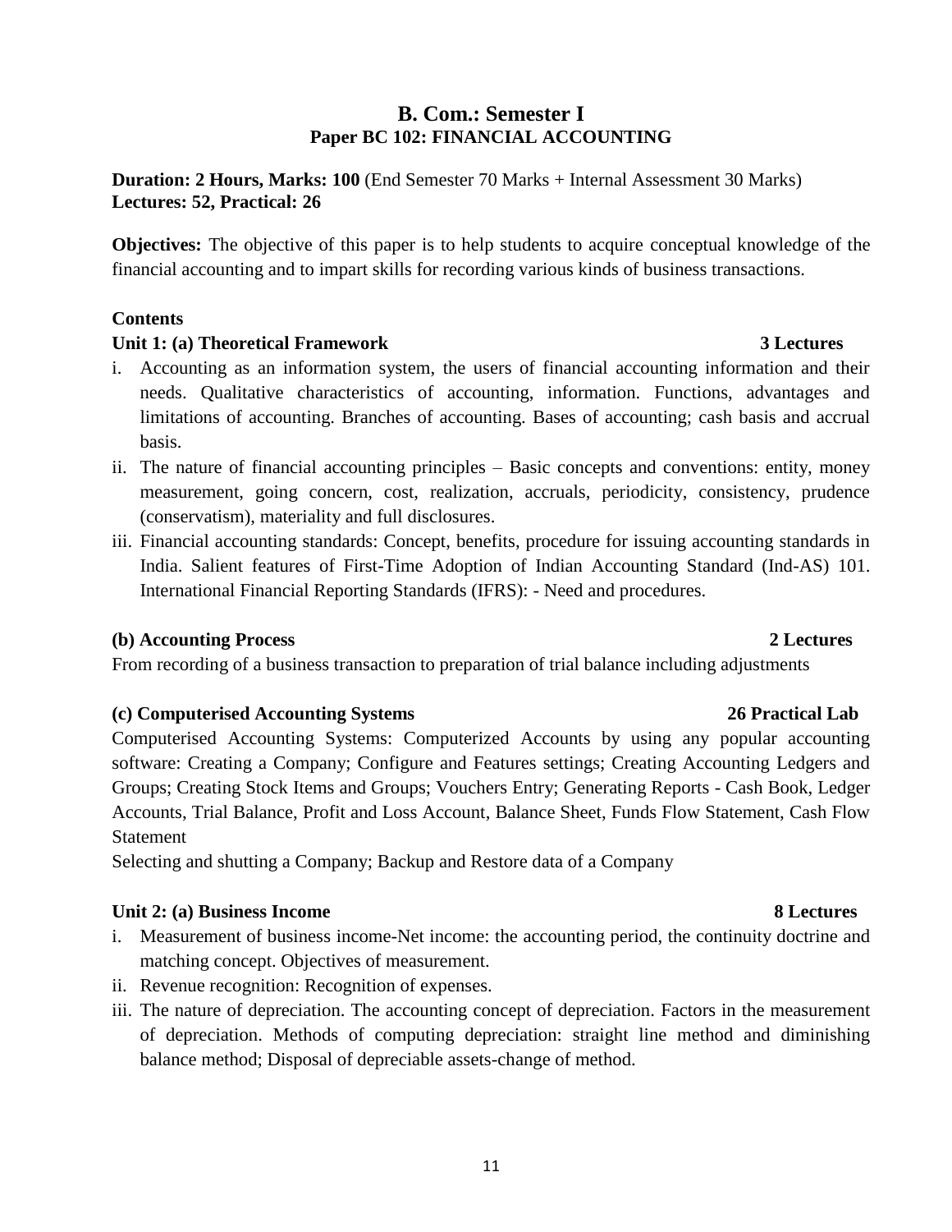# B. Com.: Semester I

## Paper BC 102: FINANCIAL ACCOUNTING

**Duration: 2 Hours, Marks: 100** (End Semester 70 Marks + Internal Assessment 30 Marks)
**Lectures: 52, Practical: 26**

**Objectives:** The objective of this paper is to help students to acquire conceptual knowledge of the financial accounting and to impart skills for recording various kinds of business transactions.

**Contents**

**Unit 1: (a) Theoretical Framework** **3 Lectures**

i. Accounting as an information system, the users of financial accounting information and their needs. Qualitative characteristics of accounting, information. Functions, advantages and limitations of accounting. Branches of accounting. Bases of accounting; cash basis and accrual basis.
ii. The nature of financial accounting principles – Basic concepts and conventions: entity, money measurement, going concern, cost, realization, accruals, periodicity, consistency, prudence (conservatism), materiality and full disclosures.
iii. Financial accounting standards: Concept, benefits, procedure for issuing accounting standards in India. Salient features of First-Time Adoption of Indian Accounting Standard (Ind-AS) 101. International Financial Reporting Standards (IFRS): - Need and procedures.

**(b) Accounting Process** **2 Lectures**

From recording of a business transaction to preparation of trial balance including adjustments

**(c) Computerised Accounting Systems** **26 Practical Lab**

Computerised Accounting Systems: Computerized Accounts by using any popular accounting software: Creating a Company; Configure and Features settings; Creating Accounting Ledgers and Groups; Creating Stock Items and Groups; Vouchers Entry; Generating Reports - Cash Book, Ledger Accounts, Trial Balance, Profit and Loss Account, Balance Sheet, Funds Flow Statement, Cash Flow Statement

Selecting and shutting a Company; Backup and Restore data of a Company

**Unit 2: (a) Business Income** **8 Lectures**

i. Measurement of business income-Net income: the accounting period, the continuity doctrine and matching concept. Objectives of measurement.
ii. Revenue recognition: Recognition of expenses.
iii. The nature of depreciation. The accounting concept of depreciation. Factors in the measurement of depreciation. Methods of computing depreciation: straight line method and diminishing balance method; Disposal of depreciable assets-change of method.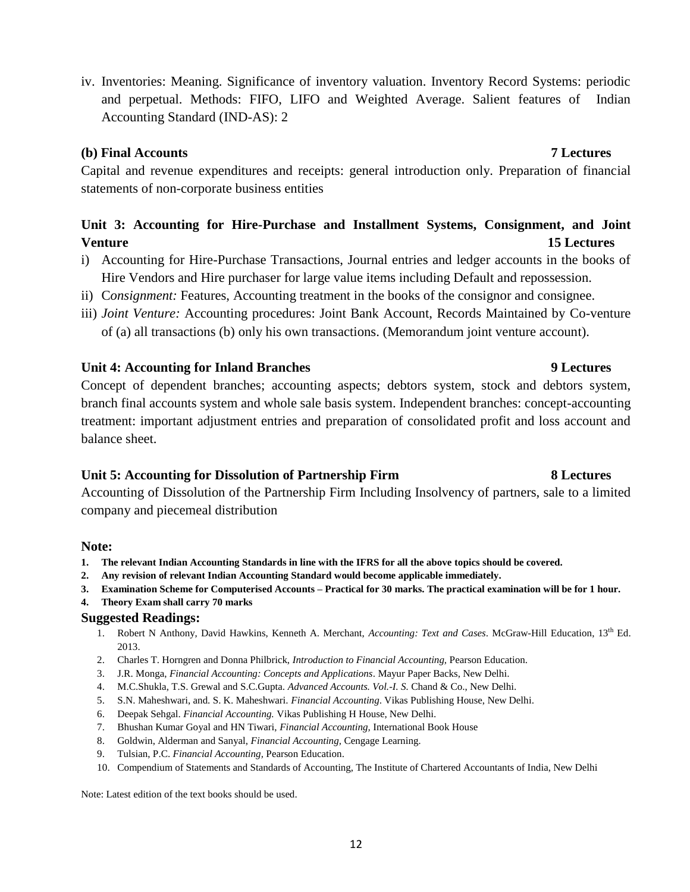iv. Inventories: Meaning. Significance of inventory valuation. Inventory Record Systems: periodic and perpetual. Methods: FIFO, LIFO and Weighted Average. Salient features of Indian Accounting Standard (IND-AS): 2

**(b) Final Accounts** **7 Lectures**

Capital and revenue expenditures and receipts: general introduction only. Preparation of financial statements of non-corporate business entities

### Unit 3: Accounting for Hire-Purchase and Installment Systems, Consignment, and Joint Venture 15 Lectures

i) Accounting for Hire-Purchase Transactions, Journal entries and ledger accounts in the books of Hire Vendors and Hire purchaser for large value items including Default and repossession.

ii) C*onsignment:* Features, Accounting treatment in the books of the consignor and consignee.

iii) *Joint Venture:* Accounting procedures: Joint Bank Account, Records Maintained by Co-venture of (a) all transactions (b) only his own transactions. (Memorandum joint venture account).

### Unit 4: Accounting for Inland Branches 9 Lectures

Concept of dependent branches; accounting aspects; debtors system, stock and debtors system, branch final accounts system and whole sale basis system. Independent branches: concept-accounting treatment: important adjustment entries and preparation of consolidated profit and loss account and balance sheet.

### Unit 5: Accounting for Dissolution of Partnership Firm 8 Lectures

Accounting of Dissolution of the Partnership Firm Including Insolvency of partners, sale to a limited company and piecemeal distribution

**Note:**

1. **The relevant Indian Accounting Standards in line with the IFRS for all the above topics should be covered.**
2. **Any revision of relevant Indian Accounting Standard would become applicable immediately.**
3. **Examination Scheme for Computerised Accounts – Practical for 30 marks. The practical examination will be for 1 hour.**
4. **Theory Exam shall carry 70 marks**

**Suggested Readings:**

1. Robert N Anthony, David Hawkins, Kenneth A. Merchant, *Accounting: Text and Cases*. McGraw-Hill Education, 13th Ed. 2013.
2. Charles T. Horngren and Donna Philbrick, *Introduction to Financial Accounting,* Pearson Education.
3. J.R. Monga, *Financial Accounting: Concepts and Applications*. Mayur Paper Backs, New Delhi.
4. M.C.Shukla, T.S. Grewal and S.C.Gupta. *Advanced Accounts. Vol.-I. S.* Chand & Co., New Delhi.
5. S.N. Maheshwari, and. S. K. Maheshwari. *Financial Accounting*. Vikas Publishing House, New Delhi.
6. Deepak Sehgal. *Financial Accounting.* Vikas Publishing H House, New Delhi.
7. Bhushan Kumar Goyal and HN Tiwari, *Financial Accounting,* International Book House
8. Goldwin, Alderman and Sanyal, *Financial Accounting,* Cengage Learning.
9. Tulsian, P.C. *Financial Accounting*, Pearson Education.
10. Compendium of Statements and Standards of Accounting, The Institute of Chartered Accountants of India, New Delhi

Note: Latest edition of the text books should be used.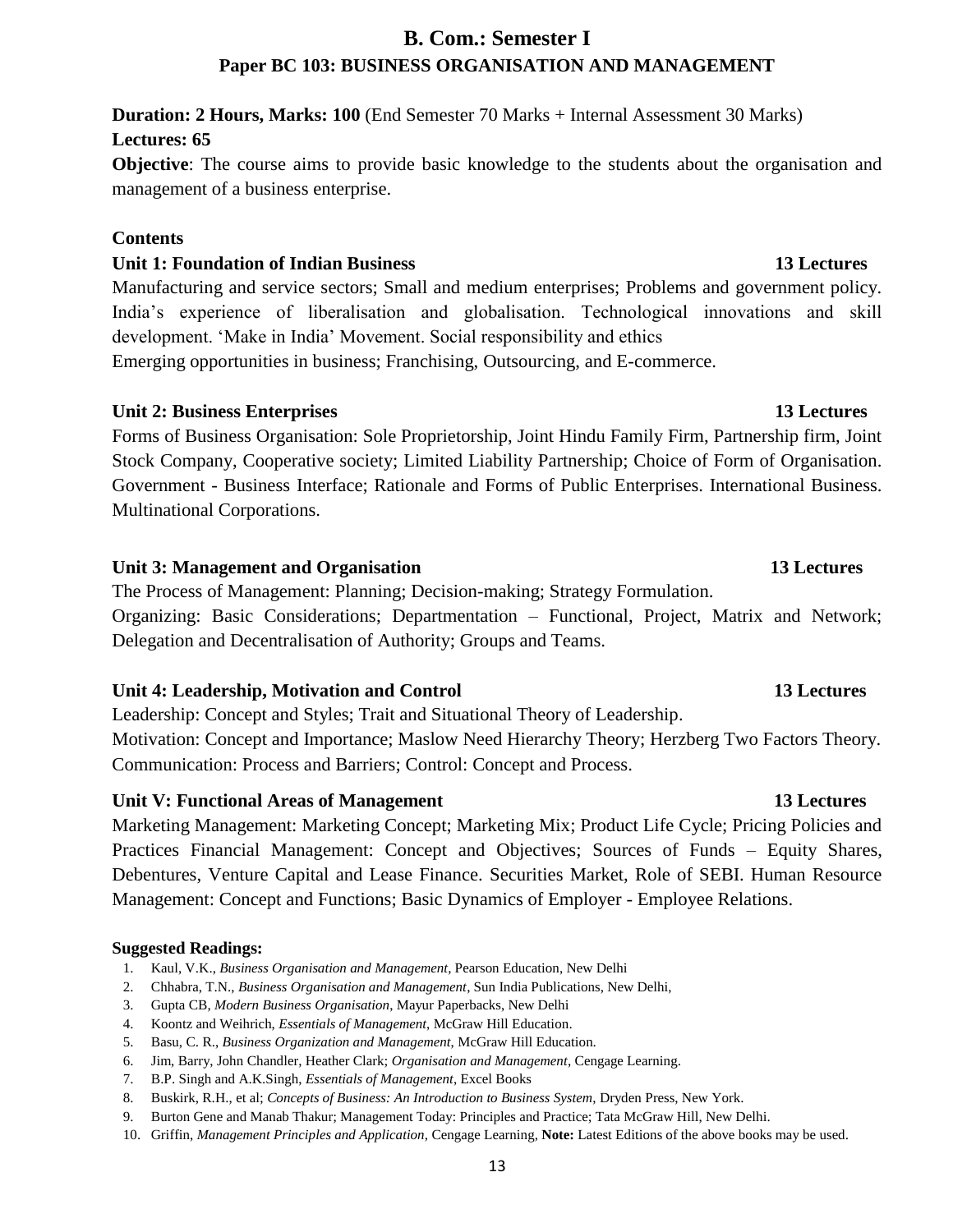# B. Com.: Semester I

## Paper BC 103: BUSINESS ORGANISATION AND MANAGEMENT

**Duration: 2 Hours, Marks: 100** (End Semester 70 Marks + Internal Assessment 30 Marks)

**Lectures: 65**

**Objective**: The course aims to provide basic knowledge to the students about the organisation and management of a business enterprise.

**Contents**

**Unit 1: Foundation of Indian Business** **13 Lectures**

Manufacturing and service sectors; Small and medium enterprises; Problems and government policy. India's experience of liberalisation and globalisation. Technological innovations and skill development. 'Make in India' Movement. Social responsibility and ethics

Emerging opportunities in business; Franchising, Outsourcing, and E-commerce.

**Unit 2: Business Enterprises** **13 Lectures**

Forms of Business Organisation: Sole Proprietorship, Joint Hindu Family Firm, Partnership firm, Joint Stock Company, Cooperative society; Limited Liability Partnership; Choice of Form of Organisation. Government - Business Interface; Rationale and Forms of Public Enterprises. International Business. Multinational Corporations.

**Unit 3: Management and Organisation** **13 Lectures**

The Process of Management: Planning; Decision-making; Strategy Formulation.

Organizing: Basic Considerations; Departmentation – Functional, Project, Matrix and Network; Delegation and Decentralisation of Authority; Groups and Teams.

**Unit 4: Leadership, Motivation and Control** **13 Lectures**

Leadership: Concept and Styles; Trait and Situational Theory of Leadership.

Motivation: Concept and Importance; Maslow Need Hierarchy Theory; Herzberg Two Factors Theory. Communication: Process and Barriers; Control: Concept and Process.

**Unit V: Functional Areas of Management** **13 Lectures**

Marketing Management: Marketing Concept; Marketing Mix; Product Life Cycle; Pricing Policies and Practices Financial Management: Concept and Objectives; Sources of Funds – Equity Shares, Debentures, Venture Capital and Lease Finance. Securities Market, Role of SEBI. Human Resource Management: Concept and Functions; Basic Dynamics of Employer - Employee Relations.

**Suggested Readings:**

1. Kaul, V.K., *Business Organisation and Management*, Pearson Education, New Delhi
2. Chhabra, T.N., *Business Organisation and Management*, Sun India Publications, New Delhi,
3. Gupta CB, *Modern Business Organisation*, Mayur Paperbacks, New Delhi
4. Koontz and Weihrich, *Essentials of Management*, McGraw Hill Education.
5. Basu, C. R., *Business Organization and Management*, McGraw Hill Education.
6. Jim, Barry, John Chandler, Heather Clark; *Organisation and Management*, Cengage Learning.
7. B.P. Singh and A.K.Singh, *Essentials of Management*, Excel Books
8. Buskirk, R.H., et al; *Concepts of Business: An Introduction to Business System*, Dryden Press, New York.
9. Burton Gene and Manab Thakur; Management Today: Principles and Practice; Tata McGraw Hill, New Delhi.
10. Griffin, *Management Principles and Application*, Cengage Learning, **Note:** Latest Editions of the above books may be used.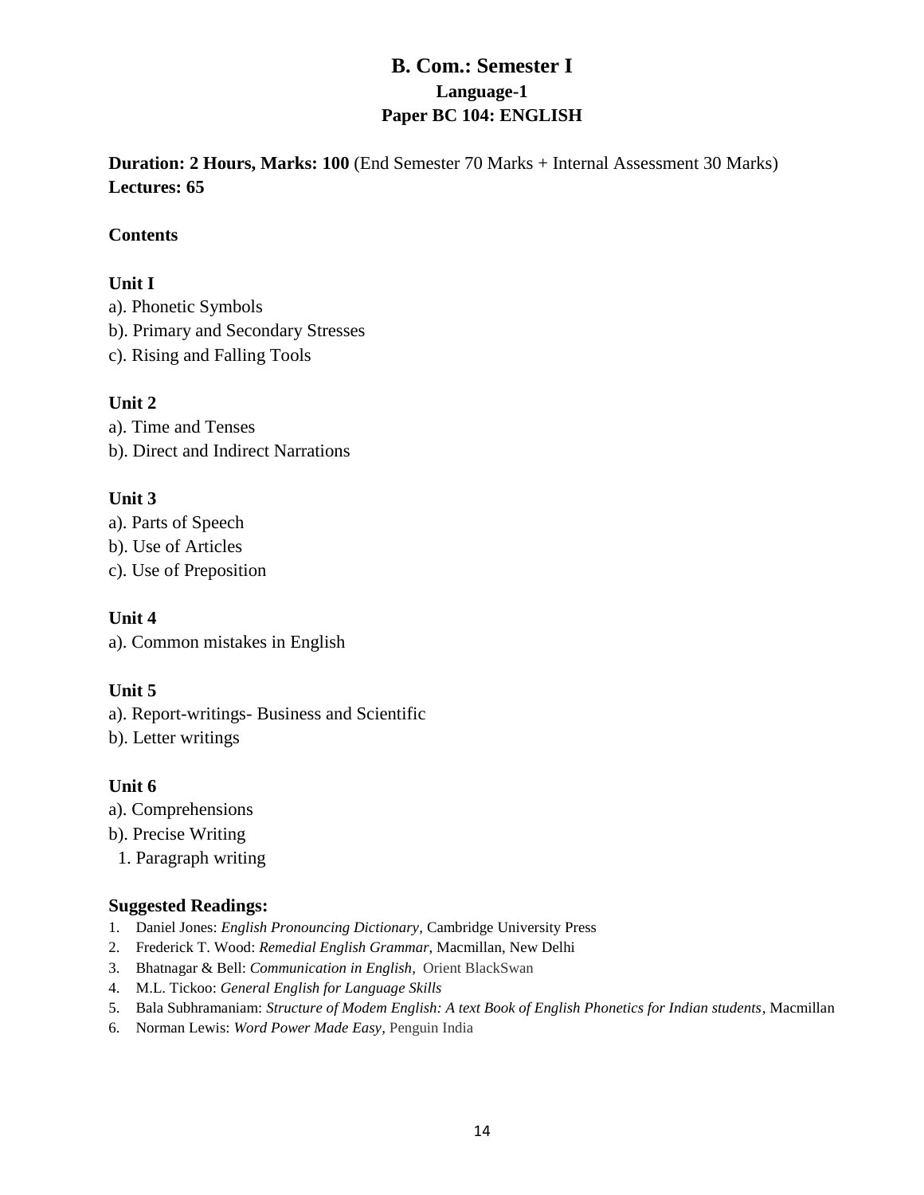# B. Com.: Semester I

## Language-1

## Paper BC 104: ENGLISH

**Duration: 2 Hours, Marks: 100** (End Semester 70 Marks + Internal Assessment 30 Marks)
**Lectures: 65**

**Contents**

**Unit I**

a). Phonetic Symbols
b). Primary and Secondary Stresses
c). Rising and Falling Tools

**Unit 2**

a). Time and Tenses
b). Direct and Indirect Narrations

**Unit 3**

a). Parts of Speech
b). Use of Articles
c). Use of Preposition

**Unit 4**

a). Common mistakes in English

**Unit 5**

a). Report-writings- Business and Scientific
b). Letter writings

**Unit 6**

a). Comprehensions
b). Precise Writing
1. Paragraph writing

**Suggested Readings:**

1. Daniel Jones: *English Pronouncing Dictionary*, Cambridge University Press
2. Frederick T. Wood: *Remedial English Grammar*, Macmillan, New Delhi
3. Bhatnagar & Bell: *Communication in English*, Orient BlackSwan
4. M.L. Tickoo: *General English for Language Skills*
5. Bala Subhramaniam: *Structure of Modem English: A text Book of English Phonetics for Indian students*, Macmillan
6. Norman Lewis: *Word Power Made Easy*, Penguin India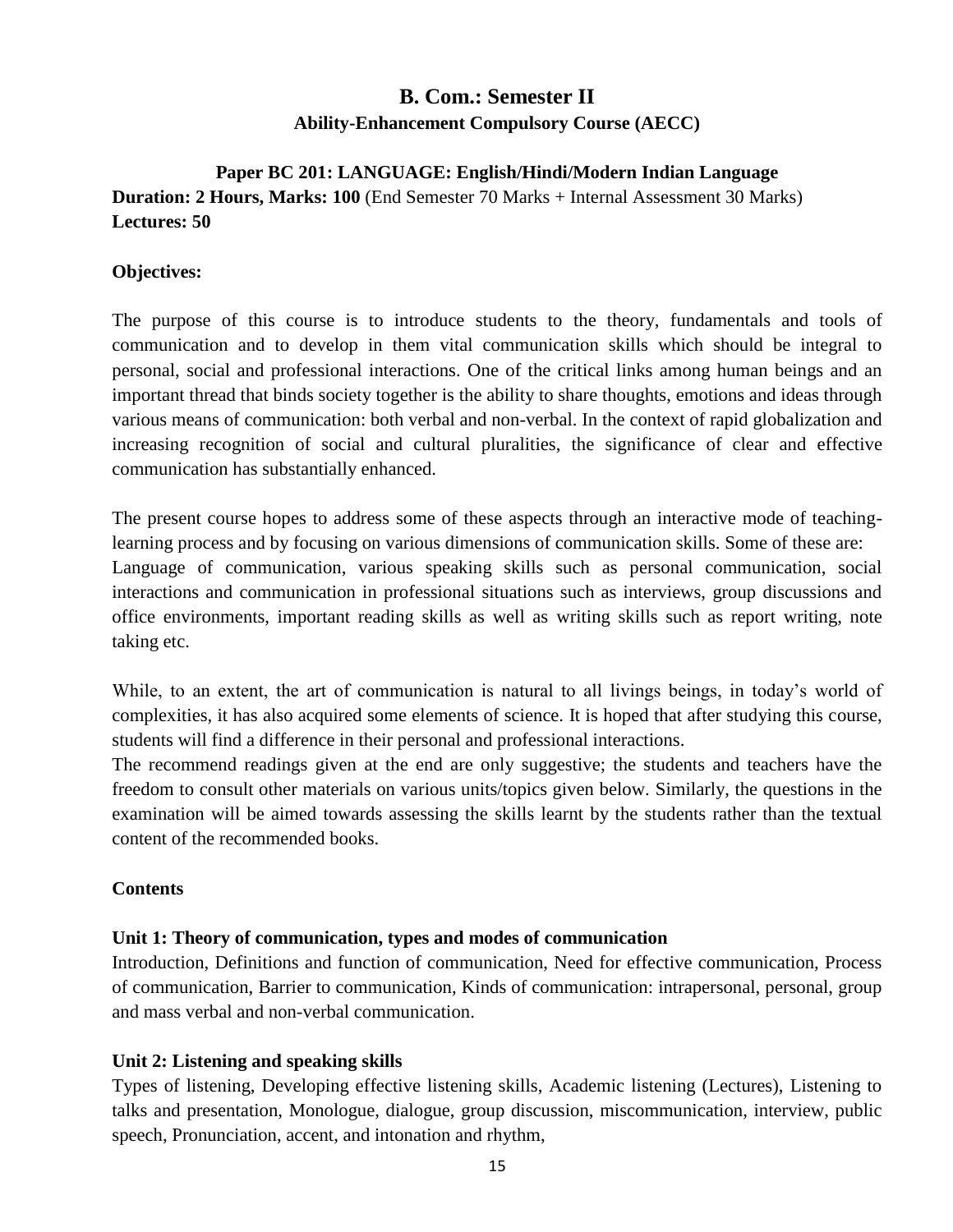# B. Com.: Semester II

## Ability-Enhancement Compulsory Course (AECC)

### Paper BC 201: LANGUAGE: English/Hindi/Modern Indian Language

**Duration: 2 Hours, Marks: 100** (End Semester 70 Marks + Internal Assessment 30 Marks)
**Lectures: 50**

**Objectives:**

The purpose of this course is to introduce students to the theory, fundamentals and tools of communication and to develop in them vital communication skills which should be integral to personal, social and professional interactions. One of the critical links among human beings and an important thread that binds society together is the ability to share thoughts, emotions and ideas through various means of communication: both verbal and non-verbal. In the context of rapid globalization and increasing recognition of social and cultural pluralities, the significance of clear and effective communication has substantially enhanced.

The present course hopes to address some of these aspects through an interactive mode of teaching-learning process and by focusing on various dimensions of communication skills. Some of these are: Language of communication, various speaking skills such as personal communication, social interactions and communication in professional situations such as interviews, group discussions and office environments, important reading skills as well as writing skills such as report writing, note taking etc.

While, to an extent, the art of communication is natural to all livings beings, in today's world of complexities, it has also acquired some elements of science. It is hoped that after studying this course, students will find a difference in their personal and professional interactions.
The recommend readings given at the end are only suggestive; the students and teachers have the freedom to consult other materials on various units/topics given below. Similarly, the questions in the examination will be aimed towards assessing the skills learnt by the students rather than the textual content of the recommended books.

**Contents**

**Unit 1: Theory of communication, types and modes of communication**
Introduction, Definitions and function of communication, Need for effective communication, Process of communication, Barrier to communication, Kinds of communication: intrapersonal, personal, group and mass verbal and non-verbal communication.

**Unit 2: Listening and speaking skills**
Types of listening, Developing effective listening skills, Academic listening (Lectures), Listening to talks and presentation, Monologue, dialogue, group discussion, miscommunication, interview, public speech, Pronunciation, accent, and intonation and rhythm,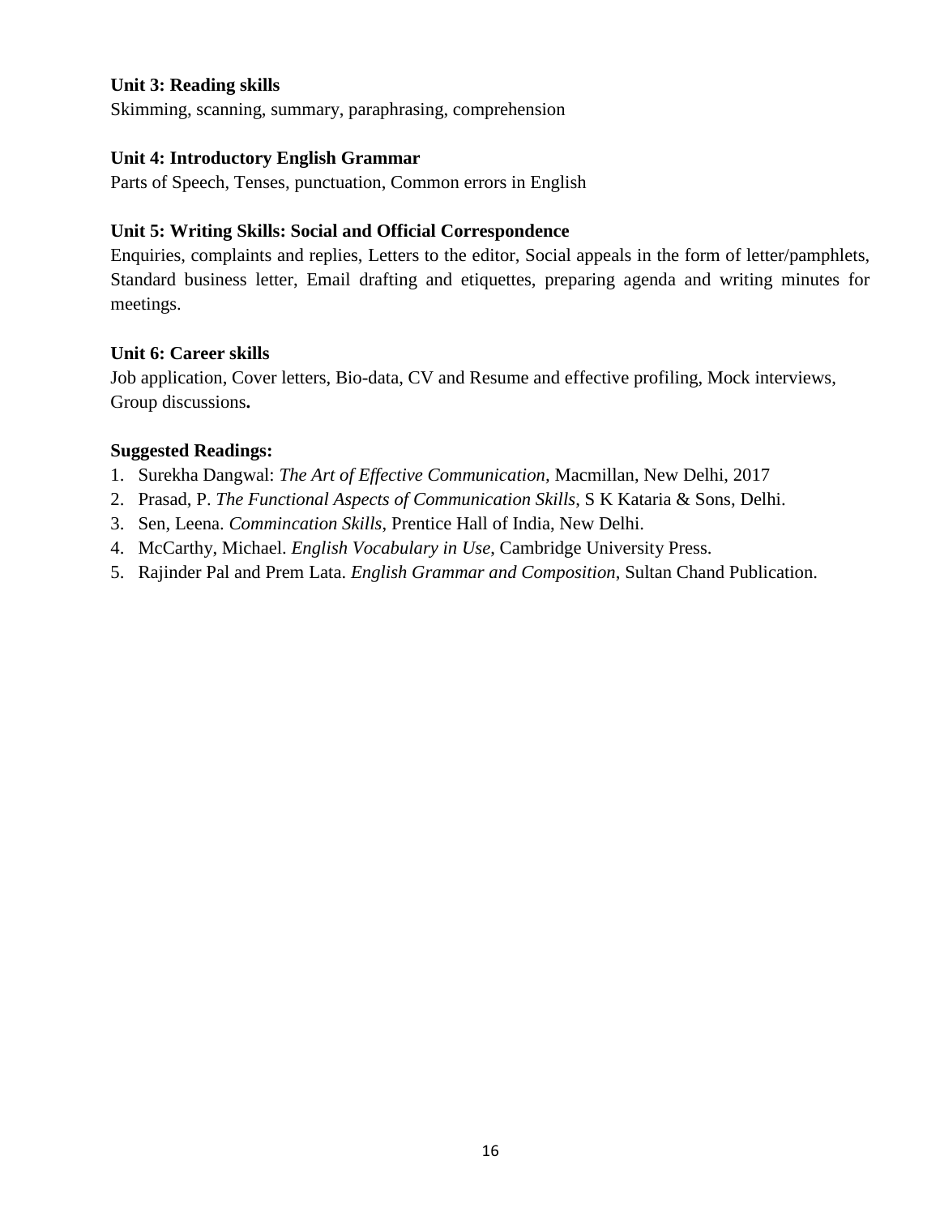**Unit 3: Reading skills**

Skimming, scanning, summary, paraphrasing, comprehension

**Unit 4: Introductory English Grammar**

Parts of Speech, Tenses, punctuation, Common errors in English

**Unit 5: Writing Skills: Social and Official Correspondence**

Enquiries, complaints and replies, Letters to the editor, Social appeals in the form of letter/pamphlets, Standard business letter, Email drafting and etiquettes, preparing agenda and writing minutes for meetings.

**Unit 6: Career skills**

Job application, Cover letters, Bio-data, CV and Resume and effective profiling, Mock interviews, Group discussions**.**

**Suggested Readings:**

1. Surekha Dangwal: *The Art of Effective Communication*, Macmillan, New Delhi, 2017
2. Prasad, P. *The Functional Aspects of Communication Skills*, S K Kataria & Sons, Delhi.
3. Sen, Leena. *Commincation Skills*, Prentice Hall of India, New Delhi.
4. McCarthy, Michael. *English Vocabulary in Use*, Cambridge University Press.
5. Rajinder Pal and Prem Lata. *English Grammar and Composition*, Sultan Chand Publication.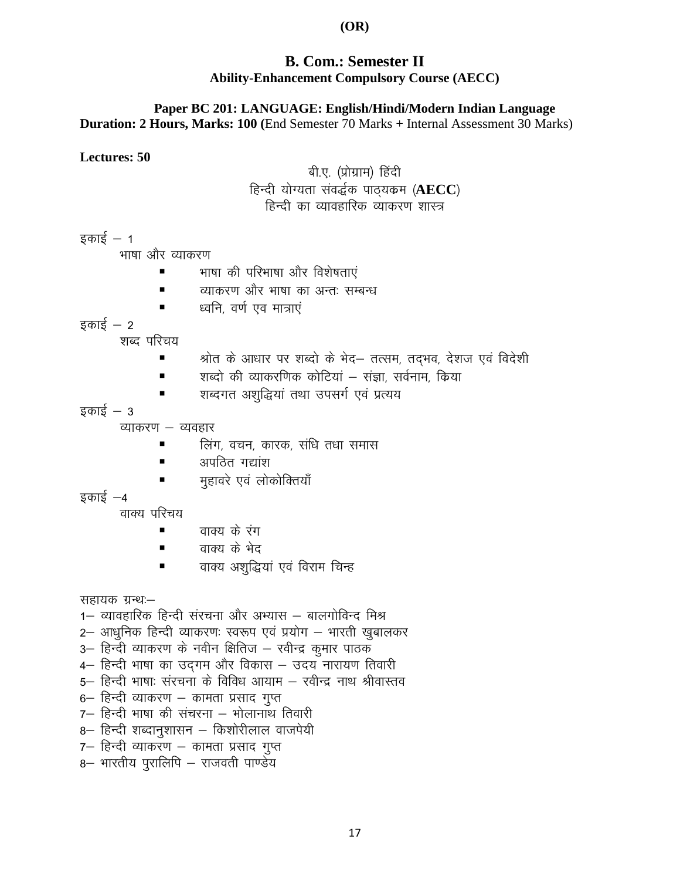**(OR)**

## B. Com.: Semester II

**Ability-Enhancement Compulsory Course (AECC)**

**Paper BC 201: LANGUAGE: English/Hindi/Modern Indian Language**

**Duration: 2 Hours, Marks: 100 (**End Semester 70 Marks + Internal Assessment 30 Marks)

**Lectures: 50**

बी.ए. (प्रोग्राम) हिंदी

हिन्दी योग्यता संवर्द्धक पाठ्यक्रम (**AECC**)

हिन्दी का व्यावहारिक व्याकरण शास्त्र

इकाई – 1

भाषा और व्याकरण

- भाषा की परिभाषा और विशेषताएं
- व्याकरण और भाषा का अन्तः सम्बन्ध
- ध्वनि, वर्ण एव मात्राएं

इकाई – 2

शब्द परिचय

- श्रोत के आधार पर शब्दो के भेद– तत्सम, तद्‌भव, देशज एवं विदेशी
- शब्दो की व्याकरणिक कोटियां – संज्ञा, सर्वनाम, क्रिया
- शब्दगत अशुद्धियां तथा उपसर्ग एवं प्रत्यय

इकाई – 3

व्याकरण – व्यवहार

- लिंग, वचन, कारक, संधि तधा समास
- अपठित गद्यांश
- मुहावरे एवं लोकोक्तियाँ

इकाई –4

वाक्य परिचय

- वाक्य के रंग
- वाक्य के भेद
- वाक्य अशुद्धियां एवं विराम चिन्ह

सहायक ग्रन्थः–

1– व्यावहारिक हिन्दी संरचना और अभ्यास – बालगोविन्द मिश्र
2– आधुनिक हिन्दी व्याकरणः स्वरूप एवं प्रयोग – भारती खुबालकर
3– हिन्दी व्याकरण के नवीन क्षितिज – रवीन्द्र कुमार पाठक
4– हिन्दी भाषा का उद्‌गम और विकास – उदय नारायण तिवारी
5– हिन्दी भाषाः संरचना के विविध आयाम – रवीन्द्र नाथ श्रीवास्तव
6– हिन्दी व्याकरण – कामता प्रसाद गुप्त
7– हिन्दी भाषा की संचरना – भोलानाथ तिवारी
8– हिन्दी शब्दानुशासन – किशोरीलाल वाजपेयी
7– हिन्दी व्याकरण – कामता प्रसाद गुप्त
8– भारतीय पुरालिपि – राजवती पाण्डेय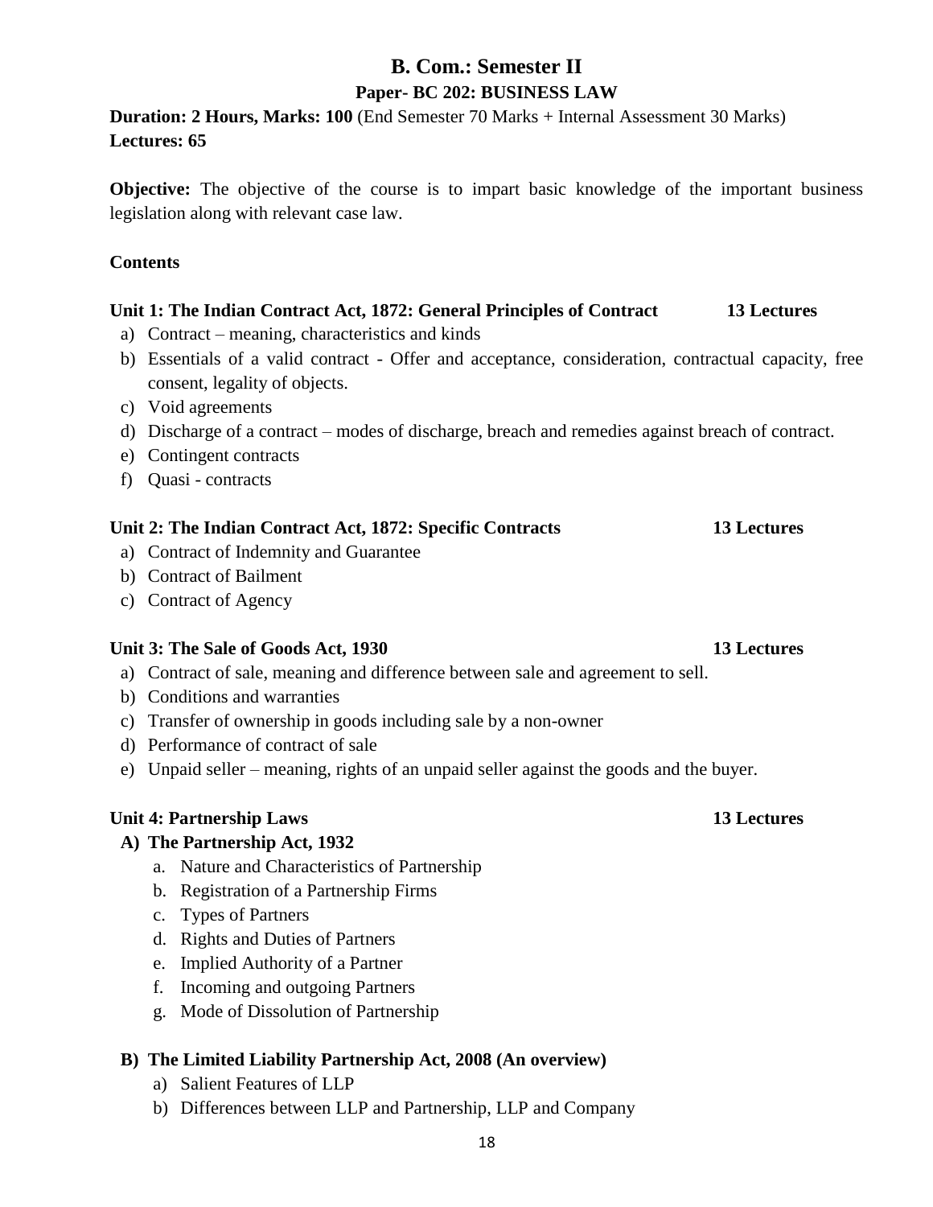# B. Com.: Semester II

## Paper- BC 202: BUSINESS LAW

**Duration: 2 Hours, Marks: 100** (End Semester 70 Marks + Internal Assessment 30 Marks)
**Lectures: 65**

**Objective:** The objective of the course is to impart basic knowledge of the important business legislation along with relevant case law.

**Contents**

**Unit 1: The Indian Contract Act, 1872: General Principles of Contract — 13 Lectures**

a) Contract – meaning, characteristics and kinds
b) Essentials of a valid contract - Offer and acceptance, consideration, contractual capacity, free consent, legality of objects.
c) Void agreements
d) Discharge of a contract – modes of discharge, breach and remedies against breach of contract.
e) Contingent contracts
f) Quasi - contracts

**Unit 2: The Indian Contract Act, 1872: Specific Contracts — 13 Lectures**

a) Contract of Indemnity and Guarantee
b) Contract of Bailment
c) Contract of Agency

**Unit 3: The Sale of Goods Act, 1930 — 13 Lectures**

a) Contract of sale, meaning and difference between sale and agreement to sell.
b) Conditions and warranties
c) Transfer of ownership in goods including sale by a non-owner
d) Performance of contract of sale
e) Unpaid seller – meaning, rights of an unpaid seller against the goods and the buyer.

**Unit 4: Partnership Laws — 13 Lectures**

**A) The Partnership Act, 1932**

a. Nature and Characteristics of Partnership
b. Registration of a Partnership Firms
c. Types of Partners
d. Rights and Duties of Partners
e. Implied Authority of a Partner
f. Incoming and outgoing Partners
g. Mode of Dissolution of Partnership

**B) The Limited Liability Partnership Act, 2008 (An overview)**

a) Salient Features of LLP
b) Differences between LLP and Partnership, LLP and Company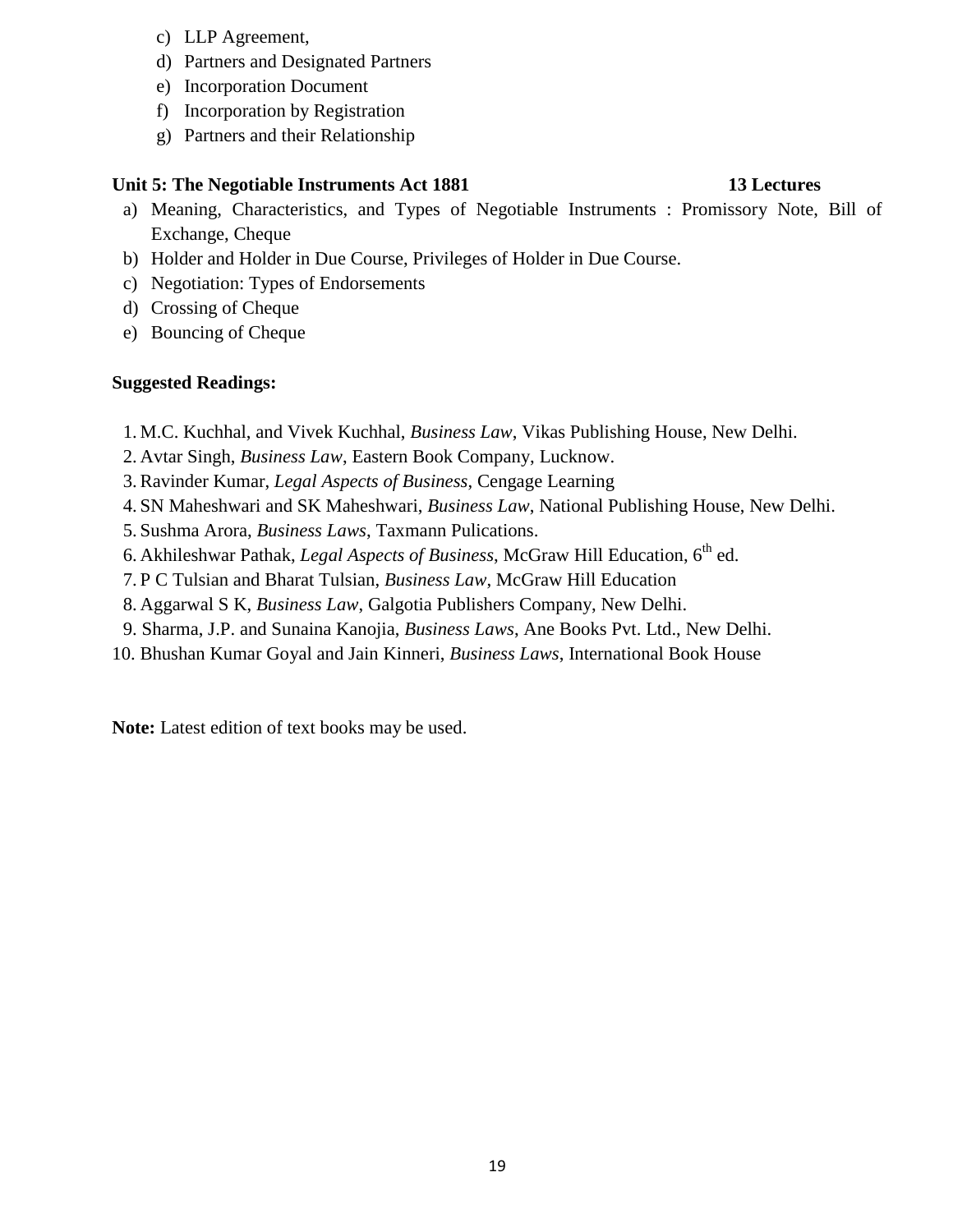c) LLP Agreement,
d) Partners and Designated Partners
e) Incorporation Document
f) Incorporation by Registration
g) Partners and their Relationship

**Unit 5: The Negotiable Instruments Act 1881 13 Lectures**

a) Meaning, Characteristics, and Types of Negotiable Instruments : Promissory Note, Bill of Exchange, Cheque
b) Holder and Holder in Due Course, Privileges of Holder in Due Course.
c) Negotiation: Types of Endorsements
d) Crossing of Cheque
e) Bouncing of Cheque

**Suggested Readings:**

1. M.C. Kuchhal, and Vivek Kuchhal, *Business Law*, Vikas Publishing House, New Delhi.
2. Avtar Singh, *Business Law*, Eastern Book Company, Lucknow.
3. Ravinder Kumar, *Legal Aspects of Business*, Cengage Learning
4. SN Maheshwari and SK Maheshwari, *Business Law*, National Publishing House, New Delhi.
5. Sushma Arora, *Business Laws*, Taxmann Pulications.
6. Akhileshwar Pathak, *Legal Aspects of Business*, McGraw Hill Education, 6th ed.
7. P C Tulsian and Bharat Tulsian, *Business Law*, McGraw Hill Education
8. Aggarwal S K, *Business Law*, Galgotia Publishers Company, New Delhi.
9. Sharma, J.P. and Sunaina Kanojia, *Business Laws*, Ane Books Pvt. Ltd., New Delhi.
10. Bhushan Kumar Goyal and Jain Kinneri, *Business Laws*, International Book House

**Note:** Latest edition of text books may be used.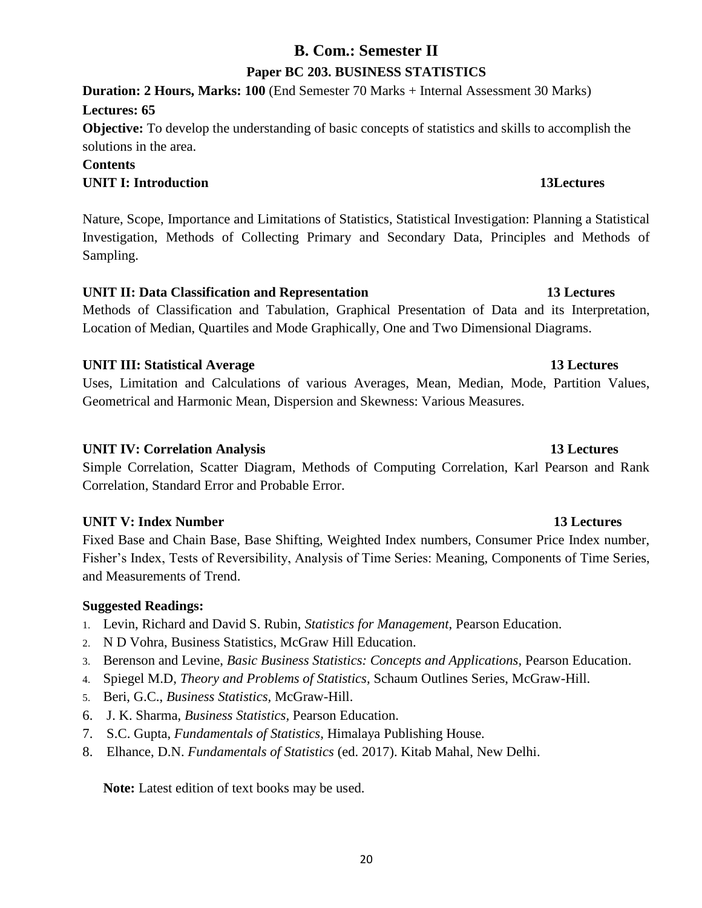# B. Com.: Semester II

## Paper BC 203. BUSINESS STATISTICS

**Duration: 2 Hours, Marks: 100** (End Semester 70 Marks + Internal Assessment 30 Marks)

**Lectures: 65**

**Objective:** To develop the understanding of basic concepts of statistics and skills to accomplish the solutions in the area.

**Contents**

**UNIT I: Introduction** **13Lectures**

Nature, Scope, Importance and Limitations of Statistics, Statistical Investigation: Planning a Statistical Investigation, Methods of Collecting Primary and Secondary Data, Principles and Methods of Sampling.

**UNIT II: Data Classification and Representation** **13 Lectures**

Methods of Classification and Tabulation, Graphical Presentation of Data and its Interpretation, Location of Median, Quartiles and Mode Graphically, One and Two Dimensional Diagrams.

**UNIT III: Statistical Average** **13 Lectures**

Uses, Limitation and Calculations of various Averages, Mean, Median, Mode, Partition Values, Geometrical and Harmonic Mean, Dispersion and Skewness: Various Measures.

**UNIT IV: Correlation Analysis** **13 Lectures**

Simple Correlation, Scatter Diagram, Methods of Computing Correlation, Karl Pearson and Rank Correlation, Standard Error and Probable Error.

**UNIT V: Index Number** **13 Lectures**

Fixed Base and Chain Base, Base Shifting, Weighted Index numbers, Consumer Price Index number, Fisher's Index, Tests of Reversibility, Analysis of Time Series: Meaning, Components of Time Series, and Measurements of Trend.

**Suggested Readings:**

1. Levin, Richard and David S. Rubin, *Statistics for Management*, Pearson Education.
2. N D Vohra, Business Statistics, McGraw Hill Education.
3. Berenson and Levine, *Basic Business Statistics: Concepts and Applications,* Pearson Education.
4. Spiegel M.D, *Theory and Problems of Statistics,* Schaum Outlines Series, McGraw-Hill.
5. Beri, G.C., *Business Statistics,* McGraw-Hill.
6. J. K. Sharma, *Business Statistics,* Pearson Education.
7. S.C. Gupta, *Fundamentals of Statistics,* Himalaya Publishing House.
8. Elhance, D.N. *Fundamentals of Statistics* (ed. 2017). Kitab Mahal, New Delhi.

**Note:** Latest edition of text books may be used.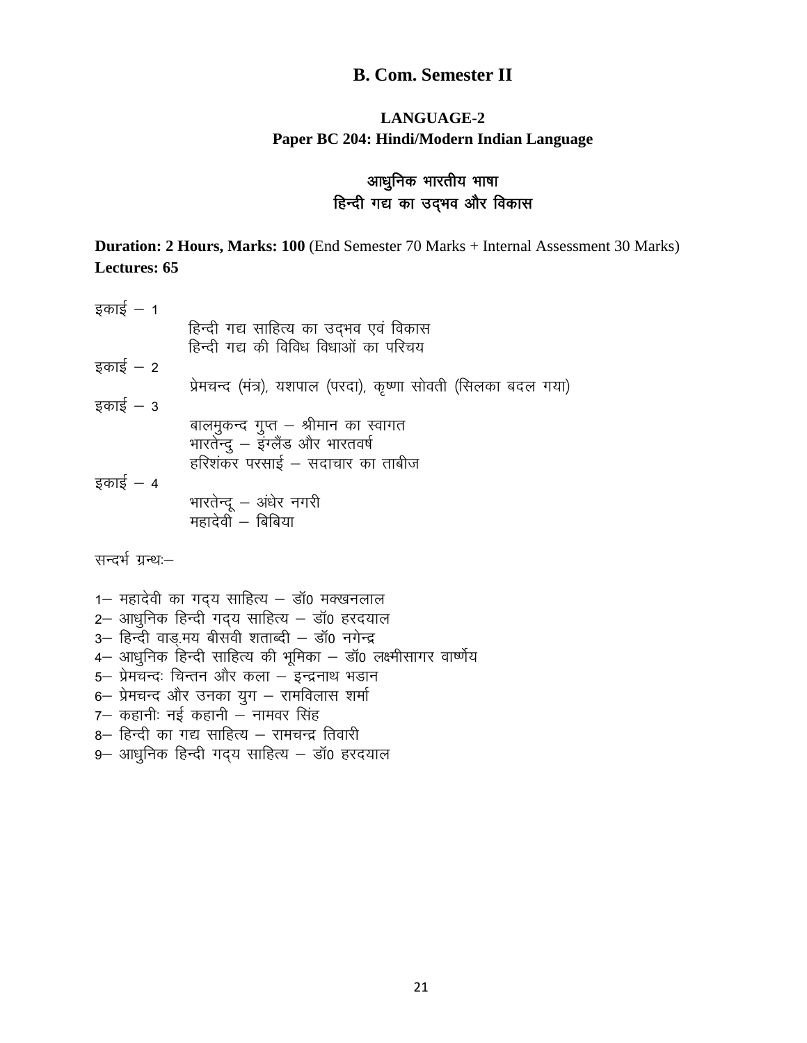## B. Com. Semester II

### LANGUAGE-2
### Paper BC 204: Hindi/Modern Indian Language

### आधुनिक भारतीय भाषा
### हिन्दी गद्य का उद्भव और विकास

**Duration: 2 Hours, Marks: 100** (End Semester 70 Marks + Internal Assessment 30 Marks)
**Lectures: 65**

इकाई – 1

हिन्दी गद्य साहित्य का उद्भव एवं विकास
हिन्दी गद्य की विविध विधाओं का परिचय

इकाई – 2

प्रेमचन्द (मंत्र), यशपाल (परदा), कृष्णा सोबती (सिलका बदल गया)

इकाई – 3

बालमुकन्द गुप्त – श्रीमान का स्वागत
भारतेन्दु – इंग्लैंड और भारतवर्ष
हरिशंकर परसाई – सदाचार का ताबीज

इकाई – 4

भारतेन्दू – अंधेर नगरी
महादेवी – बिबिया

सन्दर्भ ग्रन्थः–

1– महादेवी का गद्य साहित्य – डॉ0 मक्खनलाल
2– आधुनिक हिन्दी गद्य साहित्य – डॉ0 हरदयाल
3– हिन्दी वाङ्मय बीसवी शताब्दी – डॉ0 नगेन्द्र
4– आधुनिक हिन्दी साहित्य की भूमिका – डॉ0 लक्ष्मीसागर वार्ष्णेय
5– प्रेमचन्दः चिन्तन और कला – इन्द्रनाथ भडान
6– प्रेमचन्द और उनका युग – रामविलास शर्मा
7– कहानीः नई कहानी – नामवर सिंह
8– हिन्दी का गद्य साहित्य – रामचन्द्र तिवारी
9– आधुनिक हिन्दी गद्य साहित्य – डॉ0 हरदयाल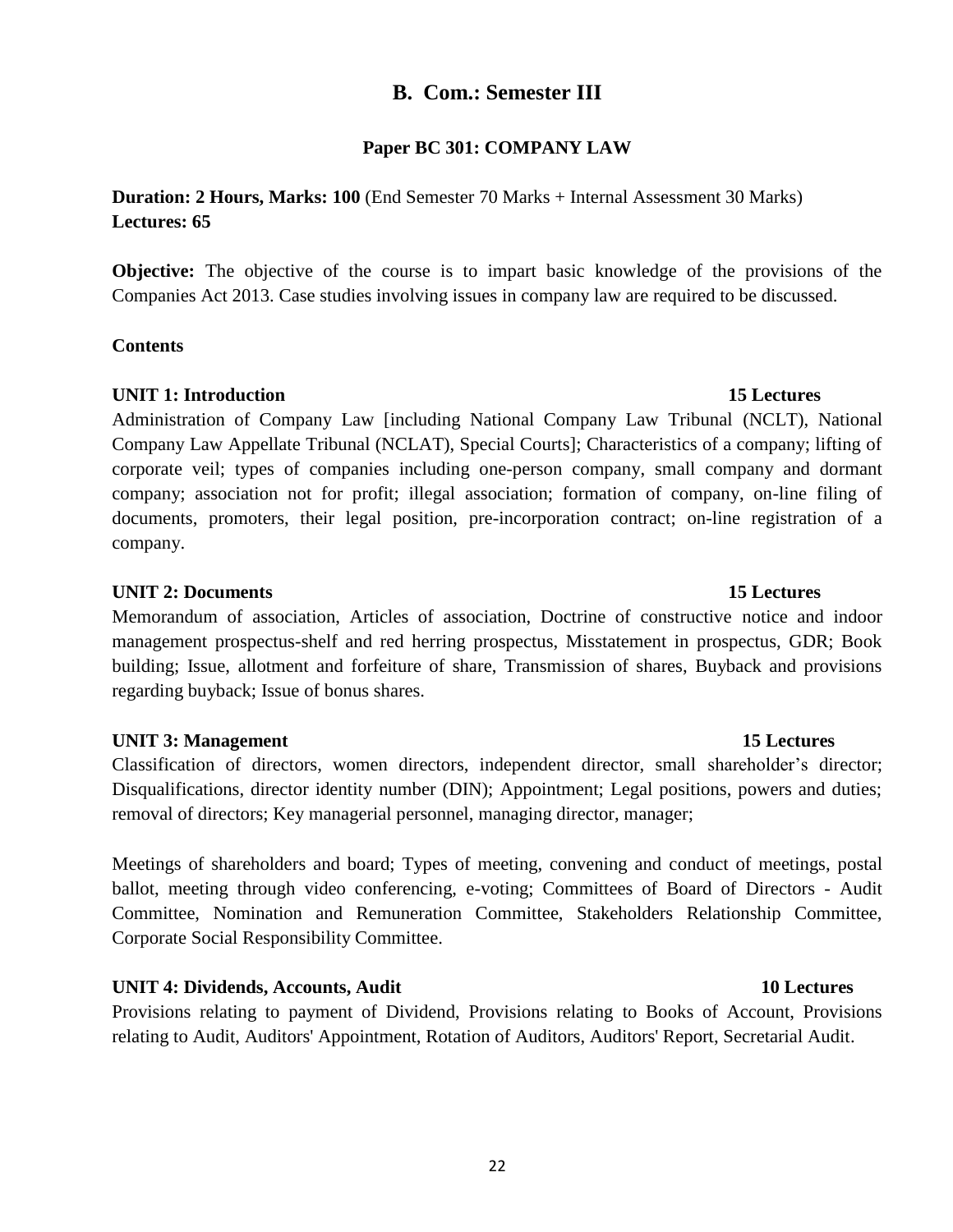# B. Com.: Semester III

## Paper BC 301: COMPANY LAW

**Duration: 2 Hours, Marks: 100** (End Semester 70 Marks + Internal Assessment 30 Marks)
**Lectures: 65**

**Objective:** The objective of the course is to impart basic knowledge of the provisions of the Companies Act 2013. Case studies involving issues in company law are required to be discussed.

**Contents**

**UNIT 1: Introduction** **15 Lectures**

Administration of Company Law [including National Company Law Tribunal (NCLT), National Company Law Appellate Tribunal (NCLAT), Special Courts]; Characteristics of a company; lifting of corporate veil; types of companies including one-person company, small company and dormant company; association not for profit; illegal association; formation of company, on-line filing of documents, promoters, their legal position, pre-incorporation contract; on-line registration of a company.

**UNIT 2: Documents** **15 Lectures**

Memorandum of association, Articles of association, Doctrine of constructive notice and indoor management prospectus-shelf and red herring prospectus, Misstatement in prospectus, GDR; Book building; Issue, allotment and forfeiture of share, Transmission of shares, Buyback and provisions regarding buyback; Issue of bonus shares.

**UNIT 3: Management** **15 Lectures**

Classification of directors, women directors, independent director, small shareholder's director; Disqualifications, director identity number (DIN); Appointment; Legal positions, powers and duties; removal of directors; Key managerial personnel, managing director, manager;

Meetings of shareholders and board; Types of meeting, convening and conduct of meetings, postal ballot, meeting through video conferencing, e-voting; Committees of Board of Directors - Audit Committee, Nomination and Remuneration Committee, Stakeholders Relationship Committee, Corporate Social Responsibility Committee.

**UNIT 4: Dividends, Accounts, Audit** **10 Lectures**

Provisions relating to payment of Dividend, Provisions relating to Books of Account, Provisions relating to Audit, Auditors' Appointment, Rotation of Auditors, Auditors' Report, Secretarial Audit.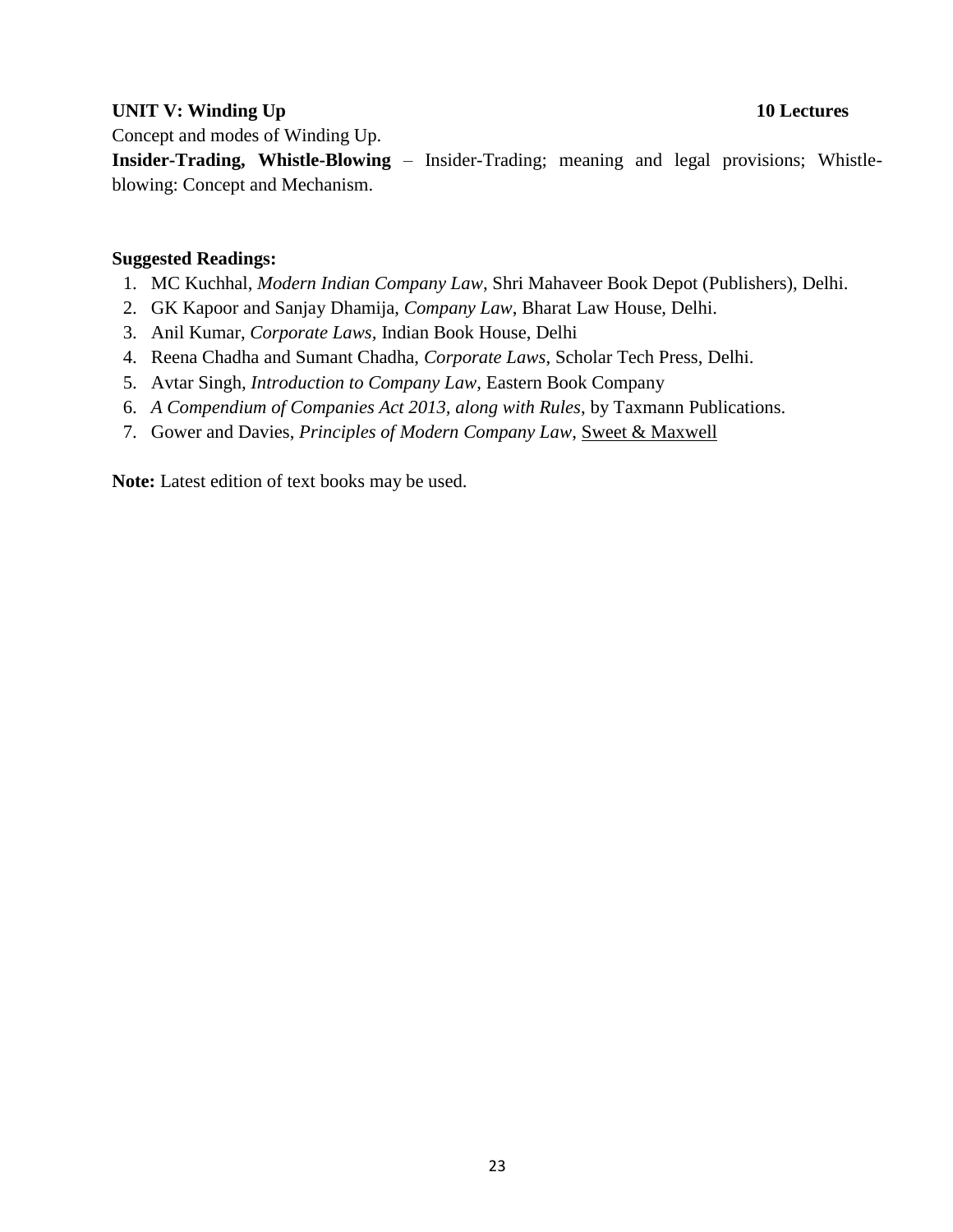**UNIT V: Winding Up** **10 Lectures**

Concept and modes of Winding Up.

**Insider-Trading, Whistle-Blowing** – Insider-Trading; meaning and legal provisions; Whistle-blowing: Concept and Mechanism.

**Suggested Readings:**

1. MC Kuchhal, *Modern Indian Company Law*, Shri Mahaveer Book Depot (Publishers), Delhi.
2. GK Kapoor and Sanjay Dhamija, *Company Law*, Bharat Law House, Delhi.
3. Anil Kumar, *Corporate Laws,* Indian Book House, Delhi
4. Reena Chadha and Sumant Chadha, *Corporate Laws*, Scholar Tech Press, Delhi.
5. Avtar Singh, *Introduction to Company Law*, Eastern Book Company
6. *A Compendium of Companies Act 2013, along with Rules*, by Taxmann Publications.
7. Gower and Davies, *Principles of Modern Company Law*, Sweet & Maxwell

**Note:** Latest edition of text books may be used.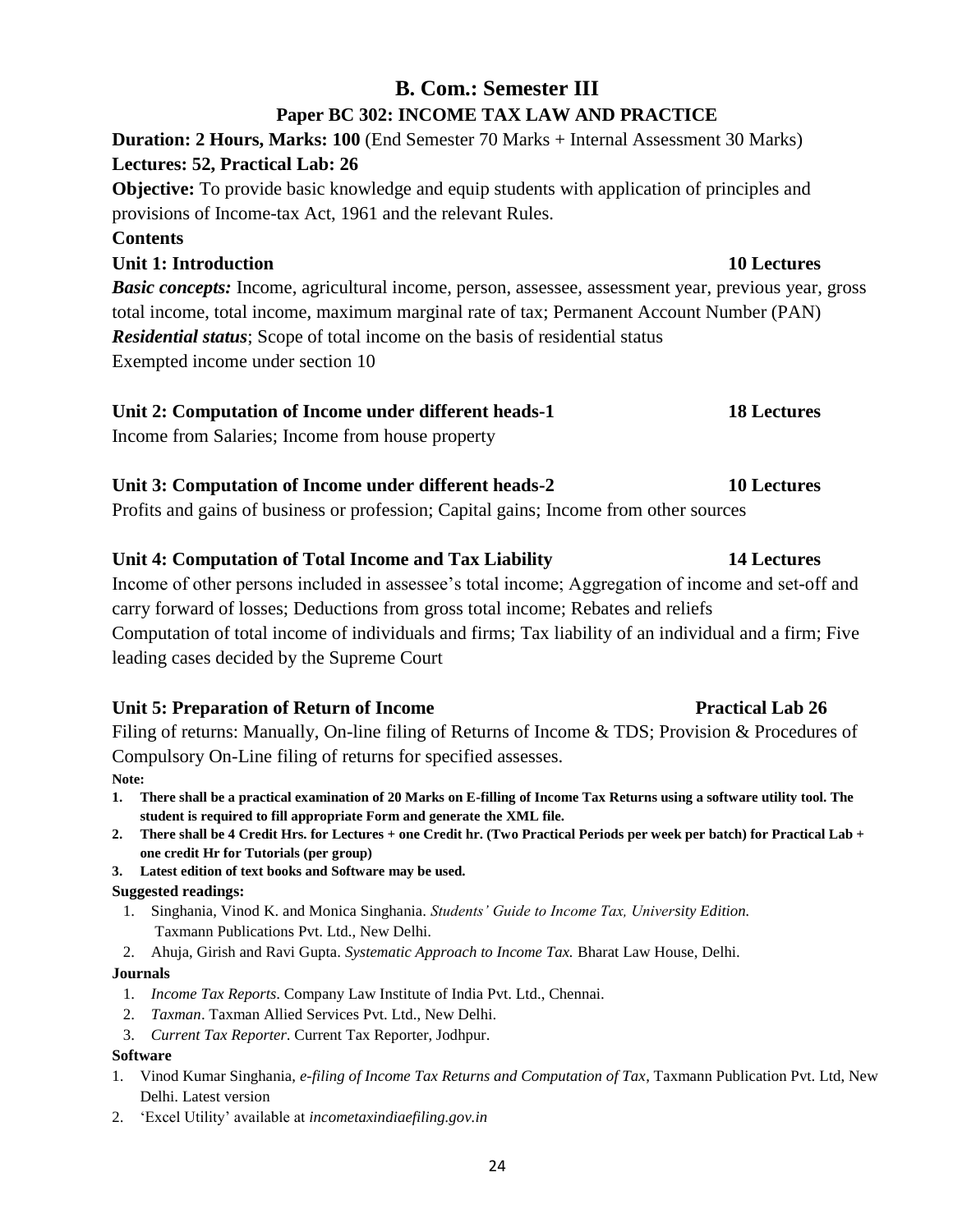# B. Com.: Semester III

## Paper BC 302: INCOME TAX LAW AND PRACTICE

**Duration: 2 Hours, Marks: 100** (End Semester 70 Marks + Internal Assessment 30 Marks)

**Lectures: 52, Practical Lab: 26**

**Objective:** To provide basic knowledge and equip students with application of principles and provisions of Income-tax Act, 1961 and the relevant Rules.

**Contents**

**Unit 1: Introduction** **10 Lectures**

***Basic concepts:*** Income, agricultural income, person, assessee, assessment year, previous year, gross total income, total income, maximum marginal rate of tax; Permanent Account Number (PAN)

***Residential status***; Scope of total income on the basis of residential status

Exempted income under section 10

**Unit 2: Computation of Income under different heads-1** **18 Lectures**

Income from Salaries; Income from house property

**Unit 3: Computation of Income under different heads-2** **10 Lectures**

Profits and gains of business or profession; Capital gains; Income from other sources

**Unit 4: Computation of Total Income and Tax Liability** **14 Lectures**

Income of other persons included in assessee's total income; Aggregation of income and set-off and carry forward of losses; Deductions from gross total income; Rebates and reliefs

Computation of total income of individuals and firms; Tax liability of an individual and a firm; Five leading cases decided by the Supreme Court

**Unit 5: Preparation of Return of Income** **Practical Lab 26**

Filing of returns: Manually, On-line filing of Returns of Income & TDS; Provision & Procedures of Compulsory On-Line filing of returns for specified assesses.

**Note:**

1. **There shall be a practical examination of 20 Marks on E-filling of Income Tax Returns using a software utility tool. The student is required to fill appropriate Form and generate the XML file.**
2. **There shall be 4 Credit Hrs. for Lectures + one Credit hr. (Two Practical Periods per week per batch) for Practical Lab + one credit Hr for Tutorials (per group)**
3. **Latest edition of text books and Software may be used.**

**Suggested readings:**

1. Singhania, Vinod K. and Monica Singhania. *Students' Guide to Income Tax, University Edition.* Taxmann Publications Pvt. Ltd., New Delhi.
2. Ahuja, Girish and Ravi Gupta. *Systematic Approach to Income Tax.* Bharat Law House, Delhi.

**Journals**

1. *Income Tax Reports*. Company Law Institute of India Pvt. Ltd., Chennai.
2. *Taxman*. Taxman Allied Services Pvt. Ltd., New Delhi.
3. *Current Tax Reporter*. Current Tax Reporter, Jodhpur.

**Software**

1. Vinod Kumar Singhania, *e-filing of Income Tax Returns and Computation of Tax*, Taxmann Publication Pvt. Ltd, New Delhi. Latest version
2. 'Excel Utility' available at *incometaxindiaefiling.gov.in*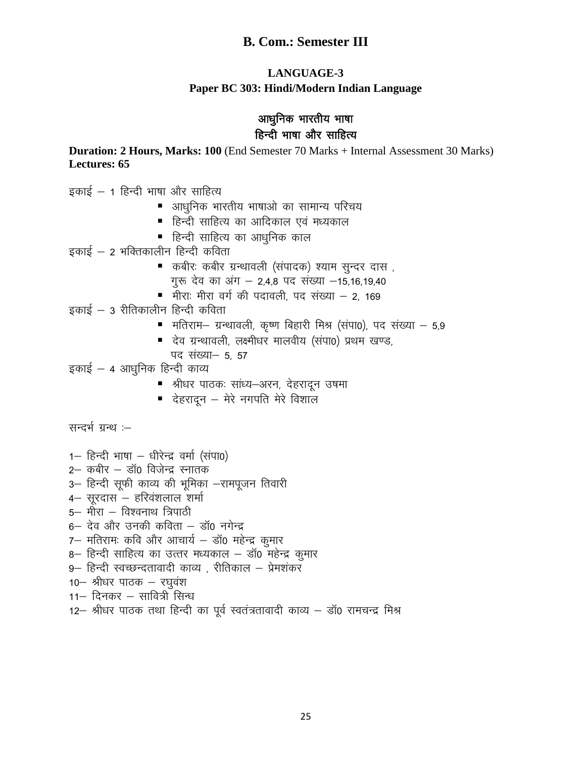# B. Com.: Semester III

## LANGUAGE-3

### Paper BC 303: Hindi/Modern Indian Language

### आधुनिक भारतीय भाषा
### हिन्दी भाषा और साहित्य

**Duration: 2 Hours, Marks: 100** (End Semester 70 Marks + Internal Assessment 30 Marks)
**Lectures: 65**

इकाई – 1 हिन्दी भाषा और साहित्य

- आधुनिक भारतीय भाषाओ का सामान्य परिचय
- हिन्दी साहित्य का आदिकाल एवं मध्यकाल
- हिन्दी साहित्य का आधुनिक काल

इकाई – 2 भक्तिकालीन हिन्दी कविता

- कबीरः कबीर ग्रन्थावली (संपादक) श्याम सुन्दर दास , गुरू देव का अंग – 2,4,8 पद संख्या –15,16,19,40
- मीराः मीरा वर्ग की पदावली, पद संख्या – 2, 169

इकाई – 3 रीतिकालीन हिन्दी कविता

- मतिराम– ग्रन्थावली, कृष्ण बिहारी मिश्र (संपा0), पद संख्या – 5,9
- देव ग्रन्थावली, लक्ष्मीधर मालवीय (संपा0) प्रथम खण्ड, पद संख्या– 5, 57

इकाई – 4 आधुनिक हिन्दी काव्य

- श्रीधर पाठकः सांध्य–अरन, देहरादून उषमा
- देहरादून – मेरे नगपति मेरे विशाल

सन्दर्भ ग्रन्थ :–

1– हिन्दी भाषा – धीरेन्द्र वर्मा (संपा0)
2– कबीर – डॉ0 विजेन्द्र स्नातक
3– हिन्दी सूफी काव्य की भूमिका –रामपूजन तिवारी
4– सूरदास – हरिवंशलाल शर्मा
5– मीरा – विश्वनाथ त्रिपाठी
6– देव और उनकी कविता – डॉ0 नगेन्द्र
7– मतिरामः कवि और आचार्य – डॉ0 महेन्द्र कुमार
8– हिन्दी साहित्य का उत्तर मध्यकाल – डॉ0 महेन्द्र कुमार
9– हिन्दी स्वच्छन्दतावादी काव्य , रीतिकाल – प्रेमशंकर
10– श्रीधर पाठक – रघुवंश
11– दिनकर – सावित्री सिन्ध
12– श्रीधर पाठक तथा हिन्दी का पूर्व स्वतंत्रतावादी काव्य – डॉ0 रामचन्द्र मिश्र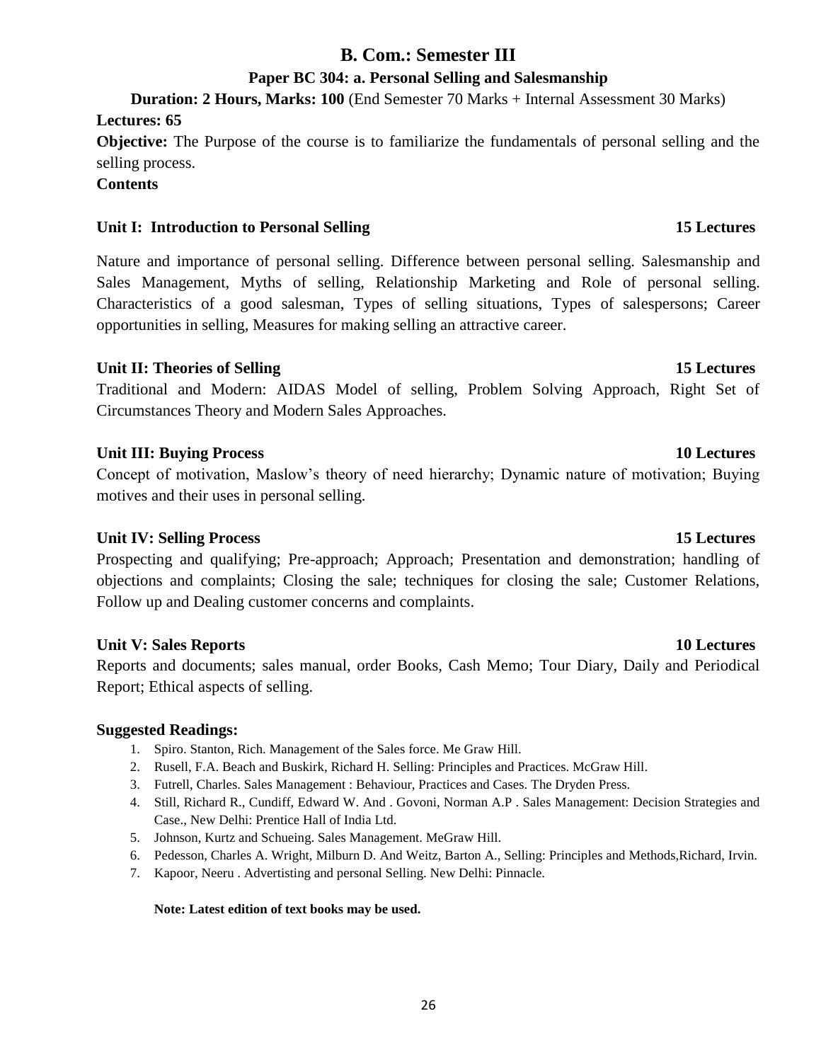# B. Com.: Semester III

## Paper BC 304: a. Personal Selling and Salesmanship

**Duration: 2 Hours, Marks: 100** (End Semester 70 Marks + Internal Assessment 30 Marks)

**Lectures: 65**

**Objective:** The Purpose of the course is to familiarize the fundamentals of personal selling and the selling process.

**Contents**

### Unit I: Introduction to Personal Selling — 15 Lectures

Nature and importance of personal selling. Difference between personal selling. Salesmanship and Sales Management, Myths of selling, Relationship Marketing and Role of personal selling. Characteristics of a good salesman, Types of selling situations, Types of salespersons; Career opportunities in selling, Measures for making selling an attractive career.

### Unit II: Theories of Selling — 15 Lectures

Traditional and Modern: AIDAS Model of selling, Problem Solving Approach, Right Set of Circumstances Theory and Modern Sales Approaches.

### Unit III: Buying Process — 10 Lectures

Concept of motivation, Maslow's theory of need hierarchy; Dynamic nature of motivation; Buying motives and their uses in personal selling.

### Unit IV: Selling Process — 15 Lectures

Prospecting and qualifying; Pre-approach; Approach; Presentation and demonstration; handling of objections and complaints; Closing the sale; techniques for closing the sale; Customer Relations, Follow up and Dealing customer concerns and complaints.

### Unit V: Sales Reports — 10 Lectures

Reports and documents; sales manual, order Books, Cash Memo; Tour Diary, Daily and Periodical Report; Ethical aspects of selling.

### Suggested Readings:

1. Spiro. Stanton, Rich. Management of the Sales force. Me Graw Hill.
2. Rusell, F.A. Beach and Buskirk, Richard H. Selling: Principles and Practices. McGraw Hill.
3. Futrell, Charles. Sales Management : Behaviour, Practices and Cases. The Dryden Press.
4. Still, Richard R., Cundiff, Edward W. And . Govoni, Norman A.P . Sales Management: Decision Strategies and Case., New Delhi: Prentice Hall of India Ltd.
5. Johnson, Kurtz and Schueing. Sales Management. MeGraw Hill.
6. Pedesson, Charles A. Wright, Milburn D. And Weitz, Barton A., Selling: Principles and Methods,Richard, Irvin.
7. Kapoor, Neeru . Advertisting and personal Selling. New Delhi: Pinnacle.

**Note: Latest edition of text books may be used.**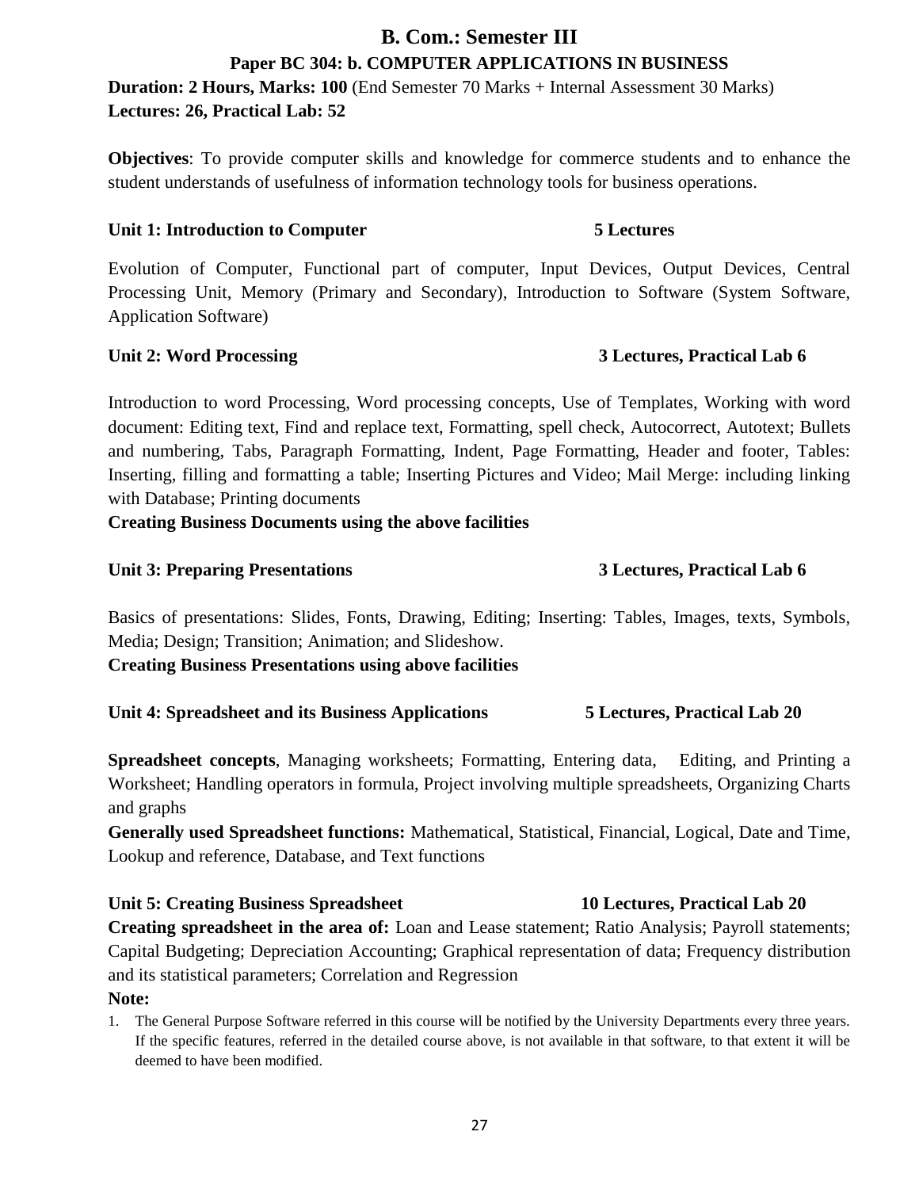# B. Com.: Semester III

## Paper BC 304: b. COMPUTER APPLICATIONS IN BUSINESS

**Duration: 2 Hours, Marks: 100** (End Semester 70 Marks + Internal Assessment 30 Marks)
**Lectures: 26, Practical Lab: 52**

**Objectives**: To provide computer skills and knowledge for commerce students and to enhance the student understands of usefulness of information technology tools for business operations.

### Unit 1: Introduction to Computer 5 Lectures

Evolution of Computer, Functional part of computer, Input Devices, Output Devices, Central Processing Unit, Memory (Primary and Secondary), Introduction to Software (System Software, Application Software)

### Unit 2: Word Processing 3 Lectures, Practical Lab 6

Introduction to word Processing, Word processing concepts, Use of Templates, Working with word document: Editing text, Find and replace text, Formatting, spell check, Autocorrect, Autotext; Bullets and numbering, Tabs, Paragraph Formatting, Indent, Page Formatting, Header and footer, Tables: Inserting, filling and formatting a table; Inserting Pictures and Video; Mail Merge: including linking with Database; Printing documents

**Creating Business Documents using the above facilities**

### Unit 3: Preparing Presentations 3 Lectures, Practical Lab 6

Basics of presentations: Slides, Fonts, Drawing, Editing; Inserting: Tables, Images, texts, Symbols, Media; Design; Transition; Animation; and Slideshow.

**Creating Business Presentations using above facilities**

### Unit 4: Spreadsheet and its Business Applications 5 Lectures, Practical Lab 20

**Spreadsheet concepts**, Managing worksheets; Formatting, Entering data, Editing, and Printing a Worksheet; Handling operators in formula, Project involving multiple spreadsheets, Organizing Charts and graphs

**Generally used Spreadsheet functions:** Mathematical, Statistical, Financial, Logical, Date and Time, Lookup and reference, Database, and Text functions

### Unit 5: Creating Business Spreadsheet 10 Lectures, Practical Lab 20

**Creating spreadsheet in the area of:** Loan and Lease statement; Ratio Analysis; Payroll statements; Capital Budgeting; Depreciation Accounting; Graphical representation of data; Frequency distribution and its statistical parameters; Correlation and Regression

**Note:**

1. The General Purpose Software referred in this course will be notified by the University Departments every three years. If the specific features, referred in the detailed course above, is not available in that software, to that extent it will be deemed to have been modified.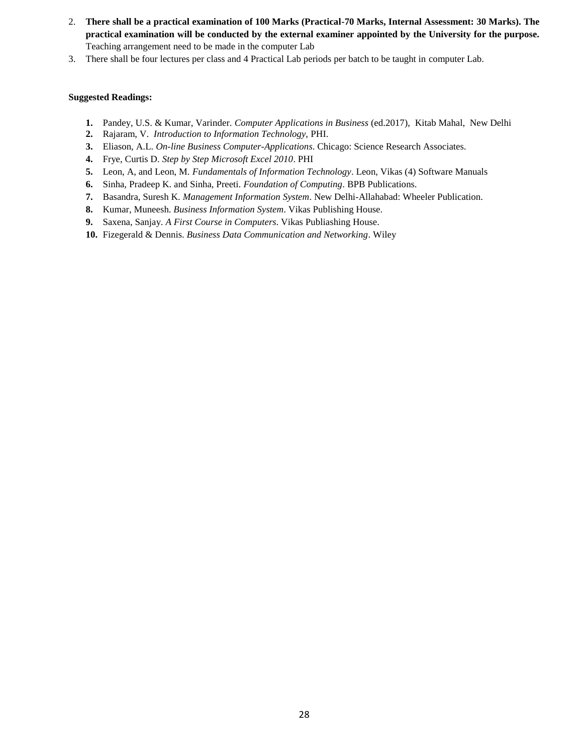2. **There shall be a practical examination of 100 Marks (Practical-70 Marks, Internal Assessment: 30 Marks). The practical examination will be conducted by the external examiner appointed by the University for the purpose.** Teaching arrangement need to be made in the computer Lab
3. There shall be four lectures per class and 4 Practical Lab periods per batch to be taught in computer Lab.

**Suggested Readings:**

1. Pandey, U.S. & Kumar, Varinder. *Computer Applications in Business* (ed.2017), Kitab Mahal, New Delhi
2. Rajaram, V. *Introduction to Information Technology,* PHI.
3. Eliason, A.L. *On-line Business Computer-Applications*. Chicago: Science Research Associates.
4. Frye, Curtis D. *Step by Step Microsoft Excel 2010*. PHI
5. Leon, A, and Leon, M. *Fundamentals of Information Technology*. Leon, Vikas (4) Software Manuals
6. Sinha, Pradeep K. and Sinha, Preeti. *Foundation of Computing*. BPB Publications.
7. Basandra, Suresh K. *Management Information System*. New Delhi-Allahabad: Wheeler Publication.
8. Kumar, Muneesh. *Business Information System*. Vikas Publishing House.
9. Saxena, Sanjay. *A First Course in Computers*. Vikas Publiashing House.
10. Fizegerald & Dennis. *Business Data Communication and Networking*. Wiley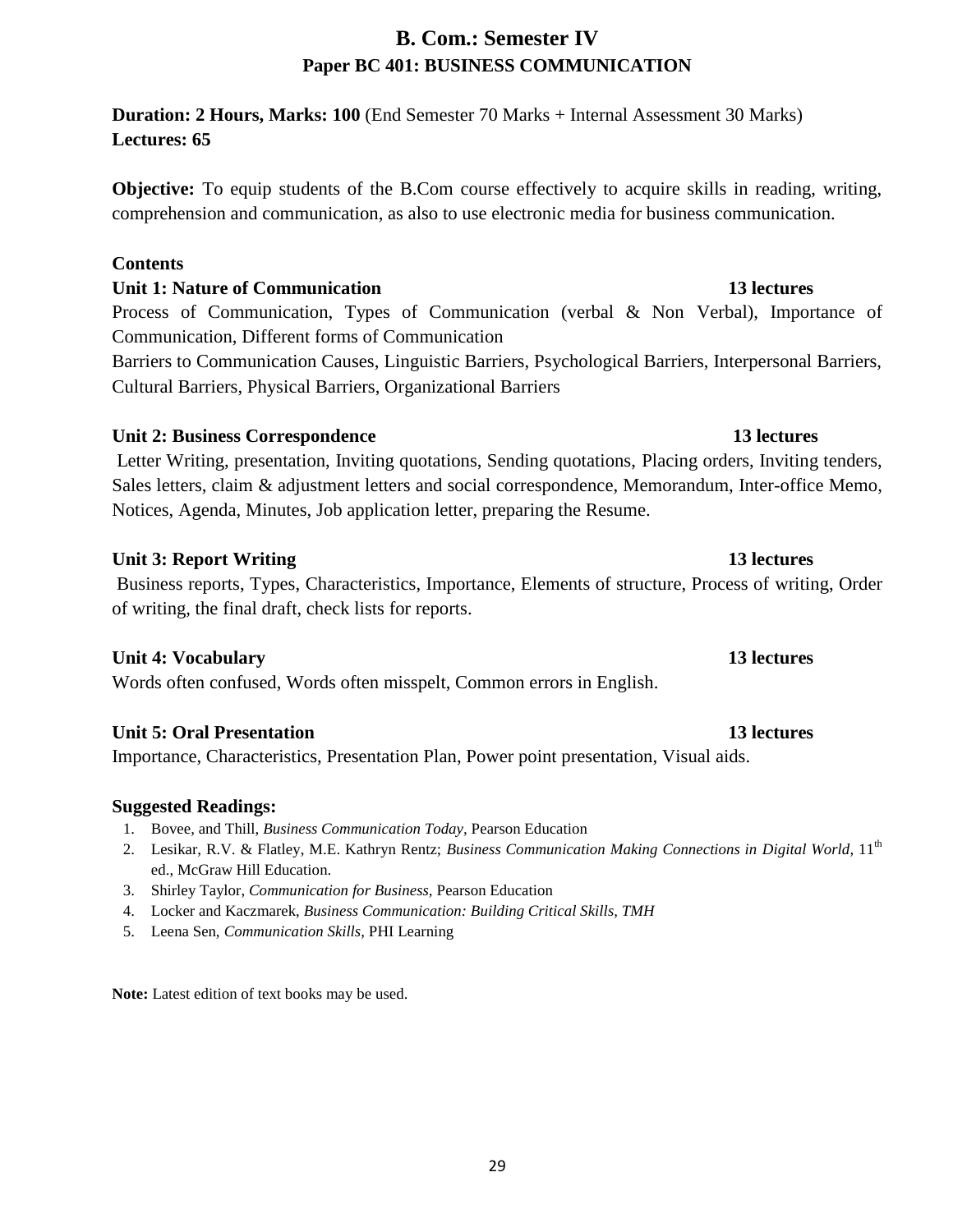# B. Com.: Semester IV

## Paper BC 401: BUSINESS COMMUNICATION

**Duration: 2 Hours, Marks: 100** (End Semester 70 Marks + Internal Assessment 30 Marks)
**Lectures: 65**

**Objective:** To equip students of the B.Com course effectively to acquire skills in reading, writing, comprehension and communication, as also to use electronic media for business communication.

**Contents**

**Unit 1: Nature of Communication** **13 lectures**

Process of Communication, Types of Communication (verbal & Non Verbal), Importance of Communication, Different forms of Communication

Barriers to Communication Causes, Linguistic Barriers, Psychological Barriers, Interpersonal Barriers, Cultural Barriers, Physical Barriers, Organizational Barriers

**Unit 2: Business Correspondence** **13 lectures**

Letter Writing, presentation, Inviting quotations, Sending quotations, Placing orders, Inviting tenders, Sales letters, claim & adjustment letters and social correspondence, Memorandum, Inter-office Memo, Notices, Agenda, Minutes, Job application letter, preparing the Resume.

**Unit 3: Report Writing** **13 lectures**

Business reports, Types, Characteristics, Importance, Elements of structure, Process of writing, Order of writing, the final draft, check lists for reports.

**Unit 4: Vocabulary** **13 lectures**

Words often confused, Words often misspelt, Common errors in English.

**Unit 5: Oral Presentation** **13 lectures**

Importance, Characteristics, Presentation Plan, Power point presentation, Visual aids.

**Suggested Readings:**

1. Bovee, and Thill, *Business Communication Today,* Pearson Education
2. Lesikar, R.V. & Flatley, M.E. Kathryn Rentz; *Business Communication Making Connections in Digital World*, 11th ed., McGraw Hill Education.
3. Shirley Taylor, *Communication for Business*, Pearson Education
4. Locker and Kaczmarek, *Business Communication: Building Critical Skills, TMH*
5. Leena Sen, *Communication Skills*, PHI Learning

**Note:** Latest edition of text books may be used.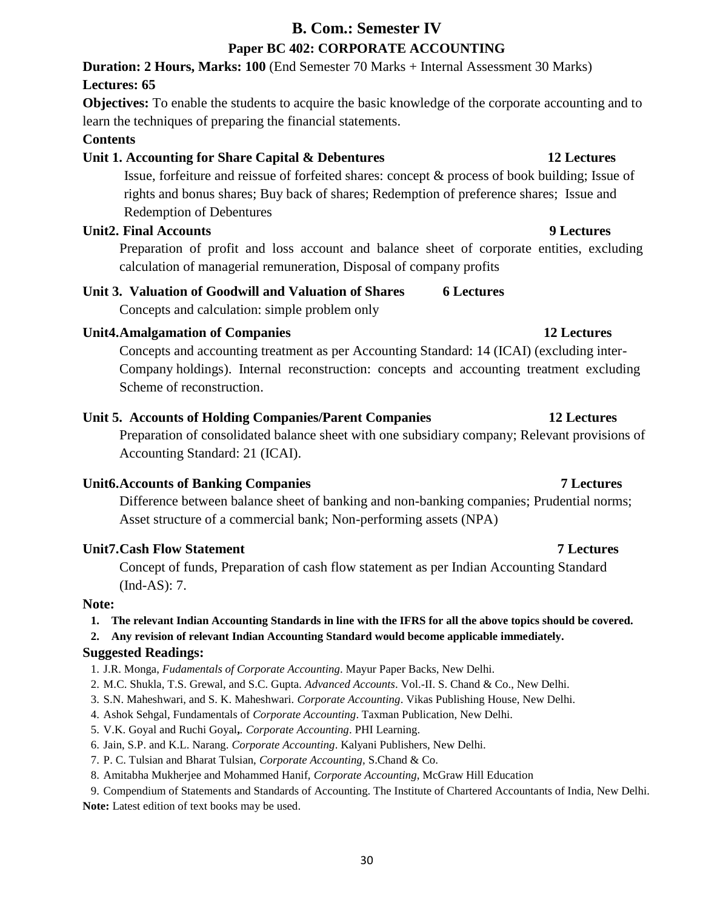# B. Com.: Semester IV

## Paper BC 402: CORPORATE ACCOUNTING

**Duration: 2 Hours, Marks: 100** (End Semester 70 Marks + Internal Assessment 30 Marks)

**Lectures: 65**

**Objectives:** To enable the students to acquire the basic knowledge of the corporate accounting and to learn the techniques of preparing the financial statements.

**Contents**

**Unit 1. Accounting for Share Capital & Debentures 12 Lectures**

Issue, forfeiture and reissue of forfeited shares: concept & process of book building; Issue of rights and bonus shares; Buy back of shares; Redemption of preference shares; Issue and Redemption of Debentures

**Unit2. Final Accounts 9 Lectures**

Preparation of profit and loss account and balance sheet of corporate entities, excluding calculation of managerial remuneration, Disposal of company profits

**Unit 3. Valuation of Goodwill and Valuation of Shares 6 Lectures**

Concepts and calculation: simple problem only

**Unit4.Amalgamation of Companies 12 Lectures**

Concepts and accounting treatment as per Accounting Standard: 14 (ICAI) (excluding inter-Company holdings). Internal reconstruction: concepts and accounting treatment excluding Scheme of reconstruction.

**Unit 5. Accounts of Holding Companies/Parent Companies 12 Lectures**

Preparation of consolidated balance sheet with one subsidiary company; Relevant provisions of Accounting Standard: 21 (ICAI).

**Unit6.Accounts of Banking Companies 7 Lectures**

Difference between balance sheet of banking and non-banking companies; Prudential norms; Asset structure of a commercial bank; Non-performing assets (NPA)

**Unit7.Cash Flow Statement 7 Lectures**

Concept of funds, Preparation of cash flow statement as per Indian Accounting Standard (Ind-AS): 7.

**Note:**

1. **The relevant Indian Accounting Standards in line with the IFRS for all the above topics should be covered.**
2. **Any revision of relevant Indian Accounting Standard would become applicable immediately.**

**Suggested Readings:**

1. J.R. Monga, *Fudamentals of Corporate Accounting*. Mayur Paper Backs, New Delhi.
2. M.C. Shukla, T.S. Grewal, and S.C. Gupta. *Advanced Accounts*. Vol.-II. S. Chand & Co., New Delhi.
3. S.N. Maheshwari, and S. K. Maheshwari. *Corporate Accounting*. Vikas Publishing House, New Delhi.
4. Ashok Sehgal, Fundamentals of *Corporate Accounting*. Taxman Publication, New Delhi.
5. V.K. Goyal and Ruchi Goyal**,**. *Corporate Accounting*. PHI Learning.
6. Jain, S.P. and K.L. Narang. *Corporate Accounting*. Kalyani Publishers, New Delhi.
7. P. C. Tulsian and Bharat Tulsian, *Corporate Accounting*, S.Chand & Co.
8. Amitabha Mukherjee and Mohammed Hanif, *Corporate Accounting*, McGraw Hill Education
9. Compendium of Statements and Standards of Accounting. The Institute of Chartered Accountants of India, New Delhi.

**Note:** Latest edition of text books may be used.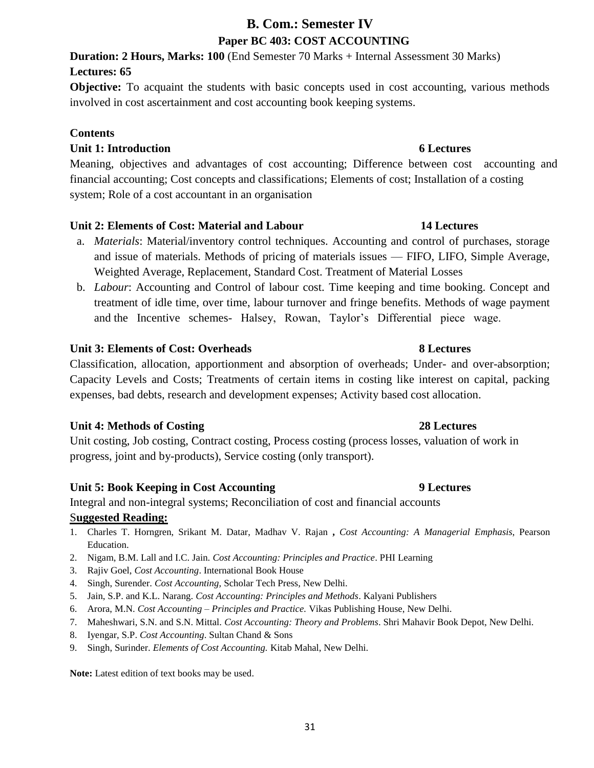# B. Com.: Semester IV

## Paper BC 403: COST ACCOUNTING

**Duration: 2 Hours, Marks: 100** (End Semester 70 Marks + Internal Assessment 30 Marks)

**Lectures: 65**

**Objective:** To acquaint the students with basic concepts used in cost accounting, various methods involved in cost ascertainment and cost accounting book keeping systems.

### Contents

**Unit 1: Introduction** **6 Lectures**

Meaning, objectives and advantages of cost accounting; Difference between cost accounting and financial accounting; Cost concepts and classifications; Elements of cost; Installation of a costing system; Role of a cost accountant in an organisation

**Unit 2: Elements of Cost: Material and Labour** **14 Lectures**

a. *Materials*: Material/inventory control techniques. Accounting and control of purchases, storage and issue of materials. Methods of pricing of materials issues — FIFO, LIFO, Simple Average, Weighted Average, Replacement, Standard Cost. Treatment of Material Losses

b. *Labour*: Accounting and Control of labour cost. Time keeping and time booking. Concept and treatment of idle time, over time, labour turnover and fringe benefits. Methods of wage payment and the Incentive schemes- Halsey, Rowan, Taylor's Differential piece wage.

**Unit 3: Elements of Cost: Overheads** **8 Lectures**

Classification, allocation, apportionment and absorption of overheads; Under- and over-absorption; Capacity Levels and Costs; Treatments of certain items in costing like interest on capital, packing expenses, bad debts, research and development expenses; Activity based cost allocation.

**Unit 4: Methods of Costing** **28 Lectures**

Unit costing, Job costing, Contract costing, Process costing (process losses, valuation of work in progress, joint and by-products), Service costing (only transport).

**Unit 5: Book Keeping in Cost Accounting** **9 Lectures**

Integral and non-integral systems; Reconciliation of cost and financial accounts

**Suggested Reading:**

1. Charles T. Horngren, Srikant M. Datar, Madhav V. Rajan **,** *Cost Accounting: A Managerial Emphasis*, Pearson Education.
2. Nigam, B.M. Lall and I.C. Jain. *Cost Accounting: Principles and Practice*. PHI Learning
3. Rajiv Goel, *Cost Accounting*. International Book House
4. Singh, Surender. *Cost Accounting,* Scholar Tech Press, New Delhi.
5. Jain, S.P. and K.L. Narang. *Cost Accounting: Principles and Methods*. Kalyani Publishers
6. Arora, M.N. *Cost Accounting – Principles and Practice.* Vikas Publishing House, New Delhi.
7. Maheshwari, S.N. and S.N. Mittal. *Cost Accounting: Theory and Problems*. Shri Mahavir Book Depot, New Delhi.
8. Iyengar, S.P. *Cost Accounting*. Sultan Chand & Sons
9. Singh, Surinder. *Elements of Cost Accounting.* Kitab Mahal, New Delhi.

**Note:** Latest edition of text books may be used.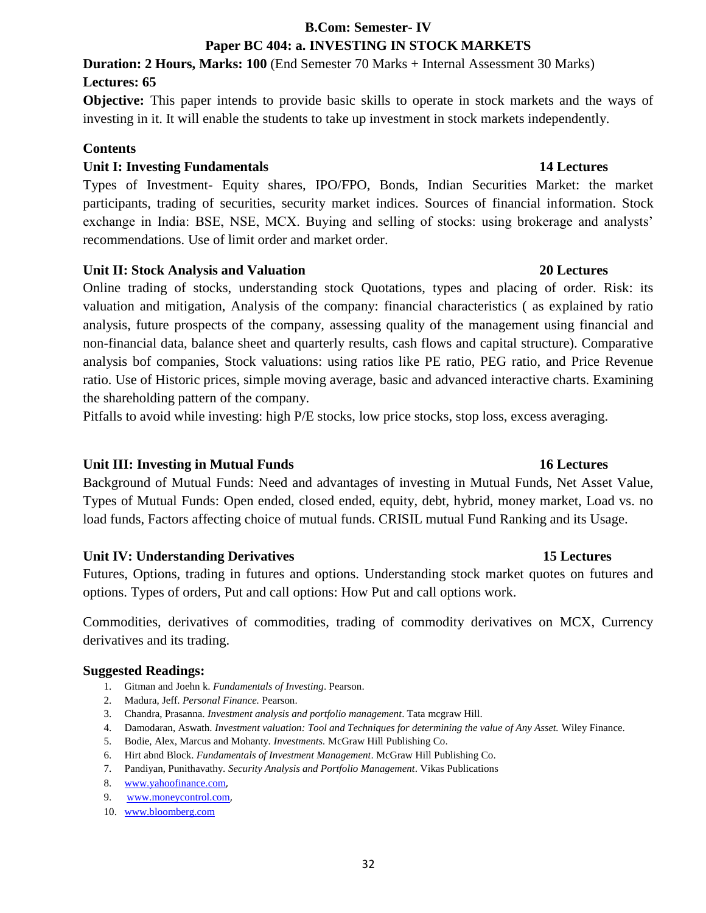## B.Com: Semester- IV

## Paper BC 404: a. INVESTING IN STOCK MARKETS

**Duration: 2 Hours, Marks: 100** (End Semester 70 Marks + Internal Assessment 30 Marks)

**Lectures: 65**

**Objective:** This paper intends to provide basic skills to operate in stock markets and the ways of investing in it. It will enable the students to take up investment in stock markets independently.

### Contents

**Unit I: Investing Fundamentals 14 Lectures**

Types of Investment- Equity shares, IPO/FPO, Bonds, Indian Securities Market: the market participants, trading of securities, security market indices. Sources of financial information. Stock exchange in India: BSE, NSE, MCX. Buying and selling of stocks: using brokerage and analysts' recommendations. Use of limit order and market order.

**Unit II: Stock Analysis and Valuation 20 Lectures**

Online trading of stocks, understanding stock Quotations, types and placing of order. Risk: its valuation and mitigation, Analysis of the company: financial characteristics ( as explained by ratio analysis, future prospects of the company, assessing quality of the management using financial and non-financial data, balance sheet and quarterly results, cash flows and capital structure). Comparative analysis bof companies, Stock valuations: using ratios like PE ratio, PEG ratio, and Price Revenue ratio. Use of Historic prices, simple moving average, basic and advanced interactive charts. Examining the shareholding pattern of the company.

Pitfalls to avoid while investing: high P/E stocks, low price stocks, stop loss, excess averaging.

**Unit III: Investing in Mutual Funds 16 Lectures**

Background of Mutual Funds: Need and advantages of investing in Mutual Funds, Net Asset Value, Types of Mutual Funds: Open ended, closed ended, equity, debt, hybrid, money market, Load vs. no load funds, Factors affecting choice of mutual funds. CRISIL mutual Fund Ranking and its Usage.

**Unit IV: Understanding Derivatives 15 Lectures**

Futures, Options, trading in futures and options. Understanding stock market quotes on futures and options. Types of orders, Put and call options: How Put and call options work.

Commodities, derivatives of commodities, trading of commodity derivatives on MCX, Currency derivatives and its trading.

### Suggested Readings:

1. Gitman and Joehn k. *Fundamentals of Investing*. Pearson.
2. Madura, Jeff. *Personal Finance.* Pearson.
3. Chandra, Prasanna. *Investment analysis and portfolio management*. Tata mcgraw Hill.
4. Damodaran, Aswath. *Investment valuation: Tool and Techniques for determining the value of Any Asset.* Wiley Finance.
5. Bodie, Alex, Marcus and Mohanty. *Investments.* McGraw Hill Publishing Co.
6. Hirt abnd Block. *Fundamentals of Investment Management*. McGraw Hill Publishing Co.
7. Pandiyan, Punithavathy. *Security Analysis and Portfolio Management*. Vikas Publications
8. www.yahoofinance.com,
9. www.moneycontrol.com,
10. www.bloomberg.com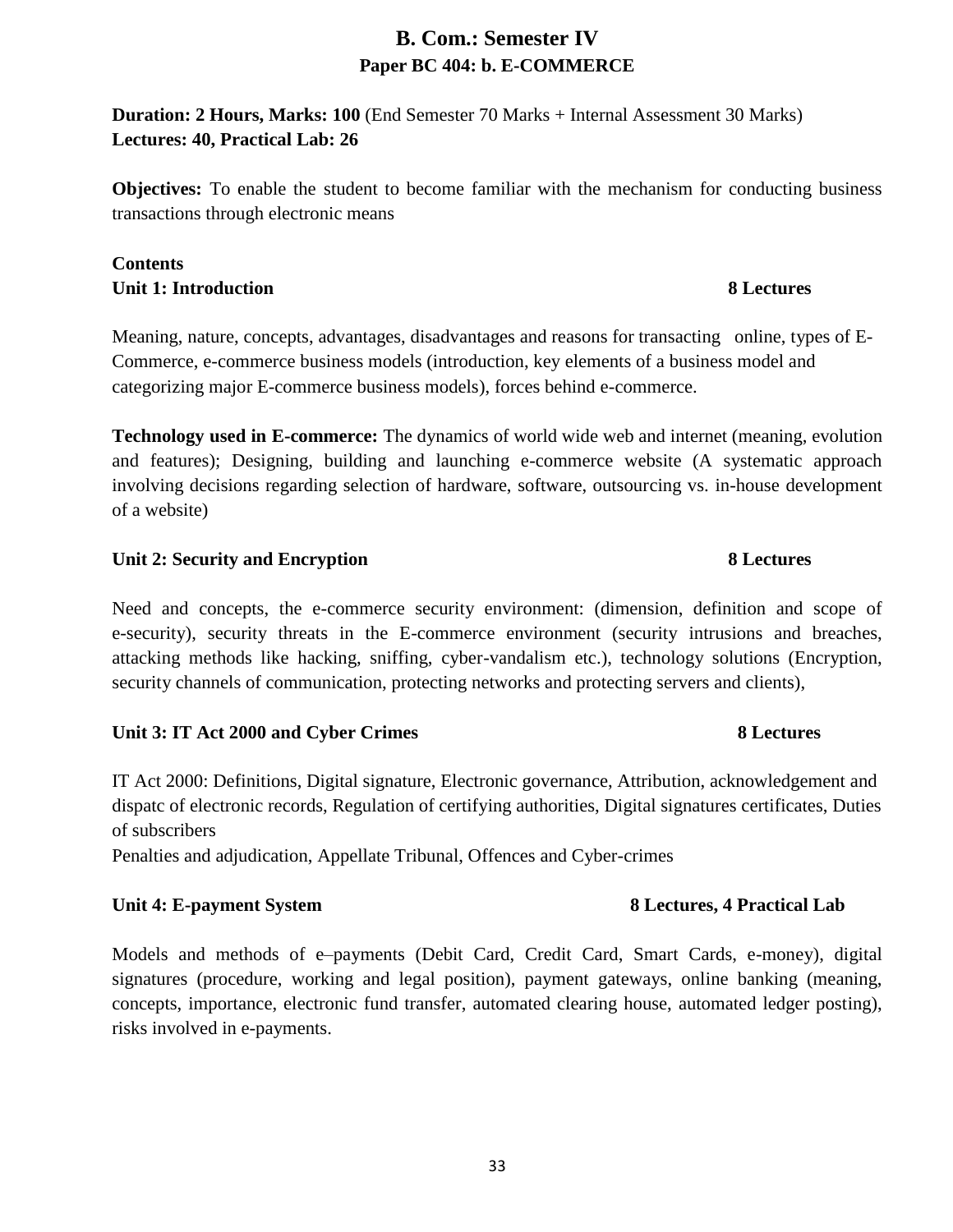# B. Com.: Semester IV

## Paper BC 404: b. E-COMMERCE

**Duration: 2 Hours, Marks: 100** (End Semester 70 Marks + Internal Assessment 30 Marks)
**Lectures: 40, Practical Lab: 26**

**Objectives:** To enable the student to become familiar with the mechanism for conducting business transactions through electronic means

**Contents**

**Unit 1: Introduction** **8 Lectures**

Meaning, nature, concepts, advantages, disadvantages and reasons for transacting online, types of E-Commerce, e-commerce business models (introduction, key elements of a business model and categorizing major E-commerce business models), forces behind e-commerce.

**Technology used in E-commerce:** The dynamics of world wide web and internet (meaning, evolution and features); Designing, building and launching e-commerce website (A systematic approach involving decisions regarding selection of hardware, software, outsourcing vs. in-house development of a website)

**Unit 2: Security and Encryption** **8 Lectures**

Need and concepts, the e-commerce security environment: (dimension, definition and scope of e-security), security threats in the E-commerce environment (security intrusions and breaches, attacking methods like hacking, sniffing, cyber-vandalism etc.), technology solutions (Encryption, security channels of communication, protecting networks and protecting servers and clients),

**Unit 3: IT Act 2000 and Cyber Crimes** **8 Lectures**

IT Act 2000: Definitions, Digital signature, Electronic governance, Attribution, acknowledgement and dispatc of electronic records, Regulation of certifying authorities, Digital signatures certificates, Duties of subscribers

Penalties and adjudication, Appellate Tribunal, Offences and Cyber-crimes

**Unit 4: E-payment System** **8 Lectures, 4 Practical Lab**

Models and methods of e–payments (Debit Card, Credit Card, Smart Cards, e-money), digital signatures (procedure, working and legal position), payment gateways, online banking (meaning, concepts, importance, electronic fund transfer, automated clearing house, automated ledger posting), risks involved in e-payments.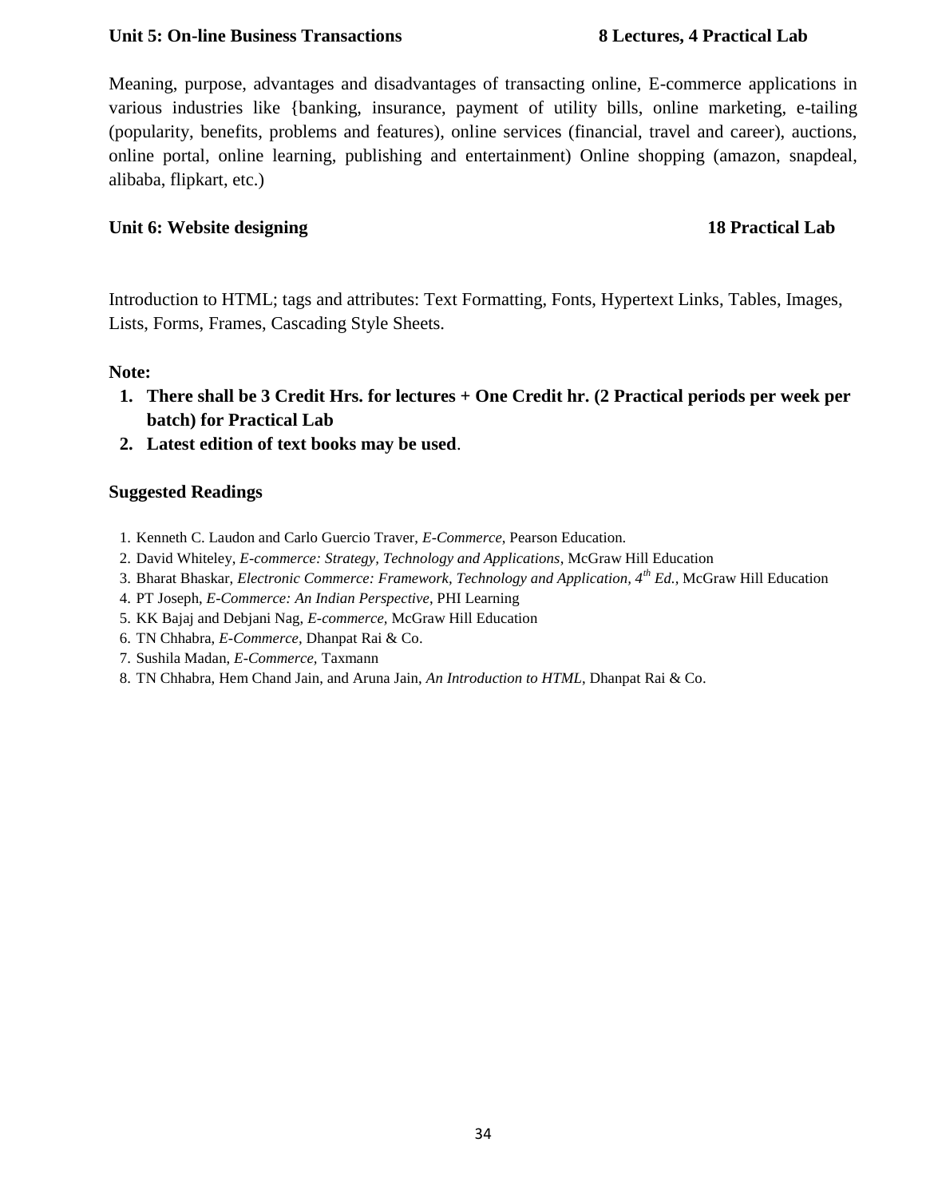**Unit 5: On-line Business Transactions** **8 Lectures, 4 Practical Lab**

Meaning, purpose, advantages and disadvantages of transacting online, E-commerce applications in various industries like {banking, insurance, payment of utility bills, online marketing, e-tailing (popularity, benefits, problems and features), online services (financial, travel and career), auctions, online portal, online learning, publishing and entertainment) Online shopping (amazon, snapdeal, alibaba, flipkart, etc.)

**Unit 6: Website designing** **18 Practical Lab**

Introduction to HTML; tags and attributes: Text Formatting, Fonts, Hypertext Links, Tables, Images, Lists, Forms, Frames, Cascading Style Sheets.

**Note:**

1. **There shall be 3 Credit Hrs. for lectures + One Credit hr. (2 Practical periods per week per batch) for Practical Lab**
2. **Latest edition of text books may be used**.

**Suggested Readings**

1. Kenneth C. Laudon and Carlo Guercio Traver, *E-Commerce*, Pearson Education.
2. David Whiteley, *E-commerce: Strategy, Technology and Applications*, McGraw Hill Education
3. Bharat Bhaskar, *Electronic Commerce: Framework, Technology and Application, 4th Ed.*, McGraw Hill Education
4. PT Joseph, *E-Commerce: An Indian Perspective*, PHI Learning
5. KK Bajaj and Debjani Nag, *E-commerce*, McGraw Hill Education
6. TN Chhabra, *E-Commerce*, Dhanpat Rai & Co.
7. Sushila Madan, *E-Commerce*, Taxmann
8. TN Chhabra, Hem Chand Jain, and Aruna Jain, *An Introduction to HTML*, Dhanpat Rai & Co.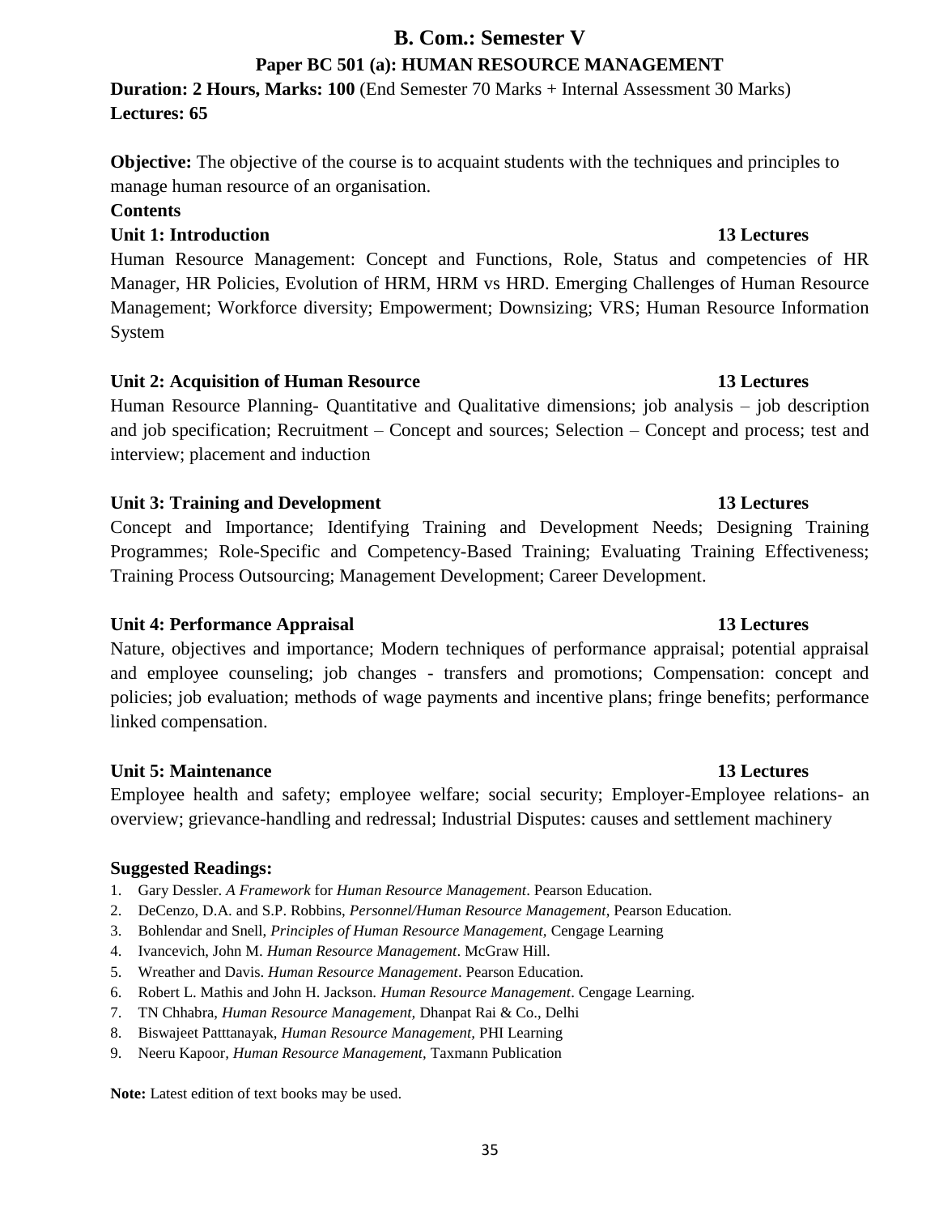# B. Com.: Semester V

## Paper BC 501 (a): HUMAN RESOURCE MANAGEMENT

**Duration: 2 Hours, Marks: 100** (End Semester 70 Marks + Internal Assessment 30 Marks)
**Lectures: 65**

**Objective:** The objective of the course is to acquaint students with the techniques and principles to manage human resource of an organisation.

**Contents**

**Unit 1: Introduction** **13 Lectures**

Human Resource Management: Concept and Functions, Role, Status and competencies of HR Manager, HR Policies, Evolution of HRM, HRM vs HRD. Emerging Challenges of Human Resource Management; Workforce diversity; Empowerment; Downsizing; VRS; Human Resource Information System

**Unit 2: Acquisition of Human Resource** **13 Lectures**

Human Resource Planning- Quantitative and Qualitative dimensions; job analysis – job description and job specification; Recruitment – Concept and sources; Selection – Concept and process; test and interview; placement and induction

**Unit 3: Training and Development** **13 Lectures**

Concept and Importance; Identifying Training and Development Needs; Designing Training Programmes; Role-Specific and Competency-Based Training; Evaluating Training Effectiveness; Training Process Outsourcing; Management Development; Career Development.

**Unit 4: Performance Appraisal** **13 Lectures**

Nature, objectives and importance; Modern techniques of performance appraisal; potential appraisal and employee counseling; job changes - transfers and promotions; Compensation: concept and policies; job evaluation; methods of wage payments and incentive plans; fringe benefits; performance linked compensation.

**Unit 5: Maintenance** **13 Lectures**

Employee health and safety; employee welfare; social security; Employer-Employee relations- an overview; grievance-handling and redressal; Industrial Disputes: causes and settlement machinery

**Suggested Readings:**

1. Gary Dessler. *A Framework* for *Human Resource Management*. Pearson Education.
2. DeCenzo, D.A. and S.P. Robbins, *Personnel/Human Resource Management*, Pearson Education.
3. Bohlendar and Snell, *Principles of Human Resource Management*, Cengage Learning
4. Ivancevich, John M. *Human Resource Management*. McGraw Hill.
5. Wreather and Davis. *Human Resource Management*. Pearson Education.
6. Robert L. Mathis and John H. Jackson. *Human Resource Management*. Cengage Learning.
7. TN Chhabra, *Human Resource Management*, Dhanpat Rai & Co., Delhi
8. Biswajeet Patttanayak, *Human Resource Management*, PHI Learning
9. Neeru Kapoor, *Human Resource Management*, Taxmann Publication

**Note:** Latest edition of text books may be used.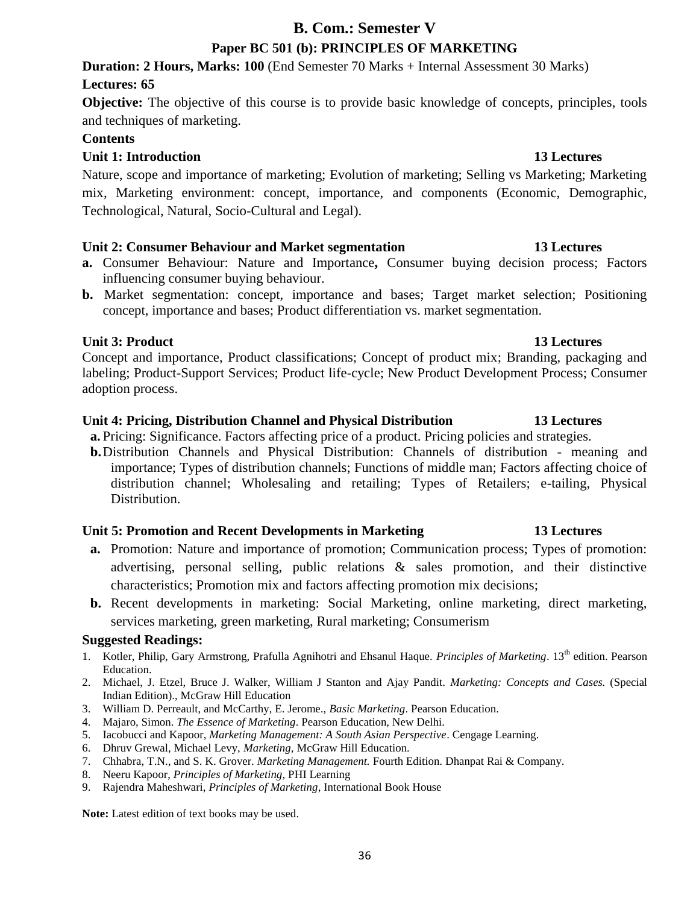# B. Com.: Semester V

## Paper BC 501 (b): PRINCIPLES OF MARKETING

**Duration: 2 Hours, Marks: 100** (End Semester 70 Marks + Internal Assessment 30 Marks)

**Lectures: 65**

**Objective:** The objective of this course is to provide basic knowledge of concepts, principles, tools and techniques of marketing.

**Contents**

**Unit 1: Introduction 13 Lectures**

Nature, scope and importance of marketing; Evolution of marketing; Selling vs Marketing; Marketing mix, Marketing environment: concept, importance, and components (Economic, Demographic, Technological, Natural, Socio-Cultural and Legal).

**Unit 2: Consumer Behaviour and Market segmentation 13 Lectures**

**a.** Consumer Behaviour: Nature and Importance**,** Consumer buying decision process; Factors influencing consumer buying behaviour.

**b.** Market segmentation: concept, importance and bases; Target market selection; Positioning concept, importance and bases; Product differentiation vs. market segmentation.

**Unit 3: Product 13 Lectures**

Concept and importance, Product classifications; Concept of product mix; Branding, packaging and labeling; Product-Support Services; Product life-cycle; New Product Development Process; Consumer adoption process.

**Unit 4: Pricing, Distribution Channel and Physical Distribution 13 Lectures**

**a.** Pricing: Significance. Factors affecting price of a product. Pricing policies and strategies.

**b.** Distribution Channels and Physical Distribution: Channels of distribution - meaning and importance; Types of distribution channels; Functions of middle man; Factors affecting choice of distribution channel; Wholesaling and retailing; Types of Retailers; e-tailing, Physical Distribution.

**Unit 5: Promotion and Recent Developments in Marketing 13 Lectures**

**a.** Promotion: Nature and importance of promotion; Communication process; Types of promotion: advertising, personal selling, public relations & sales promotion, and their distinctive characteristics; Promotion mix and factors affecting promotion mix decisions;

**b.** Recent developments in marketing: Social Marketing, online marketing, direct marketing, services marketing, green marketing, Rural marketing; Consumerism

**Suggested Readings:**

1. Kotler, Philip, Gary Armstrong, Prafulla Agnihotri and Ehsanul Haque. *Principles of Marketing*. 13th edition. Pearson Education.
2. Michael, J. Etzel, Bruce J. Walker, William J Stanton and Ajay Pandit. *Marketing: Concepts and Cases.* (Special Indian Edition)., McGraw Hill Education
3. William D. Perreault, and McCarthy, E. Jerome., *Basic Marketing*. Pearson Education.
4. Majaro, Simon. *The Essence of Marketing*. Pearson Education, New Delhi.
5. Iacobucci and Kapoor, *Marketing Management: A South Asian Perspective*. Cengage Learning.
6. Dhruv Grewal, Michael Levy, *Marketing*, McGraw Hill Education.
7. Chhabra, T.N., and S. K. Grover. *Marketing Management.* Fourth Edition. Dhanpat Rai & Company.
8. Neeru Kapoor, *Principles of Marketing*, PHI Learning
9. Rajendra Maheshwari, *Principles of Marketing*, International Book House

**Note:** Latest edition of text books may be used.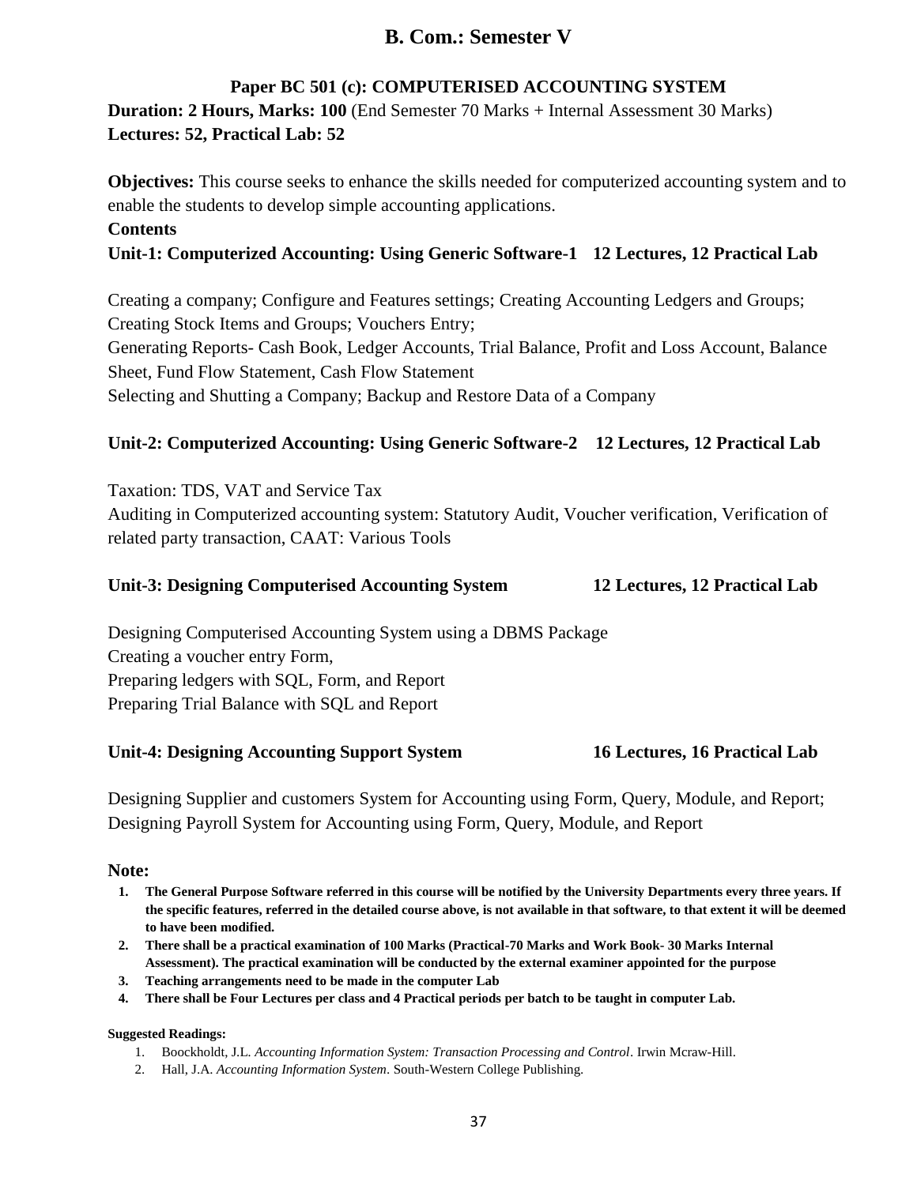# B. Com.: Semester V

## Paper BC 501 (c): COMPUTERISED ACCOUNTING SYSTEM

**Duration: 2 Hours, Marks: 100** (End Semester 70 Marks + Internal Assessment 30 Marks)
**Lectures: 52, Practical Lab: 52**

**Objectives:** This course seeks to enhance the skills needed for computerized accounting system and to enable the students to develop simple accounting applications.

**Contents**

**Unit-1: Computerized Accounting: Using Generic Software-1 12 Lectures, 12 Practical Lab**

Creating a company; Configure and Features settings; Creating Accounting Ledgers and Groups; Creating Stock Items and Groups; Vouchers Entry;
Generating Reports- Cash Book, Ledger Accounts, Trial Balance, Profit and Loss Account, Balance Sheet, Fund Flow Statement, Cash Flow Statement
Selecting and Shutting a Company; Backup and Restore Data of a Company

**Unit-2: Computerized Accounting: Using Generic Software-2 12 Lectures, 12 Practical Lab**

Taxation: TDS, VAT and Service Tax
Auditing in Computerized accounting system: Statutory Audit, Voucher verification, Verification of related party transaction, CAAT: Various Tools

**Unit-3: Designing Computerised Accounting System 12 Lectures, 12 Practical Lab**

Designing Computerised Accounting System using a DBMS Package
Creating a voucher entry Form,
Preparing ledgers with SQL, Form, and Report
Preparing Trial Balance with SQL and Report

**Unit-4: Designing Accounting Support System 16 Lectures, 16 Practical Lab**

Designing Supplier and customers System for Accounting using Form, Query, Module, and Report;
Designing Payroll System for Accounting using Form, Query, Module, and Report

**Note:**

1. **The General Purpose Software referred in this course will be notified by the University Departments every three years. If the specific features, referred in the detailed course above, is not available in that software, to that extent it will be deemed to have been modified.**
2. **There shall be a practical examination of 100 Marks (Practical-70 Marks and Work Book- 30 Marks Internal Assessment). The practical examination will be conducted by the external examiner appointed for the purpose**
3. **Teaching arrangements need to be made in the computer Lab**
4. **There shall be Four Lectures per class and 4 Practical periods per batch to be taught in computer Lab.**

**Suggested Readings:**

1. Boockholdt, J.L. *Accounting Information System: Transaction Processing and Control*. Irwin Mcraw-Hill.
2. Hall, J.A. *Accounting Information System*. South-Western College Publishing.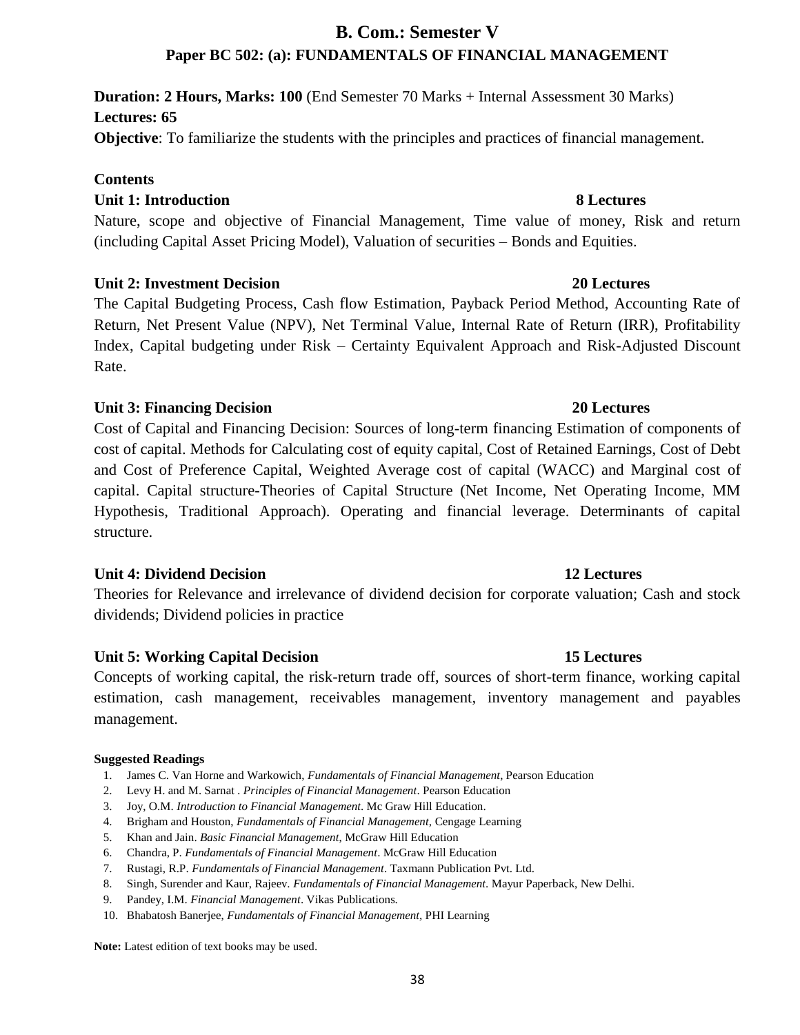# B. Com.: Semester V

## Paper BC 502: (a): FUNDAMENTALS OF FINANCIAL MANAGEMENT

**Duration: 2 Hours, Marks: 100** (End Semester 70 Marks + Internal Assessment 30 Marks)
**Lectures: 65**
**Objective**: To familiarize the students with the principles and practices of financial management.

**Contents**

**Unit 1: Introduction** **8 Lectures**

Nature, scope and objective of Financial Management, Time value of money, Risk and return (including Capital Asset Pricing Model), Valuation of securities – Bonds and Equities.

**Unit 2: Investment Decision** **20 Lectures**

The Capital Budgeting Process, Cash flow Estimation, Payback Period Method, Accounting Rate of Return, Net Present Value (NPV), Net Terminal Value, Internal Rate of Return (IRR), Profitability Index, Capital budgeting under Risk – Certainty Equivalent Approach and Risk-Adjusted Discount Rate.

**Unit 3: Financing Decision** **20 Lectures**

Cost of Capital and Financing Decision: Sources of long-term financing Estimation of components of cost of capital. Methods for Calculating cost of equity capital, Cost of Retained Earnings, Cost of Debt and Cost of Preference Capital, Weighted Average cost of capital (WACC) and Marginal cost of capital. Capital structure-Theories of Capital Structure (Net Income, Net Operating Income, MM Hypothesis, Traditional Approach). Operating and financial leverage. Determinants of capital structure.

**Unit 4: Dividend Decision** **12 Lectures**

Theories for Relevance and irrelevance of dividend decision for corporate valuation; Cash and stock dividends; Dividend policies in practice

**Unit 5: Working Capital Decision** **15 Lectures**

Concepts of working capital, the risk-return trade off, sources of short-term finance, working capital estimation, cash management, receivables management, inventory management and payables management.

**Suggested Readings**

1. James C. Van Horne and Warkowich, *Fundamentals of Financial Management*, Pearson Education
2. Levy H. and M. Sarnat . *Principles of Financial Management*. Pearson Education
3. Joy, O.M. *Introduction to Financial Management*. Mc Graw Hill Education.
4. Brigham and Houston, *Fundamentals of Financial Management,* Cengage Learning
5. Khan and Jain. *Basic Financial Management,* McGraw Hill Education
6. Chandra, P. *Fundamentals of Financial Management*. McGraw Hill Education
7. Rustagi, R.P. *Fundamentals of Financial Management*. Taxmann Publication Pvt. Ltd.
8. Singh, Surender and Kaur, Rajeev. *Fundamentals of Financial Management*. Mayur Paperback, New Delhi.
9. Pandey, I.M. *Financial Management*. Vikas Publications.
10. Bhabatosh Banerjee, *Fundamentals of Financial Management,* PHI Learning

**Note:** Latest edition of text books may be used.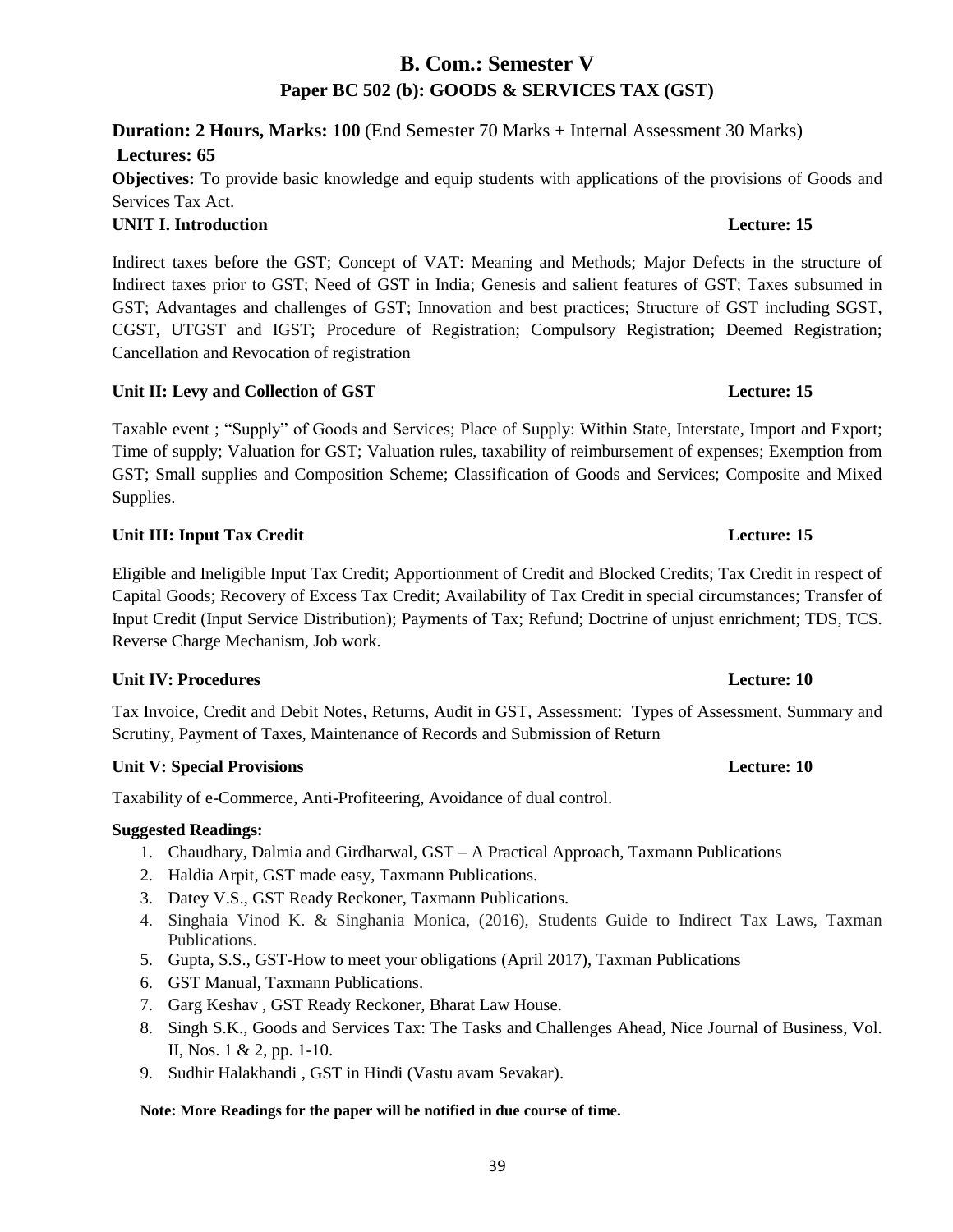# B. Com.: Semester V

## Paper BC 502 (b): GOODS & SERVICES TAX (GST)

**Duration: 2 Hours, Marks: 100** (End Semester 70 Marks + Internal Assessment 30 Marks)

**Lectures: 65**

**Objectives:** To provide basic knowledge and equip students with applications of the provisions of Goods and Services Tax Act.

**UNIT I. Introduction** **Lecture: 15**

Indirect taxes before the GST; Concept of VAT: Meaning and Methods; Major Defects in the structure of Indirect taxes prior to GST; Need of GST in India; Genesis and salient features of GST; Taxes subsumed in GST; Advantages and challenges of GST; Innovation and best practices; Structure of GST including SGST, CGST, UTGST and IGST; Procedure of Registration; Compulsory Registration; Deemed Registration; Cancellation and Revocation of registration

**Unit II: Levy and Collection of GST** **Lecture: 15**

Taxable event ; "Supply" of Goods and Services; Place of Supply: Within State, Interstate, Import and Export; Time of supply; Valuation for GST; Valuation rules, taxability of reimbursement of expenses; Exemption from GST; Small supplies and Composition Scheme; Classification of Goods and Services; Composite and Mixed Supplies.

**Unit III: Input Tax Credit** **Lecture: 15**

Eligible and Ineligible Input Tax Credit; Apportionment of Credit and Blocked Credits; Tax Credit in respect of Capital Goods; Recovery of Excess Tax Credit; Availability of Tax Credit in special circumstances; Transfer of Input Credit (Input Service Distribution); Payments of Tax; Refund; Doctrine of unjust enrichment; TDS, TCS. Reverse Charge Mechanism, Job work.

**Unit IV: Procedures** **Lecture: 10**

Tax Invoice, Credit and Debit Notes, Returns, Audit in GST, Assessment: Types of Assessment, Summary and Scrutiny, Payment of Taxes, Maintenance of Records and Submission of Return

**Unit V: Special Provisions** **Lecture: 10**

Taxability of e-Commerce, Anti-Profiteering, Avoidance of dual control.

**Suggested Readings:**

1. Chaudhary, Dalmia and Girdharwal, GST – A Practical Approach, Taxmann Publications
2. Haldia Arpit, GST made easy, Taxmann Publications.
3. Datey V.S., GST Ready Reckoner, Taxmann Publications.
4. Singhaia Vinod K. & Singhania Monica, (2016), Students Guide to Indirect Tax Laws, Taxman Publications.
5. Gupta, S.S., GST-How to meet your obligations (April 2017), Taxman Publications
6. GST Manual, Taxmann Publications.
7. Garg Keshav , GST Ready Reckoner, Bharat Law House.
8. Singh S.K., Goods and Services Tax: The Tasks and Challenges Ahead, Nice Journal of Business, Vol. II, Nos. 1 & 2, pp. 1-10.
9. Sudhir Halakhandi , GST in Hindi (Vastu avam Sevakar).

**Note: More Readings for the paper will be notified in due course of time.**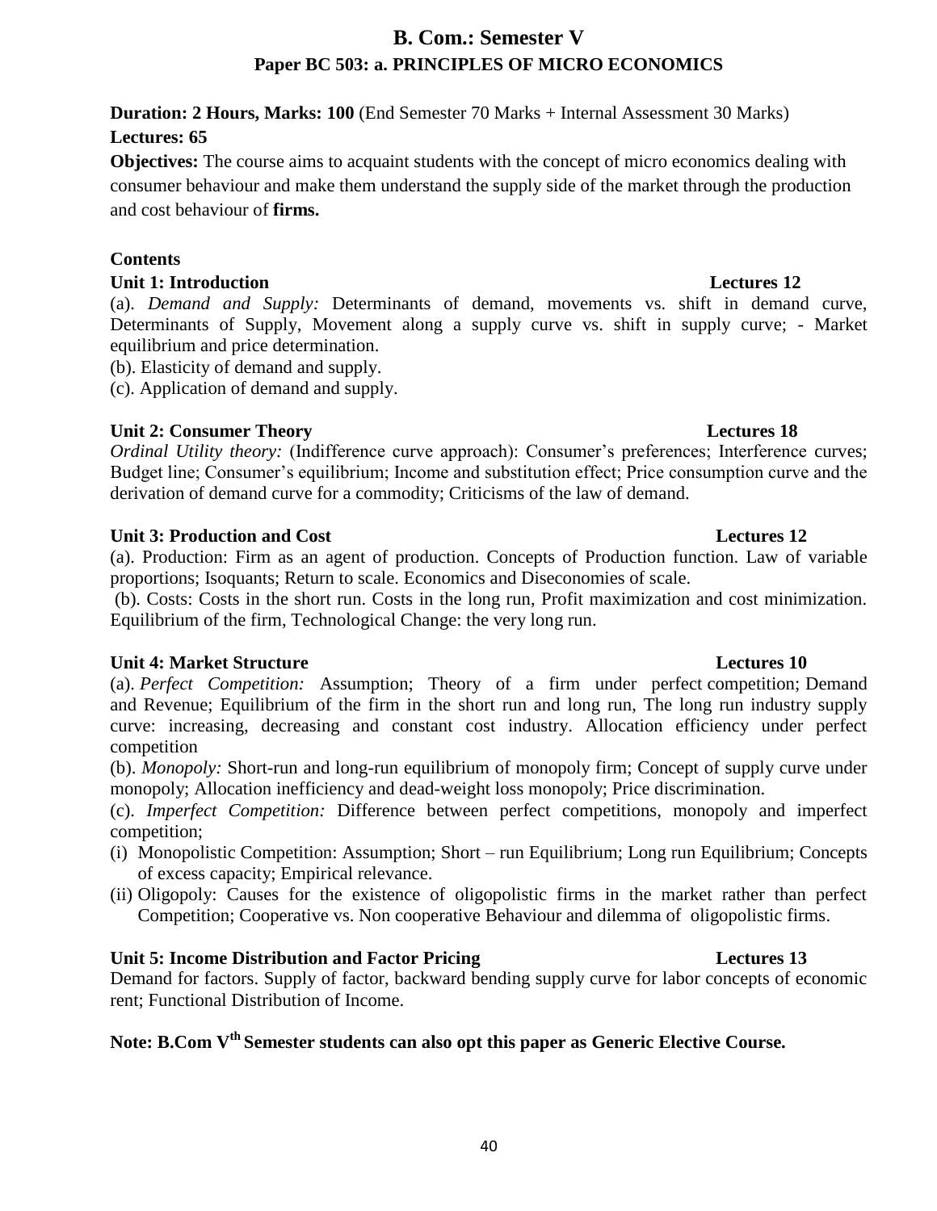# B. Com.: Semester V

## Paper BC 503: a. PRINCIPLES OF MICRO ECONOMICS

**Duration: 2 Hours, Marks: 100** (End Semester 70 Marks + Internal Assessment 30 Marks)

**Lectures: 65**

**Objectives:** The course aims to acquaint students with the concept of micro economics dealing with consumer behaviour and make them understand the supply side of the market through the production and cost behaviour of **firms.**

**Contents**

**Unit 1: Introduction** **Lectures 12**

(a). *Demand and Supply:* Determinants of demand, movements vs. shift in demand curve, Determinants of Supply, Movement along a supply curve vs. shift in supply curve; - Market equilibrium and price determination.

(b). Elasticity of demand and supply.

(c). Application of demand and supply.

**Unit 2: Consumer Theory** **Lectures 18**

*Ordinal Utility theory:* (Indifference curve approach): Consumer's preferences; Interference curves; Budget line; Consumer's equilibrium; Income and substitution effect; Price consumption curve and the derivation of demand curve for a commodity; Criticisms of the law of demand.

**Unit 3: Production and Cost** **Lectures 12**

(a). Production: Firm as an agent of production. Concepts of Production function. Law of variable proportions; Isoquants; Return to scale. Economics and Diseconomies of scale.

(b). Costs: Costs in the short run. Costs in the long run, Profit maximization and cost minimization. Equilibrium of the firm, Technological Change: the very long run.

**Unit 4: Market Structure** **Lectures 10**

(a). *Perfect Competition:* Assumption; Theory of a firm under perfect competition; Demand and Revenue; Equilibrium of the firm in the short run and long run, The long run industry supply curve: increasing, decreasing and constant cost industry. Allocation efficiency under perfect competition

(b). *Monopoly:* Short-run and long-run equilibrium of monopoly firm; Concept of supply curve under monopoly; Allocation inefficiency and dead-weight loss monopoly; Price discrimination.

(c). *Imperfect Competition:* Difference between perfect competitions, monopoly and imperfect competition;

(i) Monopolistic Competition: Assumption; Short – run Equilibrium; Long run Equilibrium; Concepts of excess capacity; Empirical relevance.

(ii) Oligopoly: Causes for the existence of oligopolistic firms in the market rather than perfect Competition; Cooperative vs. Non cooperative Behaviour and dilemma of oligopolistic firms.

**Unit 5: Income Distribution and Factor Pricing** **Lectures 13**

Demand for factors. Supply of factor, backward bending supply curve for labor concepts of economic rent; Functional Distribution of Income.

**Note: B.Com V$^{th}$ Semester students can also opt this paper as Generic Elective Course.**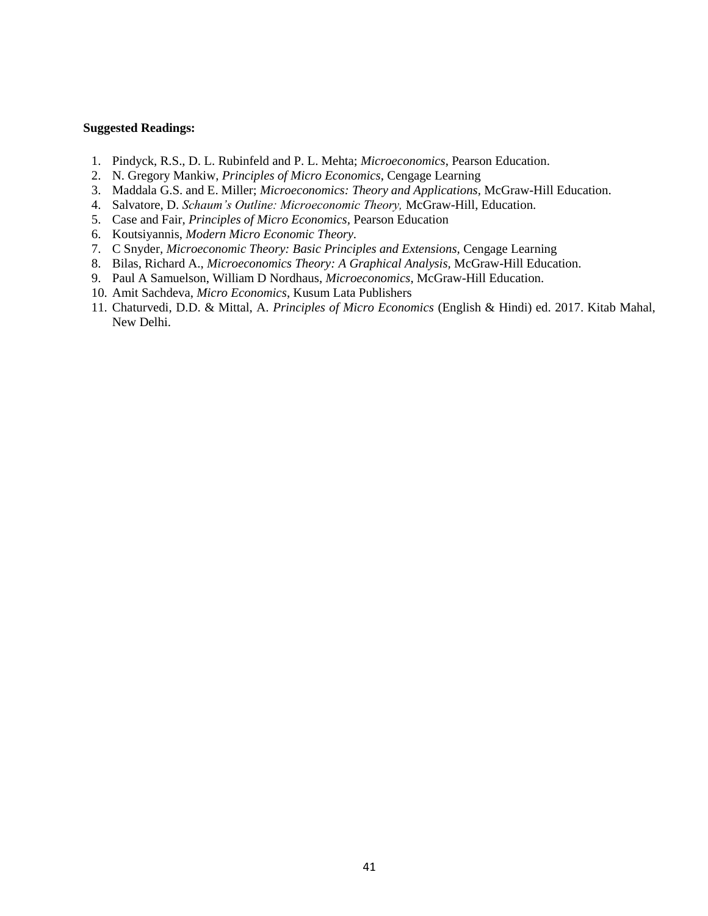**Suggested Readings:**

1. Pindyck, R.S., D. L. Rubinfeld and P. L. Mehta; *Microeconomics*, Pearson Education.
2. N. Gregory Mankiw, *Principles of Micro Economics*, Cengage Learning
3. Maddala G.S. and E. Miller; *Microeconomics: Theory and Applications*, McGraw-Hill Education.
4. Salvatore, D. *Schaum's Outline: Microeconomic Theory,* McGraw-Hill, Education.
5. Case and Fair, *Principles of Micro Economics*, Pearson Education
6. Koutsiyannis, *Modern Micro Economic Theory.*
7. C Snyder, *Microeconomic Theory: Basic Principles and Extensions*, Cengage Learning
8. Bilas, Richard A., *Microeconomics Theory: A Graphical Analysis,* McGraw-Hill Education.
9. Paul A Samuelson, William D Nordhaus, *Microeconomics*, McGraw-Hill Education.
10. Amit Sachdeva, *Micro Economics*, Kusum Lata Publishers
11. Chaturvedi, D.D. & Mittal, A. *Principles of Micro Economics* (English & Hindi) ed. 2017. Kitab Mahal, New Delhi.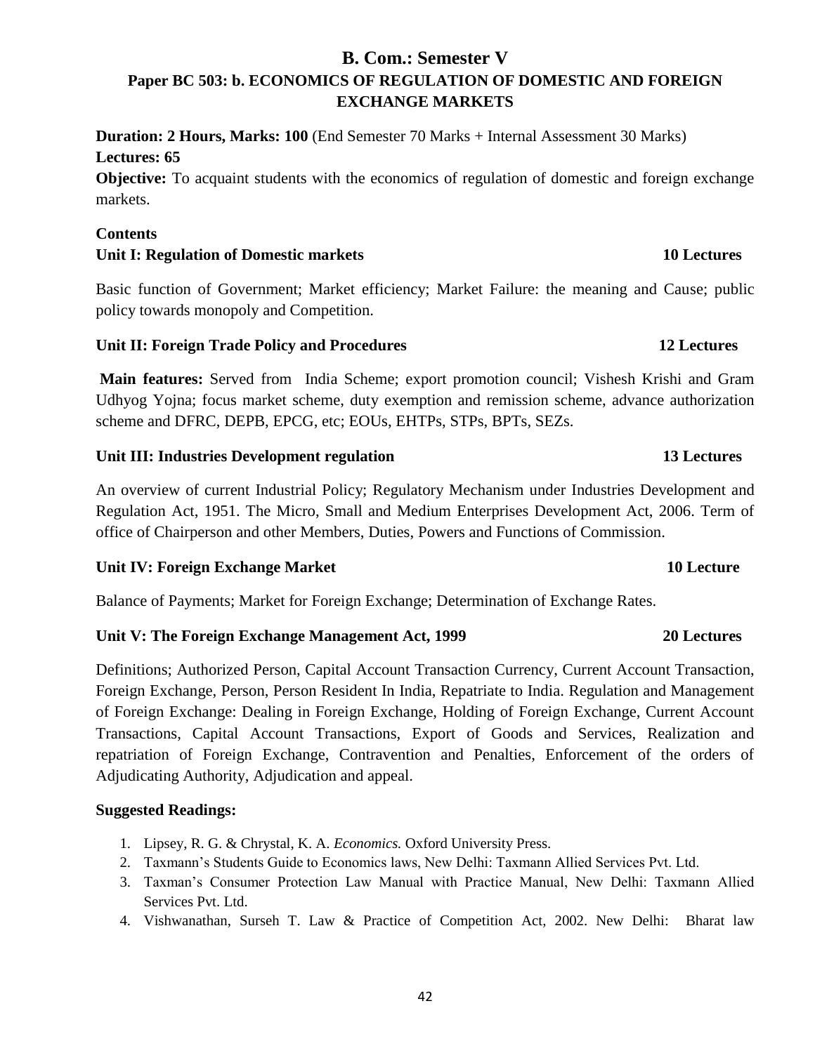# B. Com.: Semester V

## Paper BC 503: b. ECONOMICS OF REGULATION OF DOMESTIC AND FOREIGN EXCHANGE MARKETS

**Duration: 2 Hours, Marks: 100** (End Semester 70 Marks + Internal Assessment 30 Marks)

**Lectures: 65**

**Objective:** To acquaint students with the economics of regulation of domestic and foreign exchange markets.

**Contents**

**Unit I: Regulation of Domestic markets** **10 Lectures**

Basic function of Government; Market efficiency; Market Failure: the meaning and Cause; public policy towards monopoly and Competition.

**Unit II: Foreign Trade Policy and Procedures** **12 Lectures**

**Main features:** Served from India Scheme; export promotion council; Vishesh Krishi and Gram Udhyog Yojna; focus market scheme, duty exemption and remission scheme, advance authorization scheme and DFRC, DEPB, EPCG, etc; EOUs, EHTPs, STPs, BPTs, SEZs.

**Unit III: Industries Development regulation** **13 Lectures**

An overview of current Industrial Policy; Regulatory Mechanism under Industries Development and Regulation Act, 1951. The Micro, Small and Medium Enterprises Development Act, 2006. Term of office of Chairperson and other Members, Duties, Powers and Functions of Commission.

**Unit IV: Foreign Exchange Market** **10 Lecture**

Balance of Payments; Market for Foreign Exchange; Determination of Exchange Rates.

**Unit V: The Foreign Exchange Management Act, 1999** **20 Lectures**

Definitions; Authorized Person, Capital Account Transaction Currency, Current Account Transaction, Foreign Exchange, Person, Person Resident In India, Repatriate to India. Regulation and Management of Foreign Exchange: Dealing in Foreign Exchange, Holding of Foreign Exchange, Current Account Transactions, Capital Account Transactions, Export of Goods and Services, Realization and repatriation of Foreign Exchange, Contravention and Penalties, Enforcement of the orders of Adjudicating Authority, Adjudication and appeal.

**Suggested Readings:**

1. Lipsey, R. G. & Chrystal, K. A. *Economics.* Oxford University Press.
2. Taxmann's Students Guide to Economics laws, New Delhi: Taxmann Allied Services Pvt. Ltd.
3. Taxman's Consumer Protection Law Manual with Practice Manual, New Delhi: Taxmann Allied Services Pvt. Ltd.
4. Vishwanathan, Surseh T. Law & Practice of Competition Act, 2002. New Delhi: Bharat law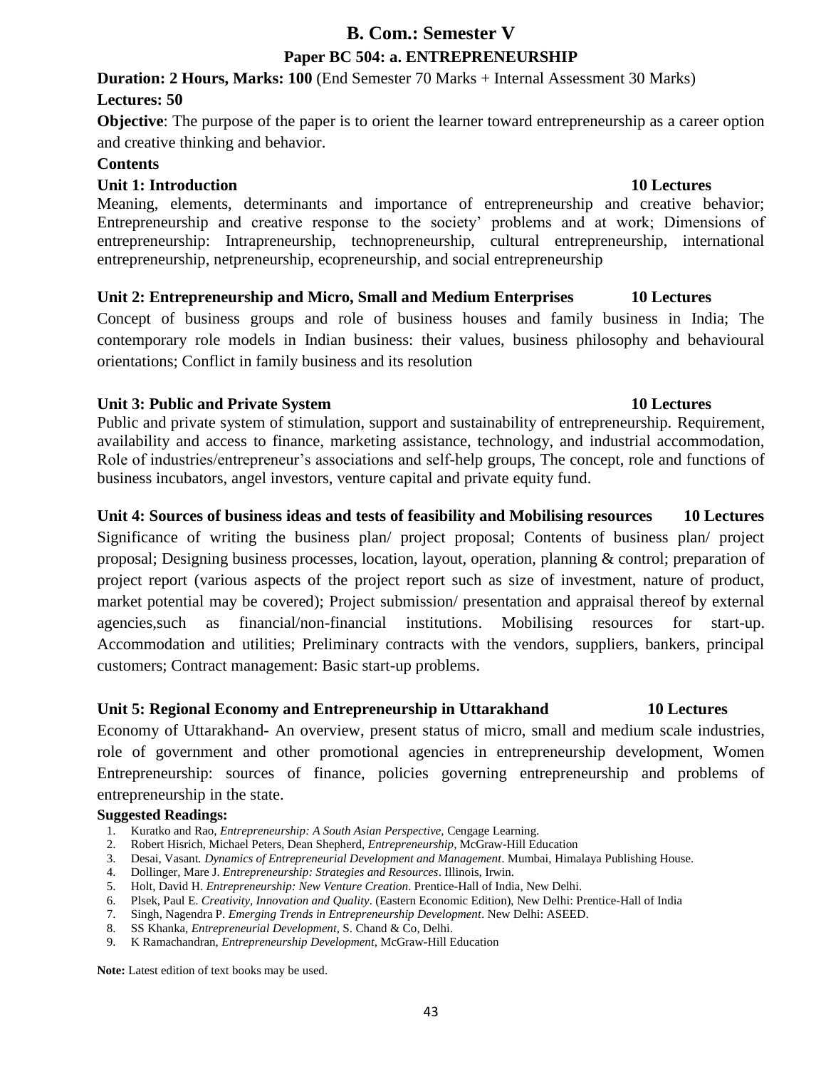# B. Com.: Semester V

## Paper BC 504: a. ENTREPRENEURSHIP

**Duration: 2 Hours, Marks: 100** (End Semester 70 Marks + Internal Assessment 30 Marks)

**Lectures: 50**

**Objective**: The purpose of the paper is to orient the learner toward entrepreneurship as a career option and creative thinking and behavior.

**Contents**

**Unit 1: Introduction — 10 Lectures**

Meaning, elements, determinants and importance of entrepreneurship and creative behavior; Entrepreneurship and creative response to the society' problems and at work; Dimensions of entrepreneurship: Intrapreneurship, technopreneurship, cultural entrepreneurship, international entrepreneurship, netpreneurship, ecopreneurship, and social entrepreneurship

**Unit 2: Entrepreneurship and Micro, Small and Medium Enterprises — 10 Lectures**

Concept of business groups and role of business houses and family business in India; The contemporary role models in Indian business: their values, business philosophy and behavioural orientations; Conflict in family business and its resolution

**Unit 3: Public and Private System — 10 Lectures**

Public and private system of stimulation, support and sustainability of entrepreneurship. Requirement, availability and access to finance, marketing assistance, technology, and industrial accommodation, Role of industries/entrepreneur's associations and self-help groups, The concept, role and functions of business incubators, angel investors, venture capital and private equity fund.

**Unit 4: Sources of business ideas and tests of feasibility and Mobilising resources — 10 Lectures**

Significance of writing the business plan/ project proposal; Contents of business plan/ project proposal; Designing business processes, location, layout, operation, planning & control; preparation of project report (various aspects of the project report such as size of investment, nature of product, market potential may be covered); Project submission/ presentation and appraisal thereof by external agencies,such as financial/non-financial institutions. Mobilising resources for start-up. Accommodation and utilities; Preliminary contracts with the vendors, suppliers, bankers, principal customers; Contract management: Basic start-up problems.

**Unit 5: Regional Economy and Entrepreneurship in Uttarakhand — 10 Lectures**

Economy of Uttarakhand- An overview, present status of micro, small and medium scale industries, role of government and other promotional agencies in entrepreneurship development, Women Entrepreneurship: sources of finance, policies governing entrepreneurship and problems of entrepreneurship in the state.

**Suggested Readings:**

1. Kuratko and Rao, *Entrepreneurship: A South Asian Perspective*, Cengage Learning.
2. Robert Hisrich, Michael Peters, Dean Shepherd, *Entrepreneurship*, McGraw-Hill Education
3. Desai, Vasant. *Dynamics of Entrepreneurial Development and Management*. Mumbai, Himalaya Publishing House.
4. Dollinger, Mare J. *Entrepreneurship: Strategies and Resources*. Illinois, Irwin.
5. Holt, David H. *Entrepreneurship: New Venture Creation*. Prentice-Hall of India, New Delhi.
6. Plsek, Paul E. *Creativity, Innovation and Quality*. (Eastern Economic Edition), New Delhi: Prentice-Hall of India
7. Singh, Nagendra P. *Emerging Trends in Entrepreneurship Development*. New Delhi: ASEED.
8. SS Khanka, *Entrepreneurial Development*, S. Chand & Co, Delhi.
9. K Ramachandran, *Entrepreneurship Development*, McGraw-Hill Education

**Note:** Latest edition of text books may be used.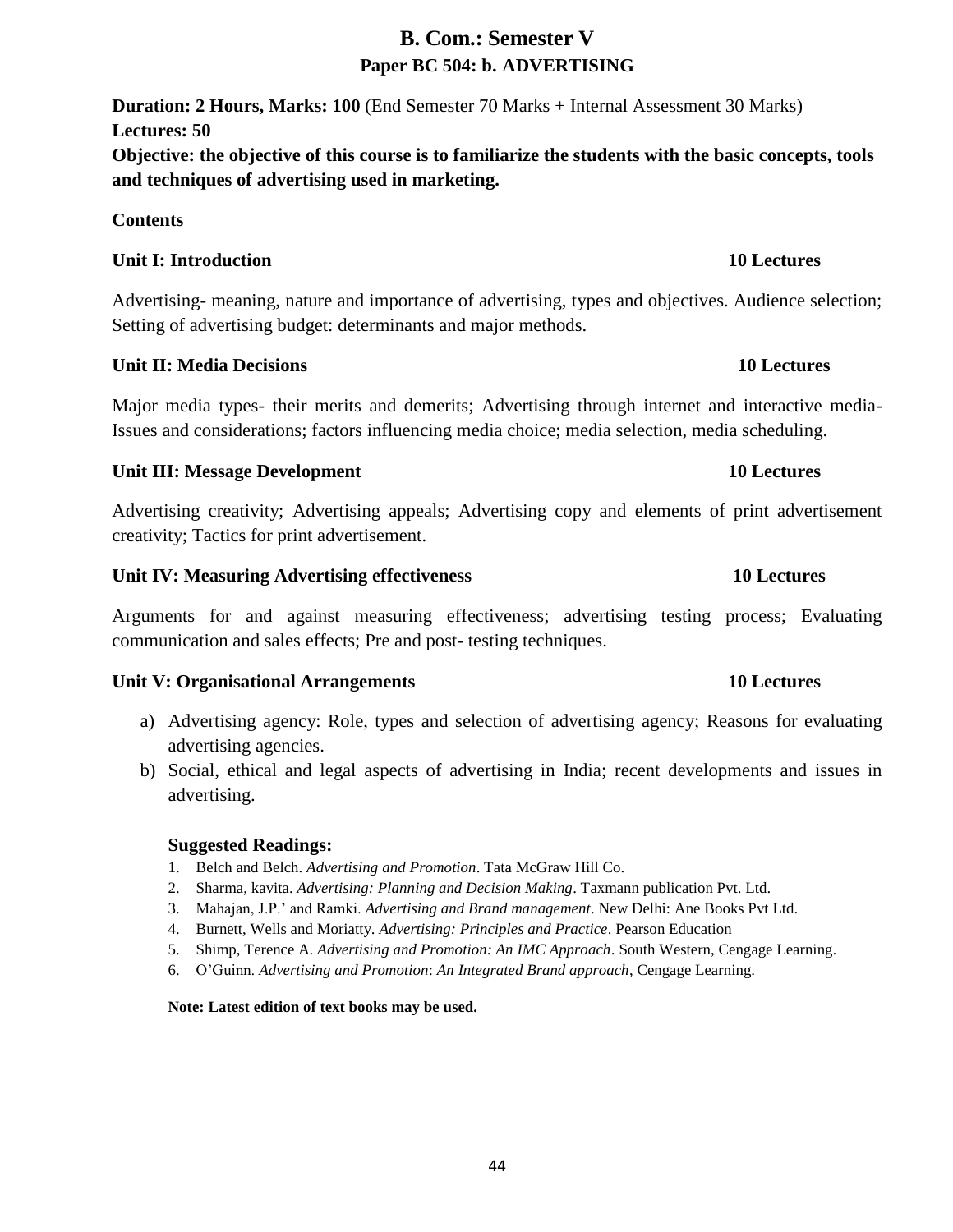# B. Com.: Semester V

## Paper BC 504: b. ADVERTISING

**Duration: 2 Hours, Marks: 100** (End Semester 70 Marks + Internal Assessment 30 Marks)
**Lectures: 50**
**Objective: the objective of this course is to familiarize the students with the basic concepts, tools and techniques of advertising used in marketing.**

**Contents**

**Unit I: Introduction 10 Lectures**

Advertising- meaning, nature and importance of advertising, types and objectives. Audience selection; Setting of advertising budget: determinants and major methods.

**Unit II: Media Decisions 10 Lectures**

Major media types- their merits and demerits; Advertising through internet and interactive media- Issues and considerations; factors influencing media choice; media selection, media scheduling.

**Unit III: Message Development 10 Lectures**

Advertising creativity; Advertising appeals; Advertising copy and elements of print advertisement creativity; Tactics for print advertisement.

**Unit IV: Measuring Advertising effectiveness 10 Lectures**

Arguments for and against measuring effectiveness; advertising testing process; Evaluating communication and sales effects; Pre and post- testing techniques.

**Unit V: Organisational Arrangements 10 Lectures**

a) Advertising agency: Role, types and selection of advertising agency; Reasons for evaluating advertising agencies.
b) Social, ethical and legal aspects of advertising in India; recent developments and issues in advertising.

### Suggested Readings:

1. Belch and Belch. *Advertising and Promotion*. Tata McGraw Hill Co.
2. Sharma, kavita. *Advertising: Planning and Decision Making*. Taxmann publication Pvt. Ltd.
3. Mahajan, J.P.' and Ramki. *Advertising and Brand management*. New Delhi: Ane Books Pvt Ltd.
4. Burnett, Wells and Moriatty. *Advertising: Principles and Practice*. Pearson Education
5. Shimp, Terence A. *Advertising and Promotion: An IMC Approach*. South Western, Cengage Learning.
6. O'Guinn. *Advertising and Promotion*: *An Integrated Brand approach*, Cengage Learning.

**Note: Latest edition of text books may be used.**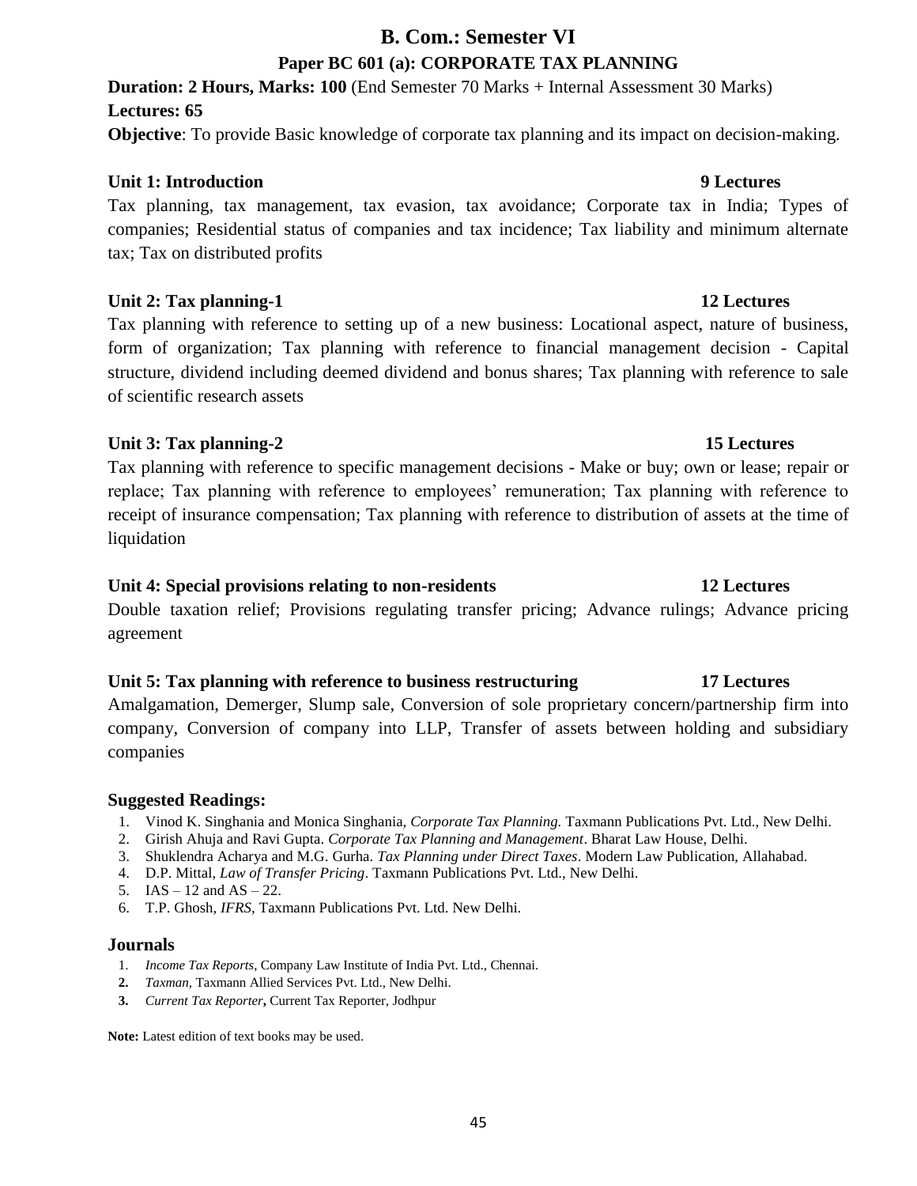# B. Com.: Semester VI

## Paper BC 601 (a): CORPORATE TAX PLANNING

**Duration: 2 Hours, Marks: 100** (End Semester 70 Marks + Internal Assessment 30 Marks)
**Lectures: 65**

**Objective**: To provide Basic knowledge of corporate tax planning and its impact on decision-making.

### Unit 1: Introduction — 9 Lectures

Tax planning, tax management, tax evasion, tax avoidance; Corporate tax in India; Types of companies; Residential status of companies and tax incidence; Tax liability and minimum alternate tax; Tax on distributed profits

### Unit 2: Tax planning-1 — 12 Lectures

Tax planning with reference to setting up of a new business: Locational aspect, nature of business, form of organization; Tax planning with reference to financial management decision - Capital structure, dividend including deemed dividend and bonus shares; Tax planning with reference to sale of scientific research assets

### Unit 3: Tax planning-2 — 15 Lectures

Tax planning with reference to specific management decisions - Make or buy; own or lease; repair or replace; Tax planning with reference to employees' remuneration; Tax planning with reference to receipt of insurance compensation; Tax planning with reference to distribution of assets at the time of liquidation

### Unit 4: Special provisions relating to non-residents — 12 Lectures

Double taxation relief; Provisions regulating transfer pricing; Advance rulings; Advance pricing agreement

### Unit 5: Tax planning with reference to business restructuring — 17 Lectures

Amalgamation, Demerger, Slump sale, Conversion of sole proprietary concern/partnership firm into company, Conversion of company into LLP, Transfer of assets between holding and subsidiary companies

### Suggested Readings:

1. Vinod K. Singhania and Monica Singhania, *Corporate Tax Planning.* Taxmann Publications Pvt. Ltd., New Delhi.
2. Girish Ahuja and Ravi Gupta. *Corporate Tax Planning and Management*. Bharat Law House, Delhi.
3. Shuklendra Acharya and M.G. Gurha. *Tax Planning under Direct Taxes*. Modern Law Publication, Allahabad.
4. D.P. Mittal, *Law of Transfer Pricing*. Taxmann Publications Pvt. Ltd., New Delhi.
5. IAS – 12 and AS – 22.
6. T.P. Ghosh, *IFRS,* Taxmann Publications Pvt. Ltd. New Delhi.

### Journals

1. *Income Tax Reports*, Company Law Institute of India Pvt. Ltd., Chennai.
2. *Taxman,* Taxmann Allied Services Pvt. Ltd., New Delhi.
3. *Current Tax Reporter***,** Current Tax Reporter, Jodhpur

**Note:** Latest edition of text books may be used.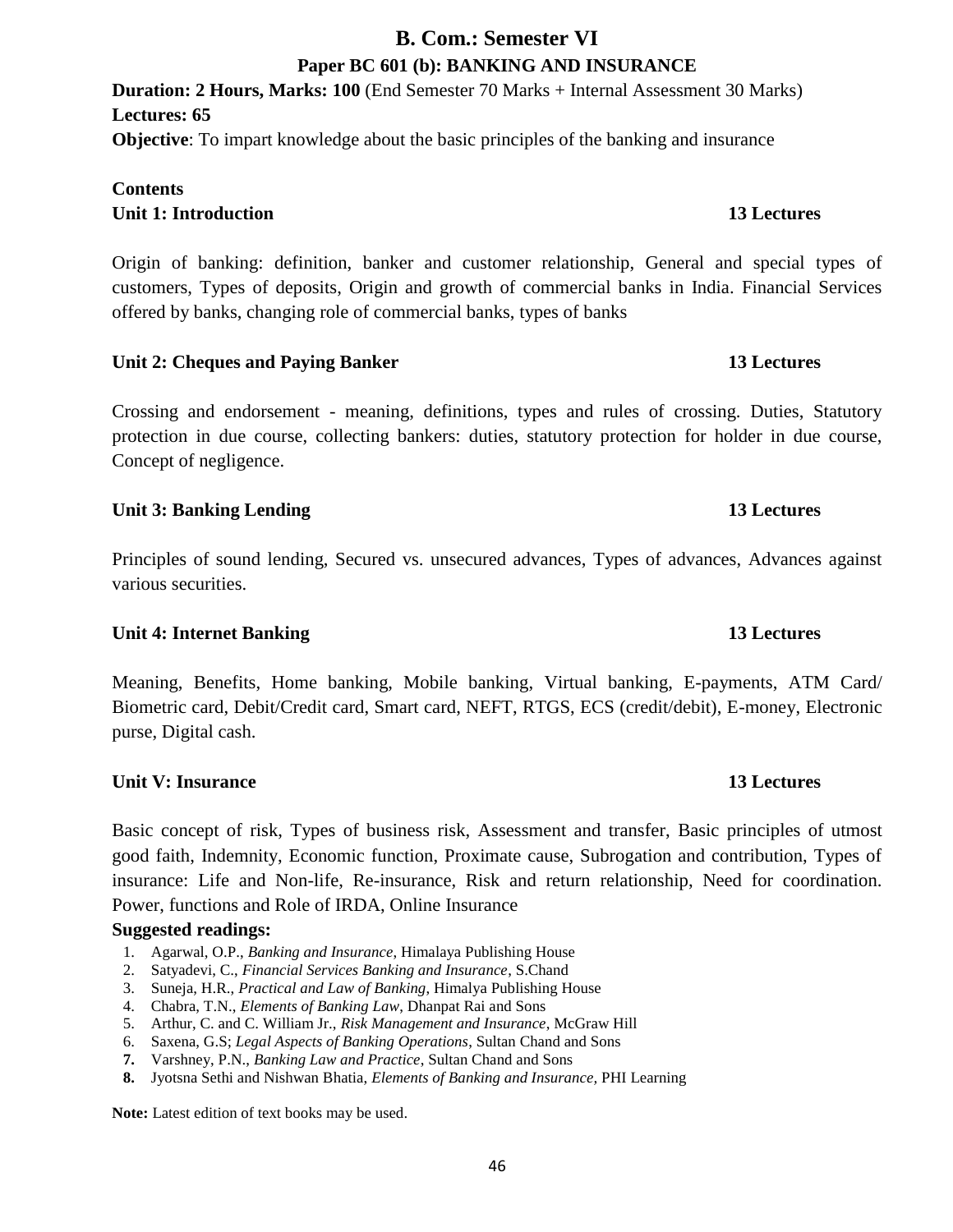# B. Com.: Semester VI

## Paper BC 601 (b): BANKING AND INSURANCE

**Duration: 2 Hours, Marks: 100** (End Semester 70 Marks + Internal Assessment 30 Marks)
**Lectures: 65**
**Objective**: To impart knowledge about the basic principles of the banking and insurance

**Contents**

**Unit 1: Introduction** **13 Lectures**

Origin of banking: definition, banker and customer relationship, General and special types of customers, Types of deposits, Origin and growth of commercial banks in India. Financial Services offered by banks, changing role of commercial banks, types of banks

**Unit 2: Cheques and Paying Banker** **13 Lectures**

Crossing and endorsement - meaning, definitions, types and rules of crossing. Duties, Statutory protection in due course, collecting bankers: duties, statutory protection for holder in due course, Concept of negligence.

**Unit 3: Banking Lending** **13 Lectures**

Principles of sound lending, Secured vs. unsecured advances, Types of advances, Advances against various securities.

**Unit 4: Internet Banking** **13 Lectures**

Meaning, Benefits, Home banking, Mobile banking, Virtual banking, E-payments, ATM Card/ Biometric card, Debit/Credit card, Smart card, NEFT, RTGS, ECS (credit/debit), E-money, Electronic purse, Digital cash.

**Unit V: Insurance** **13 Lectures**

Basic concept of risk, Types of business risk, Assessment and transfer, Basic principles of utmost good faith, Indemnity, Economic function, Proximate cause, Subrogation and contribution, Types of insurance: Life and Non-life, Re-insurance, Risk and return relationship, Need for coordination. Power, functions and Role of IRDA, Online Insurance

**Suggested readings:**

1. Agarwal, O.P., *Banking and Insurance*, Himalaya Publishing House
2. Satyadevi, C., *Financial Services Banking and Insurance*, S.Chand
3. Suneja, H.R., *Practical and Law of Banking*, Himalya Publishing House
4. Chabra, T.N., *Elements of Banking Law*, Dhanpat Rai and Sons
5. Arthur, C. and C. William Jr., *Risk Management and Insurance*, McGraw Hill
6. Saxena, G.S; *Legal Aspects of Banking Operations*, Sultan Chand and Sons
7. Varshney, P.N., *Banking Law and Practice*, Sultan Chand and Sons
8. Jyotsna Sethi and Nishwan Bhatia, *Elements of Banking and Insurance,* PHI Learning

**Note:** Latest edition of text books may be used.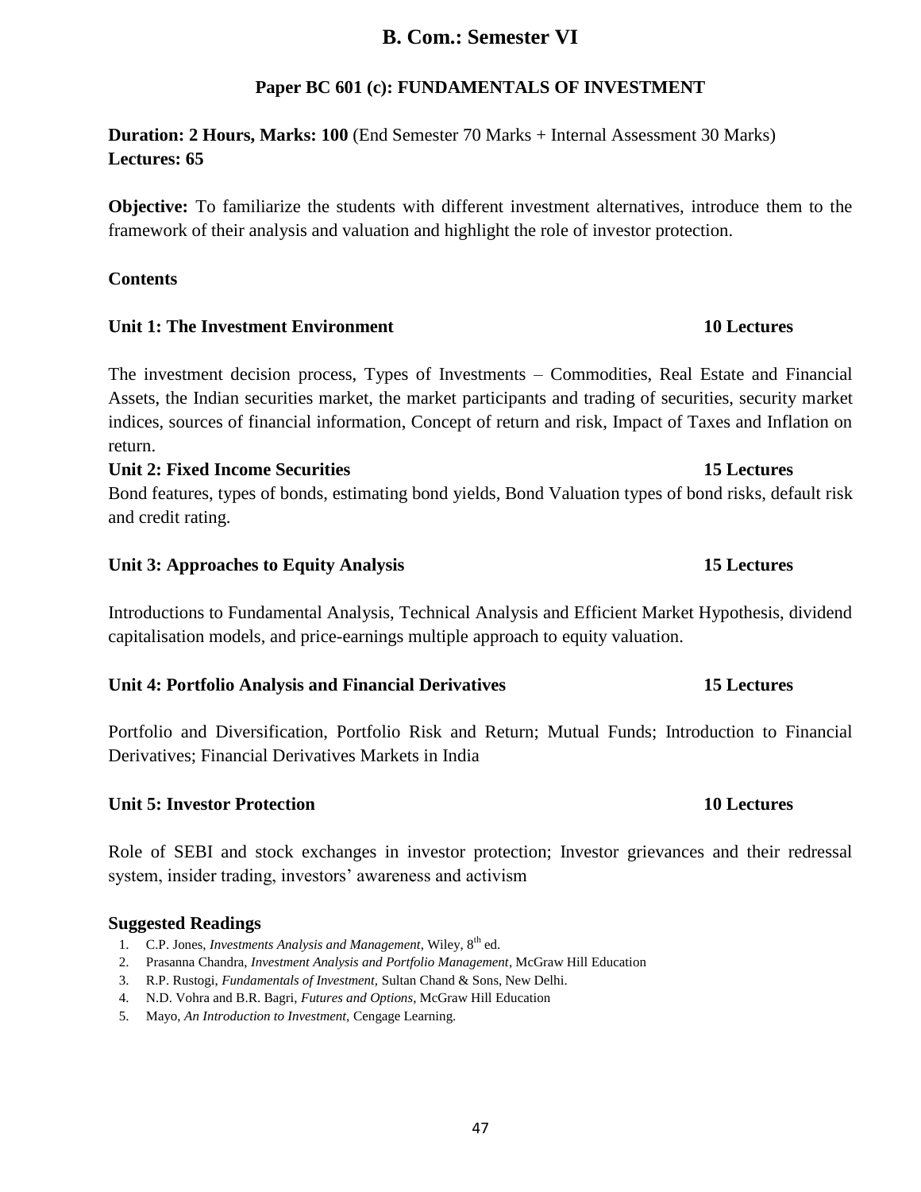# B. Com.: Semester VI

## Paper BC 601 (c): FUNDAMENTALS OF INVESTMENT

**Duration: 2 Hours, Marks: 100** (End Semester 70 Marks + Internal Assessment 30 Marks)
**Lectures: 65**

**Objective:** To familiarize the students with different investment alternatives, introduce them to the framework of their analysis and valuation and highlight the role of investor protection.

**Contents**

**Unit 1: The Investment Environment** **10 Lectures**

The investment decision process, Types of Investments – Commodities, Real Estate and Financial Assets, the Indian securities market, the market participants and trading of securities, security market indices, sources of financial information, Concept of return and risk, Impact of Taxes and Inflation on return.

**Unit 2: Fixed Income Securities** **15 Lectures**

Bond features, types of bonds, estimating bond yields, Bond Valuation types of bond risks, default risk and credit rating.

**Unit 3: Approaches to Equity Analysis** **15 Lectures**

Introductions to Fundamental Analysis, Technical Analysis and Efficient Market Hypothesis, dividend capitalisation models, and price-earnings multiple approach to equity valuation.

**Unit 4: Portfolio Analysis and Financial Derivatives** **15 Lectures**

Portfolio and Diversification, Portfolio Risk and Return; Mutual Funds; Introduction to Financial Derivatives; Financial Derivatives Markets in India

**Unit 5: Investor Protection** **10 Lectures**

Role of SEBI and stock exchanges in investor protection; Investor grievances and their redressal system, insider trading, investors' awareness and activism

### Suggested Readings

1. C.P. Jones, *Investments Analysis and Management*, Wiley, 8th ed.
2. Prasanna Chandra, *Investment Analysis and Portfolio Management*, McGraw Hill Education
3. R.P. Rustogi, *Fundamentals of Investment*, Sultan Chand & Sons, New Delhi.
4. N.D. Vohra and B.R. Bagri, *Futures and Options*, McGraw Hill Education
5. Mayo, *An Introduction to Investment*, Cengage Learning.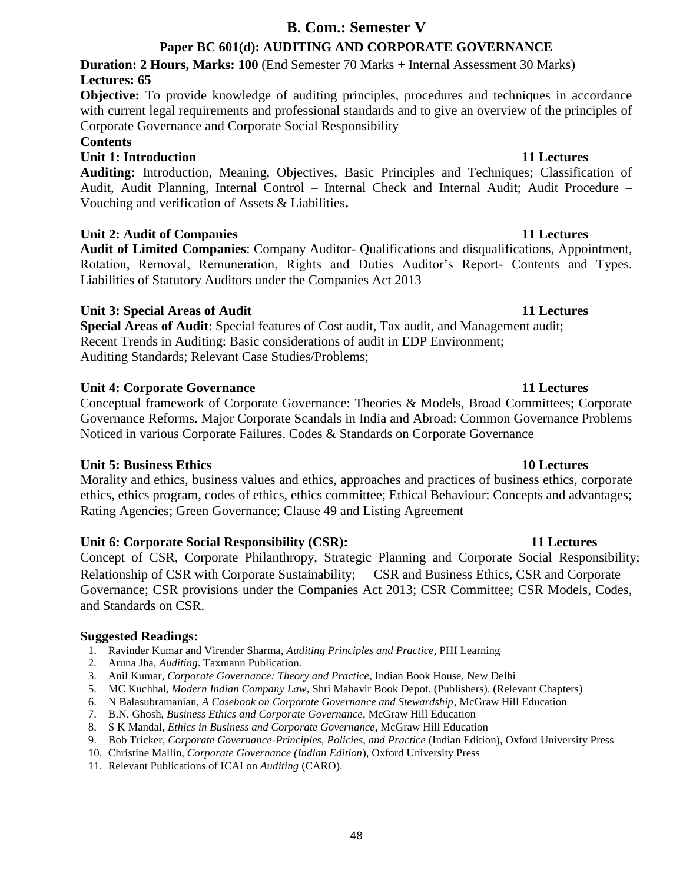# B. Com.: Semester V

## Paper BC 601(d): AUDITING AND CORPORATE GOVERNANCE

**Duration: 2 Hours, Marks: 100** (End Semester 70 Marks + Internal Assessment 30 Marks)
**Lectures: 65**

**Objective:** To provide knowledge of auditing principles, procedures and techniques in accordance with current legal requirements and professional standards and to give an overview of the principles of Corporate Governance and Corporate Social Responsibility

**Contents**

**Unit 1: Introduction** **11 Lectures**

**Auditing:** Introduction, Meaning, Objectives, Basic Principles and Techniques; Classification of Audit, Audit Planning, Internal Control – Internal Check and Internal Audit; Audit Procedure – Vouching and verification of Assets & Liabilities**.**

**Unit 2: Audit of Companies** **11 Lectures**

**Audit of Limited Companies**: Company Auditor- Qualifications and disqualifications, Appointment, Rotation, Removal, Remuneration, Rights and Duties Auditor's Report- Contents and Types. Liabilities of Statutory Auditors under the Companies Act 2013

**Unit 3: Special Areas of Audit** **11 Lectures**

**Special Areas of Audit**: Special features of Cost audit, Tax audit, and Management audit;
Recent Trends in Auditing: Basic considerations of audit in EDP Environment;
Auditing Standards; Relevant Case Studies/Problems;

**Unit 4: Corporate Governance** **11 Lectures**

Conceptual framework of Corporate Governance: Theories & Models, Broad Committees; Corporate Governance Reforms. Major Corporate Scandals in India and Abroad: Common Governance Problems Noticed in various Corporate Failures. Codes & Standards on Corporate Governance

**Unit 5: Business Ethics** **10 Lectures**

Morality and ethics, business values and ethics, approaches and practices of business ethics, corporate ethics, ethics program, codes of ethics, ethics committee; Ethical Behaviour: Concepts and advantages; Rating Agencies; Green Governance; Clause 49 and Listing Agreement

**Unit 6: Corporate Social Responsibility (CSR):** **11 Lectures**

Concept of CSR, Corporate Philanthropy, Strategic Planning and Corporate Social Responsibility; Relationship of CSR with Corporate Sustainability; CSR and Business Ethics, CSR and Corporate Governance; CSR provisions under the Companies Act 2013; CSR Committee; CSR Models, Codes, and Standards on CSR.

### Suggested Readings:

1. Ravinder Kumar and Virender Sharma, *Auditing Principles and Practice*, PHI Learning
2. Aruna Jha, *Auditing*. Taxmann Publication.
3. Anil Kumar, *Corporate Governance: Theory and Practice*, Indian Book House, New Delhi
5. MC Kuchhal, *Modern Indian Company Law*, Shri Mahavir Book Depot. (Publishers). (Relevant Chapters)
6. N Balasubramanian, *A Casebook on Corporate Governance and Stewardship*, McGraw Hill Education
7. B.N. Ghosh, *Business Ethics and Corporate Governance*, McGraw Hill Education
8. S K Mandal, *Ethics in Business and Corporate Governance*, McGraw Hill Education
9. Bob Tricker, *Corporate Governance-Principles, Policies, and Practice* (Indian Edition), Oxford University Press
10. Christine Mallin, *Corporate Governance (Indian Edition*), Oxford University Press
11. Relevant Publications of ICAI on *Auditing* (CARO).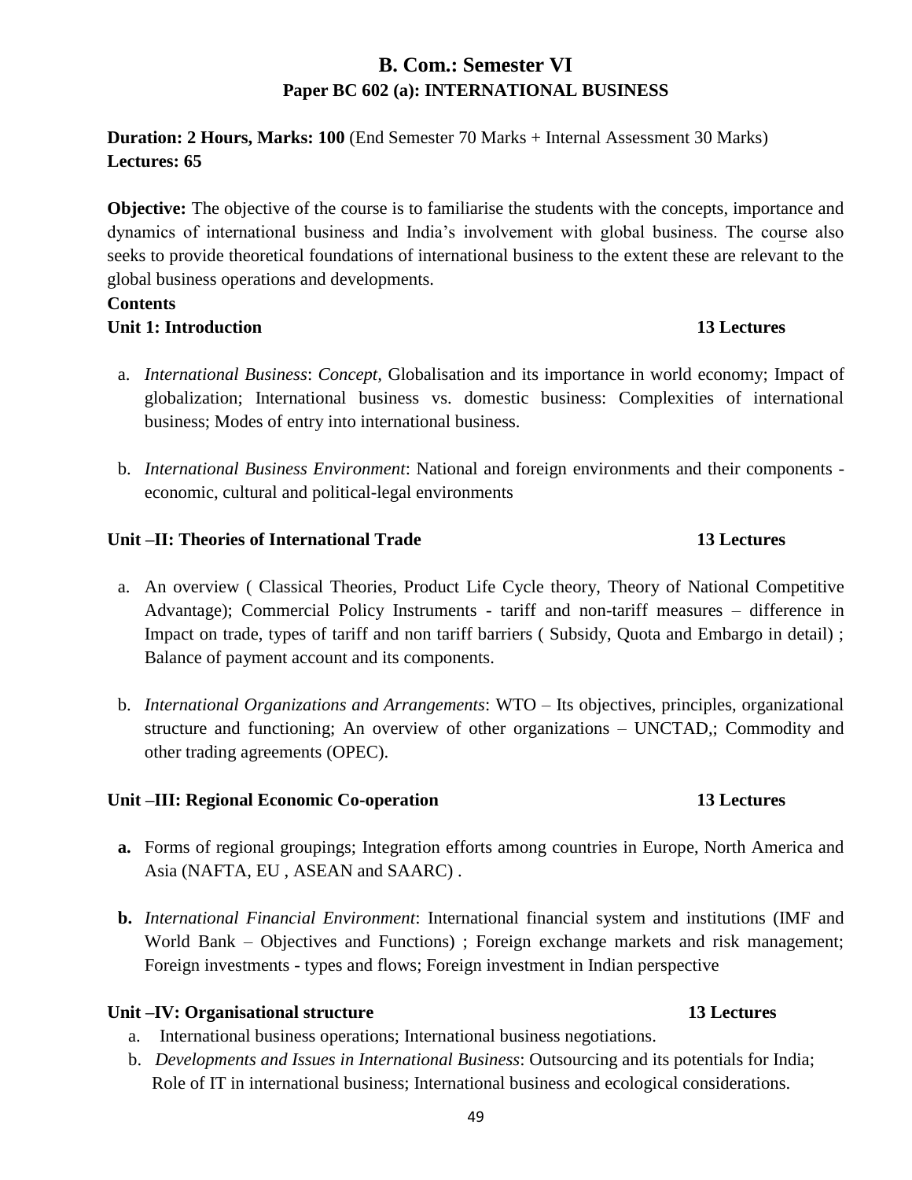# B. Com.: Semester VI

## Paper BC 602 (a): INTERNATIONAL BUSINESS

**Duration: 2 Hours, Marks: 100** (End Semester 70 Marks + Internal Assessment 30 Marks)
**Lectures: 65**

**Objective:** The objective of the course is to familiarise the students with the concepts, importance and dynamics of international business and India's involvement with global business. The course also seeks to provide theoretical foundations of international business to the extent these are relevant to the global business operations and developments.

**Contents**

**Unit 1: Introduction** **13 Lectures**

a. *International Business*: *Concept,* Globalisation and its importance in world economy; Impact of globalization; International business vs. domestic business: Complexities of international business; Modes of entry into international business.

b. *International Business Environment*: National and foreign environments and their components - economic, cultural and political-legal environments

**Unit –II: Theories of International Trade** **13 Lectures**

a. An overview ( Classical Theories, Product Life Cycle theory, Theory of National Competitive Advantage); Commercial Policy Instruments - tariff and non-tariff measures – difference in Impact on trade, types of tariff and non tariff barriers ( Subsidy, Quota and Embargo in detail) ; Balance of payment account and its components.

b. *International Organizations and Arrangements*: WTO – Its objectives, principles, organizational structure and functioning; An overview of other organizations – UNCTAD,; Commodity and other trading agreements (OPEC).

**Unit –III: Regional Economic Co-operation** **13 Lectures**

**a.** Forms of regional groupings; Integration efforts among countries in Europe, North America and Asia (NAFTA, EU , ASEAN and SAARC) .

**b.** *International Financial Environment*: International financial system and institutions (IMF and World Bank – Objectives and Functions) ; Foreign exchange markets and risk management; Foreign investments - types and flows; Foreign investment in Indian perspective

**Unit –IV: Organisational structure** **13 Lectures**

a. International business operations; International business negotiations.

b. *Developments and Issues in International Business*: Outsourcing and its potentials for India; Role of IT in international business; International business and ecological considerations.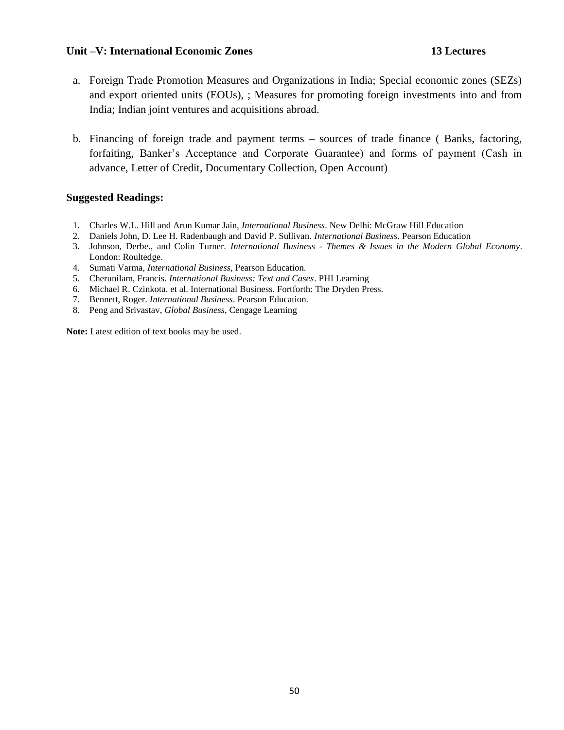**Unit –V: International Economic Zones 13 Lectures**

a. Foreign Trade Promotion Measures and Organizations in India; Special economic zones (SEZs) and export oriented units (EOUs), ; Measures for promoting foreign investments into and from India; Indian joint ventures and acquisitions abroad.

b. Financing of foreign trade and payment terms – sources of trade finance ( Banks, factoring, forfaiting, Banker's Acceptance and Corporate Guarantee) and forms of payment (Cash in advance, Letter of Credit, Documentary Collection, Open Account)

### Suggested Readings:

1. Charles W.L. Hill and Arun Kumar Jain, *International Business*. New Delhi: McGraw Hill Education
2. Daniels John, D. Lee H. Radenbaugh and David P. Sullivan. *International Business*. Pearson Education
3. Johnson, Derbe., and Colin Turner. *International Business - Themes & Issues in the Modern Global Economy*. London: Roultedge.
4. Sumati Varma, *International Business*, Pearson Education.
5. Cherunilam, Francis. *International Business: Text and Cases*. PHI Learning
6. Michael R. Czinkota. et al. International Business. Fortforth: The Dryden Press.
7. Bennett, Roger. *International Business*. Pearson Education.
8. Peng and Srivastav, *Global Business*, Cengage Learning

**Note:** Latest edition of text books may be used.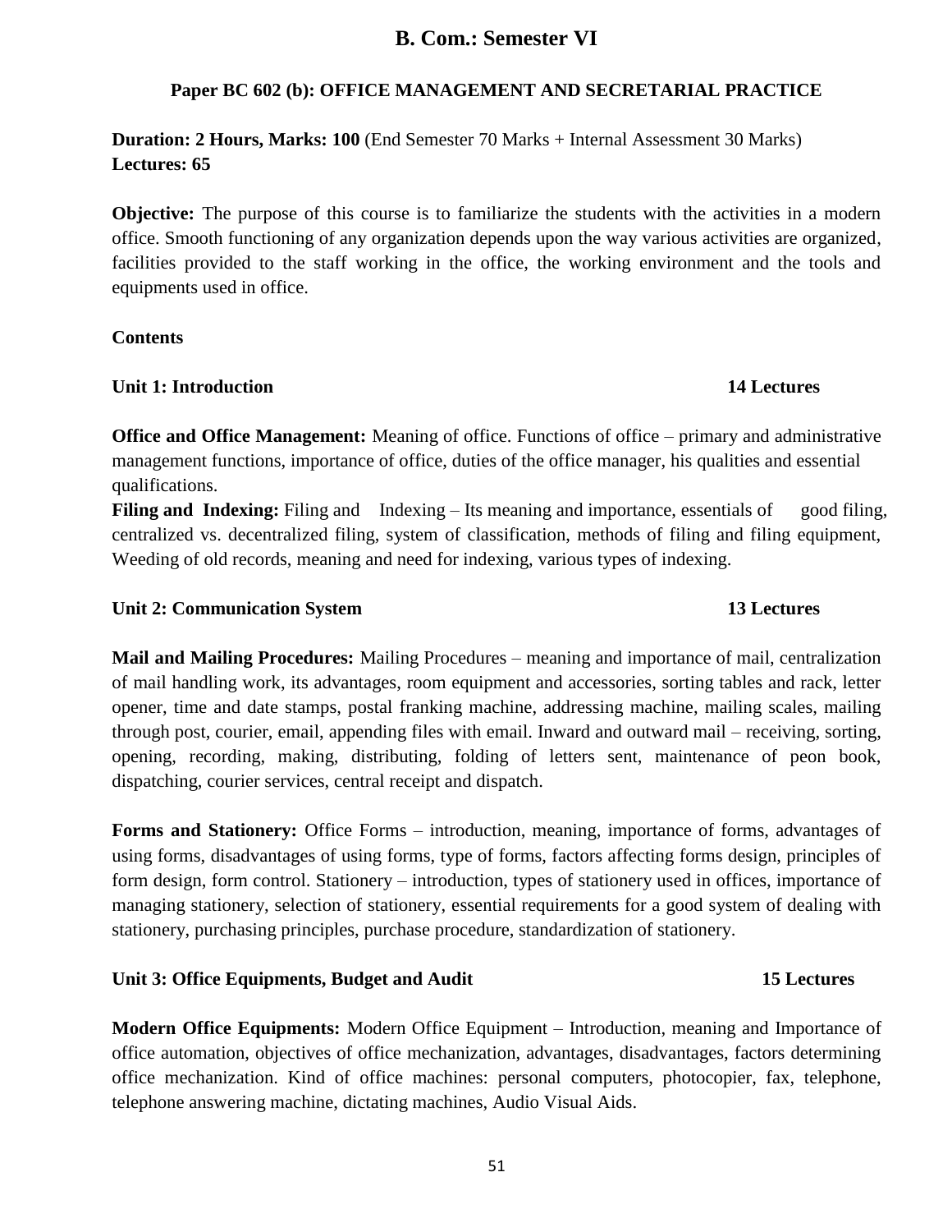# B. Com.: Semester VI

## Paper BC 602 (b): OFFICE MANAGEMENT AND SECRETARIAL PRACTICE

**Duration: 2 Hours, Marks: 100** (End Semester 70 Marks + Internal Assessment 30 Marks)
**Lectures: 65**

**Objective:** The purpose of this course is to familiarize the students with the activities in a modern office. Smooth functioning of any organization depends upon the way various activities are organized, facilities provided to the staff working in the office, the working environment and the tools and equipments used in office.

**Contents**

**Unit 1: Introduction** **14 Lectures**

**Office and Office Management:** Meaning of office. Functions of office – primary and administrative management functions, importance of office, duties of the office manager, his qualities and essential qualifications.
**Filing and Indexing:** Filing and Indexing – Its meaning and importance, essentials of good filing, centralized vs. decentralized filing, system of classification, methods of filing and filing equipment, Weeding of old records, meaning and need for indexing, various types of indexing.

**Unit 2: Communication System** **13 Lectures**

**Mail and Mailing Procedures:** Mailing Procedures – meaning and importance of mail, centralization of mail handling work, its advantages, room equipment and accessories, sorting tables and rack, letter opener, time and date stamps, postal franking machine, addressing machine, mailing scales, mailing through post, courier, email, appending files with email. Inward and outward mail – receiving, sorting, opening, recording, making, distributing, folding of letters sent, maintenance of peon book, dispatching, courier services, central receipt and dispatch.

**Forms and Stationery:** Office Forms – introduction, meaning, importance of forms, advantages of using forms, disadvantages of using forms, type of forms, factors affecting forms design, principles of form design, form control. Stationery – introduction, types of stationery used in offices, importance of managing stationery, selection of stationery, essential requirements for a good system of dealing with stationery, purchasing principles, purchase procedure, standardization of stationery.

**Unit 3: Office Equipments, Budget and Audit** **15 Lectures**

**Modern Office Equipments:** Modern Office Equipment – Introduction, meaning and Importance of office automation, objectives of office mechanization, advantages, disadvantages, factors determining office mechanization. Kind of office machines: personal computers, photocopier, fax, telephone, telephone answering machine, dictating machines, Audio Visual Aids.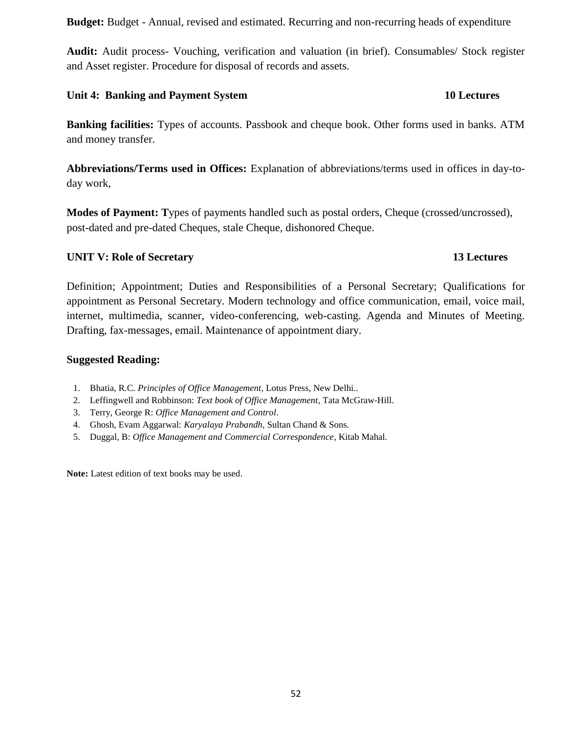**Budget:** Budget - Annual, revised and estimated. Recurring and non-recurring heads of expenditure

**Audit:** Audit process- Vouching, verification and valuation (in brief). Consumables/ Stock register and Asset register. Procedure for disposal of records and assets.

### Unit 4: Banking and Payment System 10 Lectures

**Banking facilities:** Types of accounts. Passbook and cheque book. Other forms used in banks. ATM and money transfer.

**Abbreviations/Terms used in Offices:** Explanation of abbreviations/terms used in offices in day-to-day work,

**Modes of Payment: T**ypes of payments handled such as postal orders, Cheque (crossed/uncrossed), post-dated and pre-dated Cheques, stale Cheque, dishonored Cheque.

### UNIT V: Role of Secretary 13 Lectures

Definition; Appointment; Duties and Responsibilities of a Personal Secretary; Qualifications for appointment as Personal Secretary. Modern technology and office communication, email, voice mail, internet, multimedia, scanner, video-conferencing, web-casting. Agenda and Minutes of Meeting. Drafting, fax-messages, email. Maintenance of appointment diary.

### Suggested Reading:

1. Bhatia, R.C. *Principles of Office Management,* Lotus Press, New Delhi..
2. Leffingwell and Robbinson: *Text book of Office Management*, Tata McGraw-Hill.
3. Terry, George R: *Office Management and Control*.
4. Ghosh, Evam Aggarwal: *Karyalaya Prabandh*, Sultan Chand & Sons.
5. Duggal, B: *Office Management and Commercial Correspondence*, Kitab Mahal.

**Note:** Latest edition of text books may be used.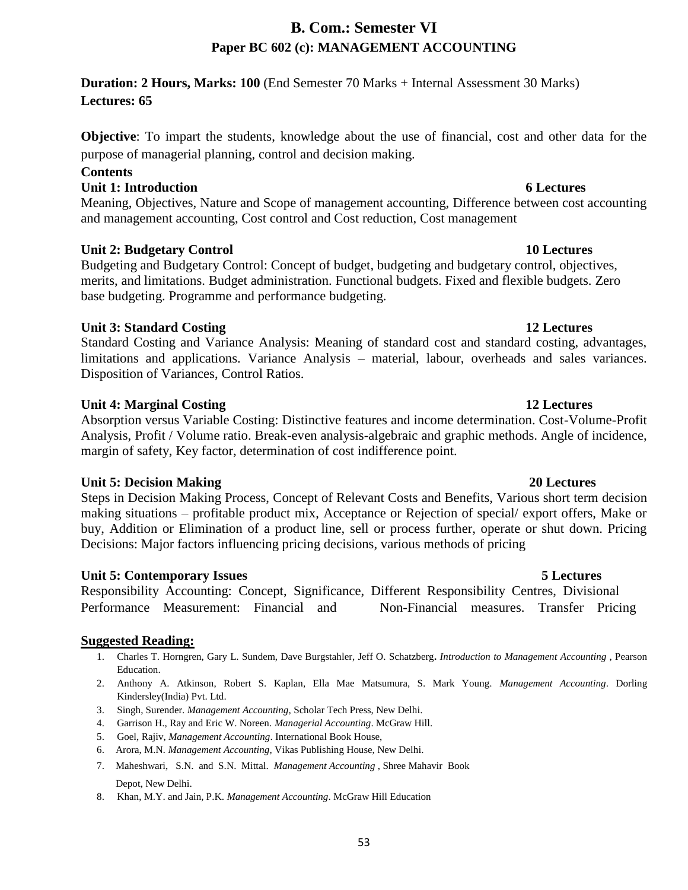# B. Com.: Semester VI

## Paper BC 602 (c): MANAGEMENT ACCOUNTING

**Duration: 2 Hours, Marks: 100** (End Semester 70 Marks + Internal Assessment 30 Marks)
**Lectures: 65**

**Objective**: To impart the students, knowledge about the use of financial, cost and other data for the purpose of managerial planning, control and decision making.

**Contents**

**Unit 1: Introduction** **6 Lectures**

Meaning, Objectives, Nature and Scope of management accounting, Difference between cost accounting and management accounting, Cost control and Cost reduction, Cost management

**Unit 2: Budgetary Control** **10 Lectures**

Budgeting and Budgetary Control: Concept of budget, budgeting and budgetary control, objectives, merits, and limitations. Budget administration. Functional budgets. Fixed and flexible budgets. Zero base budgeting. Programme and performance budgeting.

**Unit 3: Standard Costing** **12 Lectures**

Standard Costing and Variance Analysis: Meaning of standard cost and standard costing, advantages, limitations and applications. Variance Analysis – material, labour, overheads and sales variances. Disposition of Variances, Control Ratios.

**Unit 4: Marginal Costing** **12 Lectures**

Absorption versus Variable Costing: Distinctive features and income determination. Cost-Volume-Profit Analysis, Profit / Volume ratio. Break-even analysis-algebraic and graphic methods. Angle of incidence, margin of safety, Key factor, determination of cost indifference point.

**Unit 5: Decision Making** **20 Lectures**

Steps in Decision Making Process, Concept of Relevant Costs and Benefits, Various short term decision making situations – profitable product mix, Acceptance or Rejection of special/ export offers, Make or buy, Addition or Elimination of a product line, sell or process further, operate or shut down. Pricing Decisions: Major factors influencing pricing decisions, various methods of pricing

**Unit 5: Contemporary Issues** **5 Lectures**

Responsibility Accounting: Concept, Significance, Different Responsibility Centres, Divisional Performance Measurement: Financial and Non-Financial measures. Transfer Pricing

**Suggested Reading:**

1. Charles T. Horngren, Gary L. Sundem, Dave Burgstahler, Jeff O. Schatzberg**.** *Introduction to Management Accounting* , Pearson Education.
2. Anthony A. Atkinson, Robert S. Kaplan, Ella Mae Matsumura, S. Mark Young. *Management Accounting*. Dorling Kindersley(India) Pvt. Ltd.
3. Singh, Surender. *Management Accounting*, Scholar Tech Press, New Delhi.
4. Garrison H., Ray and Eric W. Noreen. *Managerial Accounting*. McGraw Hill.
5. Goel, Rajiv, *Management Accounting*. International Book House,
6. Arora, M.N. *Management Accounting*, Vikas Publishing House, New Delhi.
7. Maheshwari, S.N. and S.N. Mittal. *Management Accounting* , Shree Mahavir Book Depot, New Delhi.
8. Khan, M.Y. and Jain, P.K. *Management Accounting*. McGraw Hill Education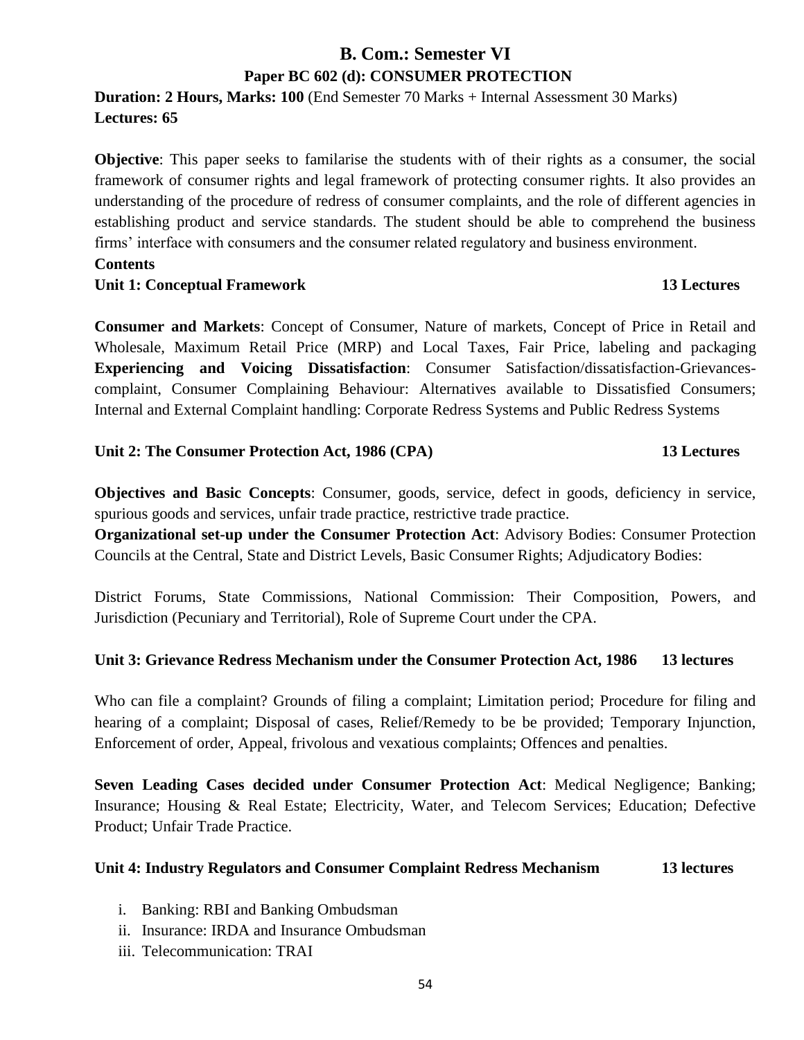## B. Com.: Semester VI

### Paper BC 602 (d): CONSUMER PROTECTION

**Duration: 2 Hours, Marks: 100** (End Semester 70 Marks + Internal Assessment 30 Marks)
**Lectures: 65**

**Objective**: This paper seeks to familarise the students with of their rights as a consumer, the social framework of consumer rights and legal framework of protecting consumer rights. It also provides an understanding of the procedure of redress of consumer complaints, and the role of different agencies in establishing product and service standards. The student should be able to comprehend the business firms' interface with consumers and the consumer related regulatory and business environment.

**Contents**

**Unit 1: Conceptual Framework 13 Lectures**

**Consumer and Markets**: Concept of Consumer, Nature of markets, Concept of Price in Retail and Wholesale, Maximum Retail Price (MRP) and Local Taxes, Fair Price, labeling and packaging **Experiencing and Voicing Dissatisfaction**: Consumer Satisfaction/dissatisfaction-Grievances-complaint, Consumer Complaining Behaviour: Alternatives available to Dissatisfied Consumers; Internal and External Complaint handling: Corporate Redress Systems and Public Redress Systems

**Unit 2: The Consumer Protection Act, 1986 (CPA) 13 Lectures**

**Objectives and Basic Concepts**: Consumer, goods, service, defect in goods, deficiency in service, spurious goods and services, unfair trade practice, restrictive trade practice.
**Organizational set-up under the Consumer Protection Act**: Advisory Bodies: Consumer Protection Councils at the Central, State and District Levels, Basic Consumer Rights; Adjudicatory Bodies:

District Forums, State Commissions, National Commission: Their Composition, Powers, and Jurisdiction (Pecuniary and Territorial), Role of Supreme Court under the CPA.

**Unit 3: Grievance Redress Mechanism under the Consumer Protection Act, 1986 13 lectures**

Who can file a complaint? Grounds of filing a complaint; Limitation period; Procedure for filing and hearing of a complaint; Disposal of cases, Relief/Remedy to be be provided; Temporary Injunction, Enforcement of order, Appeal, frivolous and vexatious complaints; Offences and penalties.

**Seven Leading Cases decided under Consumer Protection Act**: Medical Negligence; Banking; Insurance; Housing & Real Estate; Electricity, Water, and Telecom Services; Education; Defective Product; Unfair Trade Practice.

**Unit 4: Industry Regulators and Consumer Complaint Redress Mechanism 13 lectures**

i. Banking: RBI and Banking Ombudsman
ii. Insurance: IRDA and Insurance Ombudsman
iii. Telecommunication: TRAI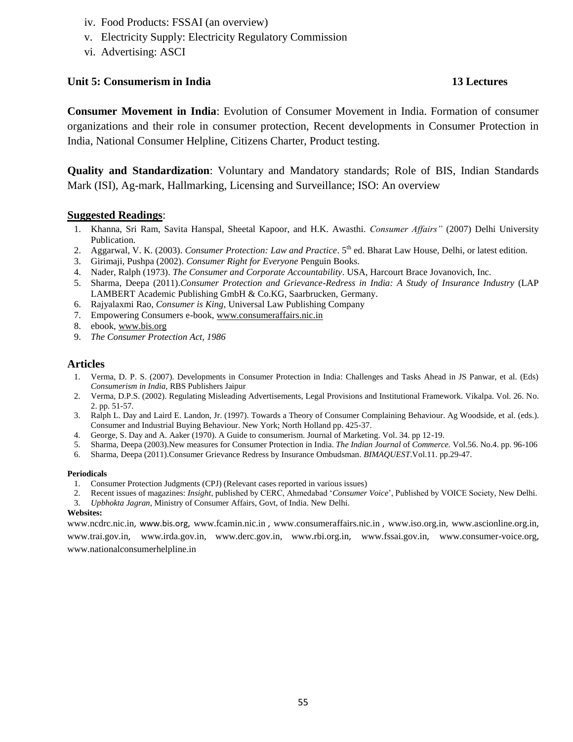iv. Food Products: FSSAI (an overview)
v. Electricity Supply: Electricity Regulatory Commission
vi. Advertising: ASCI

**Unit 5: Consumerism in India** **13 Lectures**

**Consumer Movement in India**: Evolution of Consumer Movement in India. Formation of consumer organizations and their role in consumer protection, Recent developments in Consumer Protection in India, National Consumer Helpline, Citizens Charter, Product testing.

**Quality and Standardization**: Voluntary and Mandatory standards; Role of BIS, Indian Standards Mark (ISI), Ag-mark, Hallmarking, Licensing and Surveillance; ISO: An overview

**Suggested Readings**:

1. Khanna, Sri Ram, Savita Hanspal, Sheetal Kapoor, and H.K. Awasthi. *Consumer Affairs"* (2007) Delhi University Publication.
2. Aggarwal, V. K. (2003). *Consumer Protection: Law and Practice*. 5th ed. Bharat Law House, Delhi, or latest edition.
3. Girimaji, Pushpa (2002). *Consumer Right for Everyone* Penguin Books.
4. Nader, Ralph (1973). *The Consumer and Corporate Accountability*. USA, Harcourt Brace Jovanovich, Inc.
5. Sharma, Deepa (2011).*Consumer Protection and Grievance-Redress in India: A Study of Insurance Industry* (LAP LAMBERT Academic Publishing GmbH & Co.KG, Saarbrucken, Germany.
6. Rajyalaxmi Rao, *Consumer is King*, Universal Law Publishing Company
7. Empowering Consumers e-book, www.consumeraffairs.nic.in
8. ebook, www.bis.org
9. *The Consumer Protection Act, 1986*

## Articles

1. Verma, D. P. S. (2007). Developments in Consumer Protection in India: Challenges and Tasks Ahead in JS Panwar, et al. (Eds) *Consumerism in India*, RBS Publishers Jaipur
2. Verma, D.P.S. (2002). Regulating Misleading Advertisements, Legal Provisions and Institutional Framework. Vikalpa. Vol. 26. No. 2. pp. 51-57.
3. Ralph L. Day and Laird E. Landon, Jr. (1997). Towards a Theory of Consumer Complaining Behaviour. Ag Woodside, et al. (eds.). Consumer and Industrial Buying Behaviour. New York; North Holland pp. 425-37.
4. George, S. Day and A. Aaker (1970). A Guide to consumerism. Journal of Marketing. Vol. 34. pp 12-19.
5. Sharma, Deepa (2003).New measures for Consumer Protection in India. *The Indian Journal* of *Commerce.* Vol.56. No.4. pp. 96-106
6. Sharma, Deepa (2011).Consumer Grievance Redress by Insurance Ombudsman. *BIMAQUEST*.Vol.11. pp.29-47.

**Periodicals**

1. Consumer Protection Judgments (CPJ) (Relevant cases reported in various issues)
2. Recent issues of magazines: *Insight*, published by CERC, Ahmedabad '*Consumer Voice*', Published by VOICE Society, New Delhi.
3. *Upbhokta Jagran*, Ministry of Consumer Affairs, Govt, of India. New Delhi.

**Websites:**

www.ncdrc.nic.in, www.bis.org, www.fcamin.nic.in , www.consumeraffairs.nic.in , www.iso.org.in, www.ascionline.org.in, www.trai.gov.in, www.irda.gov.in, www.derc.gov.in, www.rbi.org.in, www.fssai.gov.in, www.consumer-voice.org, www.nationalconsumerhelpline.in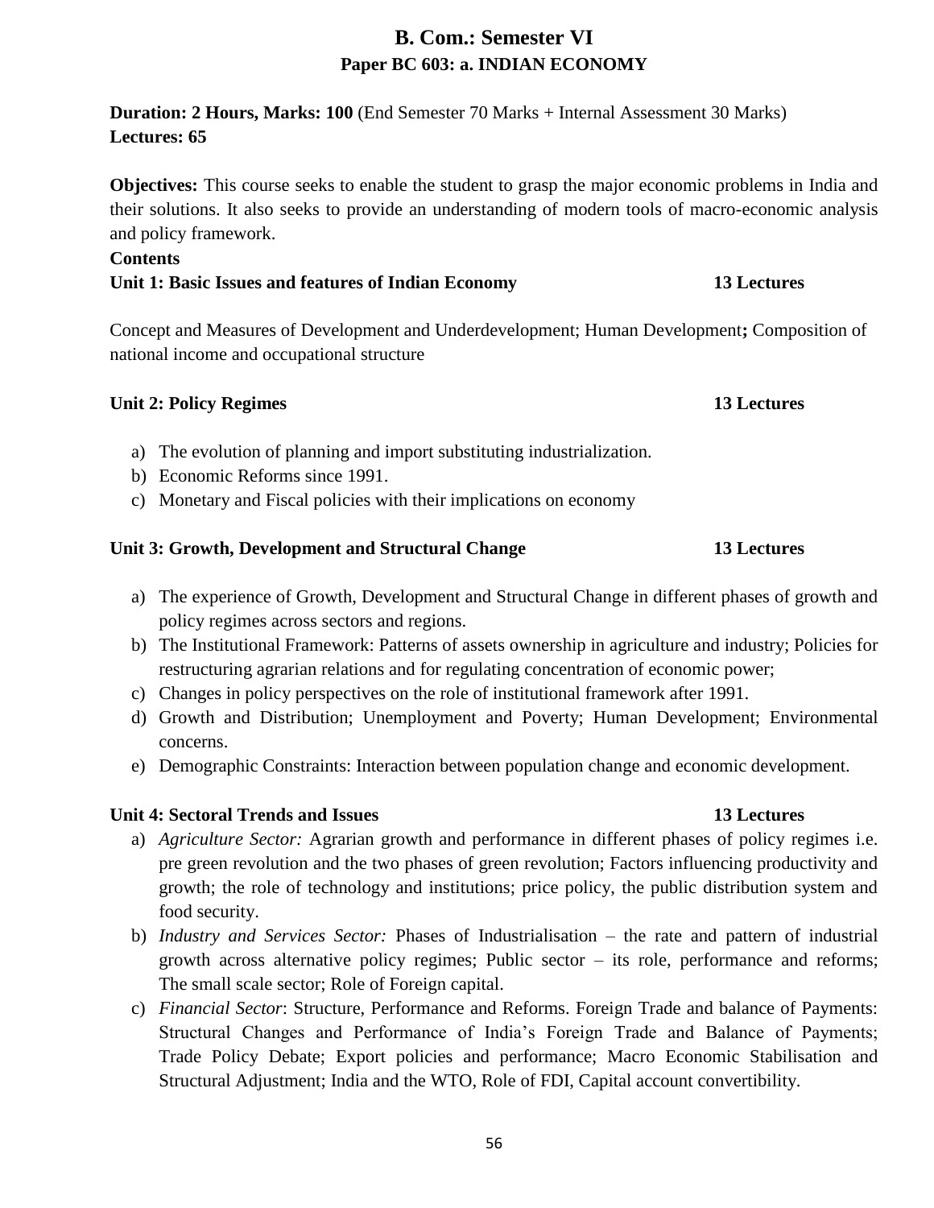# B. Com.: Semester VI

## Paper BC 603: a. INDIAN ECONOMY

**Duration: 2 Hours, Marks: 100** (End Semester 70 Marks + Internal Assessment 30 Marks)
**Lectures: 65**

**Objectives:** This course seeks to enable the student to grasp the major economic problems in India and their solutions. It also seeks to provide an understanding of modern tools of macro-economic analysis and policy framework.

**Contents**

**Unit 1: Basic Issues and features of Indian Economy 13 Lectures**

Concept and Measures of Development and Underdevelopment; Human Development**;** Composition of national income and occupational structure

**Unit 2: Policy Regimes 13 Lectures**

a) The evolution of planning and import substituting industrialization.
b) Economic Reforms since 1991.
c) Monetary and Fiscal policies with their implications on economy

**Unit 3: Growth, Development and Structural Change 13 Lectures**

a) The experience of Growth, Development and Structural Change in different phases of growth and policy regimes across sectors and regions.
b) The Institutional Framework: Patterns of assets ownership in agriculture and industry; Policies for restructuring agrarian relations and for regulating concentration of economic power;
c) Changes in policy perspectives on the role of institutional framework after 1991.
d) Growth and Distribution; Unemployment and Poverty; Human Development; Environmental concerns.
e) Demographic Constraints: Interaction between population change and economic development.

**Unit 4: Sectoral Trends and Issues 13 Lectures**

a) *Agriculture Sector:* Agrarian growth and performance in different phases of policy regimes i.e. pre green revolution and the two phases of green revolution; Factors influencing productivity and growth; the role of technology and institutions; price policy, the public distribution system and food security.
b) *Industry and Services Sector:* Phases of Industrialisation – the rate and pattern of industrial growth across alternative policy regimes; Public sector – its role, performance and reforms; The small scale sector; Role of Foreign capital.
c) *Financial Sector*: Structure, Performance and Reforms. Foreign Trade and balance of Payments: Structural Changes and Performance of India's Foreign Trade and Balance of Payments; Trade Policy Debate; Export policies and performance; Macro Economic Stabilisation and Structural Adjustment; India and the WTO, Role of FDI, Capital account convertibility.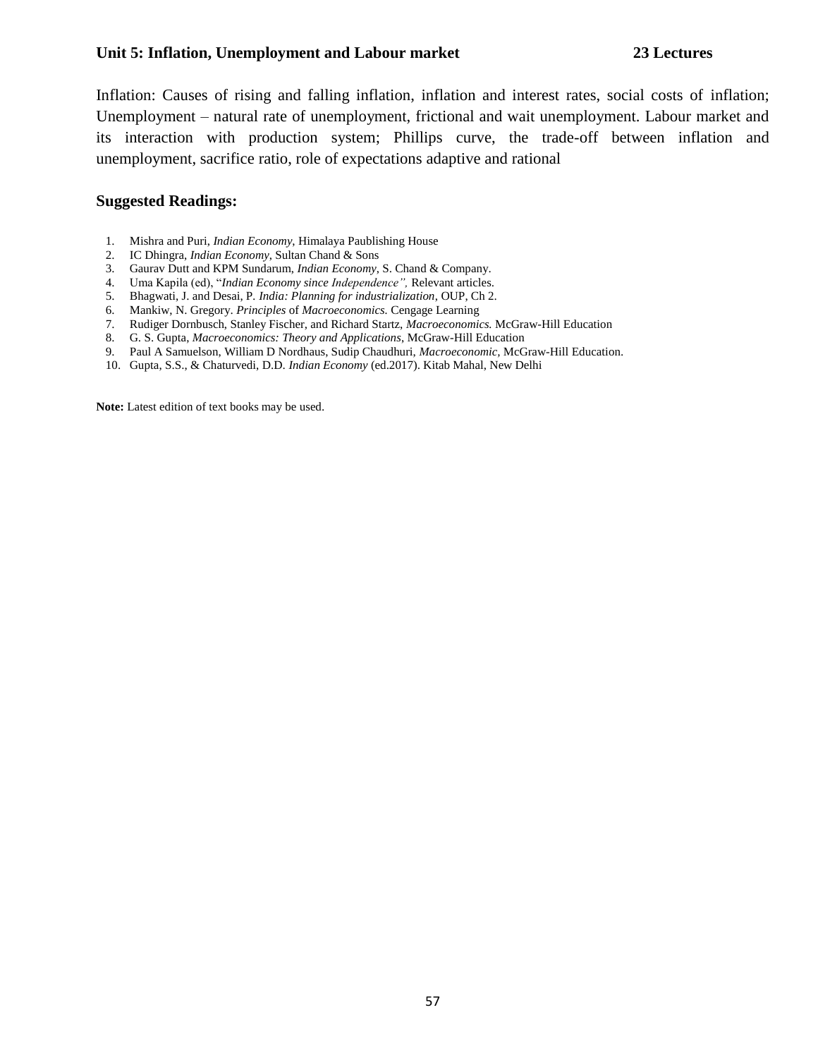**Unit 5: Inflation, Unemployment and Labour market 23 Lectures**

Inflation: Causes of rising and falling inflation, inflation and interest rates, social costs of inflation; Unemployment – natural rate of unemployment, frictional and wait unemployment. Labour market and its interaction with production system; Phillips curve, the trade-off between inflation and unemployment, sacrifice ratio, role of expectations adaptive and rational

**Suggested Readings:**

1. Mishra and Puri, *Indian Economy*, Himalaya Paublishing House
2. IC Dhingra, *Indian Economy*, Sultan Chand & Sons
3. Gaurav Dutt and KPM Sundarum, *Indian Economy*, S. Chand & Company.
4. Uma Kapila (ed), "*Indian Economy since Independence",* Relevant articles.
5. Bhagwati, J. and Desai, P. *India: Planning for industrialization*, OUP, Ch 2.
6. Mankiw, N. Gregory. *Principles* of *Macroeconomics.* Cengage Learning
7. Rudiger Dornbusch, Stanley Fischer, and Richard Startz, *Macroeconomics.* McGraw-Hill Education
8. G. S. Gupta, *Macroeconomics: Theory and Applications*, McGraw-Hill Education
9. Paul A Samuelson, William D Nordhaus, Sudip Chaudhuri, *Macroeconomic*, McGraw-Hill Education.
10. Gupta, S.S., & Chaturvedi, D.D. *Indian Economy* (ed.2017). Kitab Mahal, New Delhi

**Note:** Latest edition of text books may be used.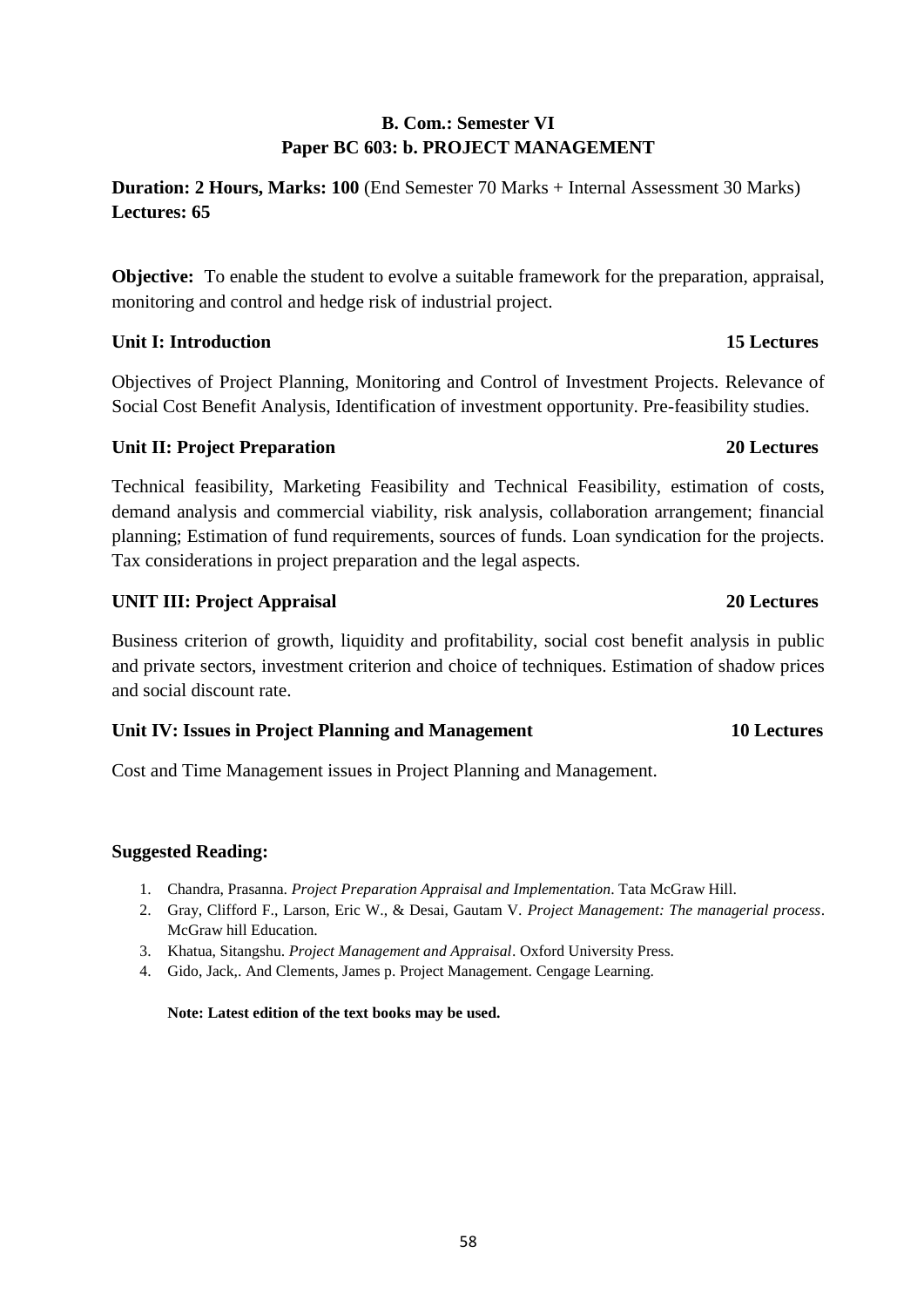# B. Com.: Semester VI
## Paper BC 603: b. PROJECT MANAGEMENT

**Duration: 2 Hours, Marks: 100** (End Semester 70 Marks + Internal Assessment 30 Marks)
**Lectures: 65**

**Objective:** To enable the student to evolve a suitable framework for the preparation, appraisal, monitoring and control and hedge risk of industrial project.

### Unit I: Introduction — 15 Lectures

Objectives of Project Planning, Monitoring and Control of Investment Projects. Relevance of Social Cost Benefit Analysis, Identification of investment opportunity. Pre-feasibility studies.

### Unit II: Project Preparation — 20 Lectures

Technical feasibility, Marketing Feasibility and Technical Feasibility, estimation of costs, demand analysis and commercial viability, risk analysis, collaboration arrangement; financial planning; Estimation of fund requirements, sources of funds. Loan syndication for the projects. Tax considerations in project preparation and the legal aspects.

### UNIT III: Project Appraisal — 20 Lectures

Business criterion of growth, liquidity and profitability, social cost benefit analysis in public and private sectors, investment criterion and choice of techniques. Estimation of shadow prices and social discount rate.

### Unit IV: Issues in Project Planning and Management — 10 Lectures

Cost and Time Management issues in Project Planning and Management.

### Suggested Reading:

1. Chandra, Prasanna. *Project Preparation Appraisal and Implementation*. Tata McGraw Hill.
2. Gray, Clifford F., Larson, Eric W., & Desai, Gautam V. *Project Management: The managerial process*. McGraw hill Education.
3. Khatua, Sitangshu. *Project Management and Appraisal*. Oxford University Press.
4. Gido, Jack,. And Clements, James p. Project Management. Cengage Learning.

**Note: Latest edition of the text books may be used.**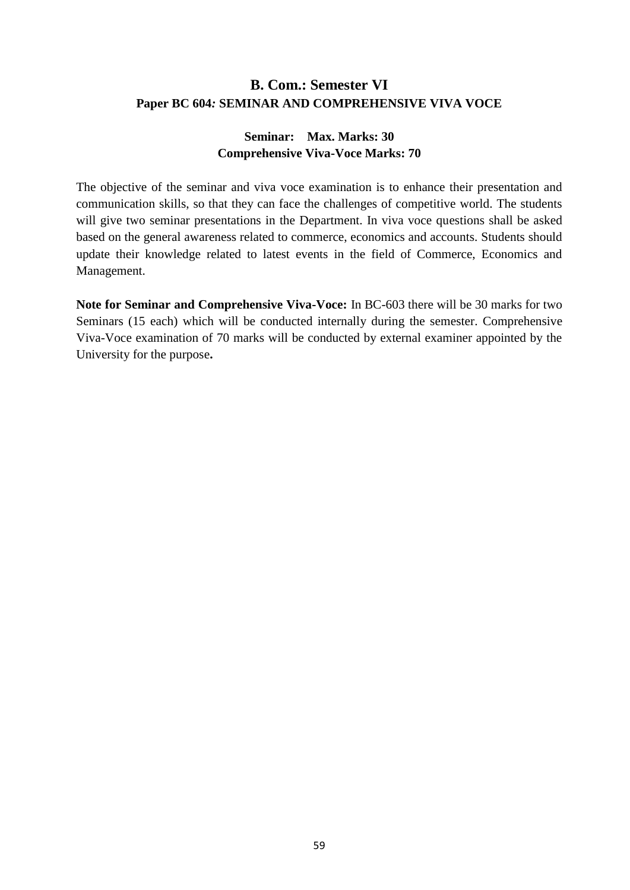## B. Com.: Semester VI

### Paper BC 604: SEMINAR AND COMPREHENSIVE VIVA VOCE

**Seminar: Max. Marks: 30**
**Comprehensive Viva-Voce Marks: 70**

The objective of the seminar and viva voce examination is to enhance their presentation and communication skills, so that they can face the challenges of competitive world. The students will give two seminar presentations in the Department. In viva voce questions shall be asked based on the general awareness related to commerce, economics and accounts. Students should update their knowledge related to latest events in the field of Commerce, Economics and Management.

**Note for Seminar and Comprehensive Viva-Voce:** In BC-603 there will be 30 marks for two Seminars (15 each) which will be conducted internally during the semester. Comprehensive Viva-Voce examination of 70 marks will be conducted by external examiner appointed by the University for the purpose**.**